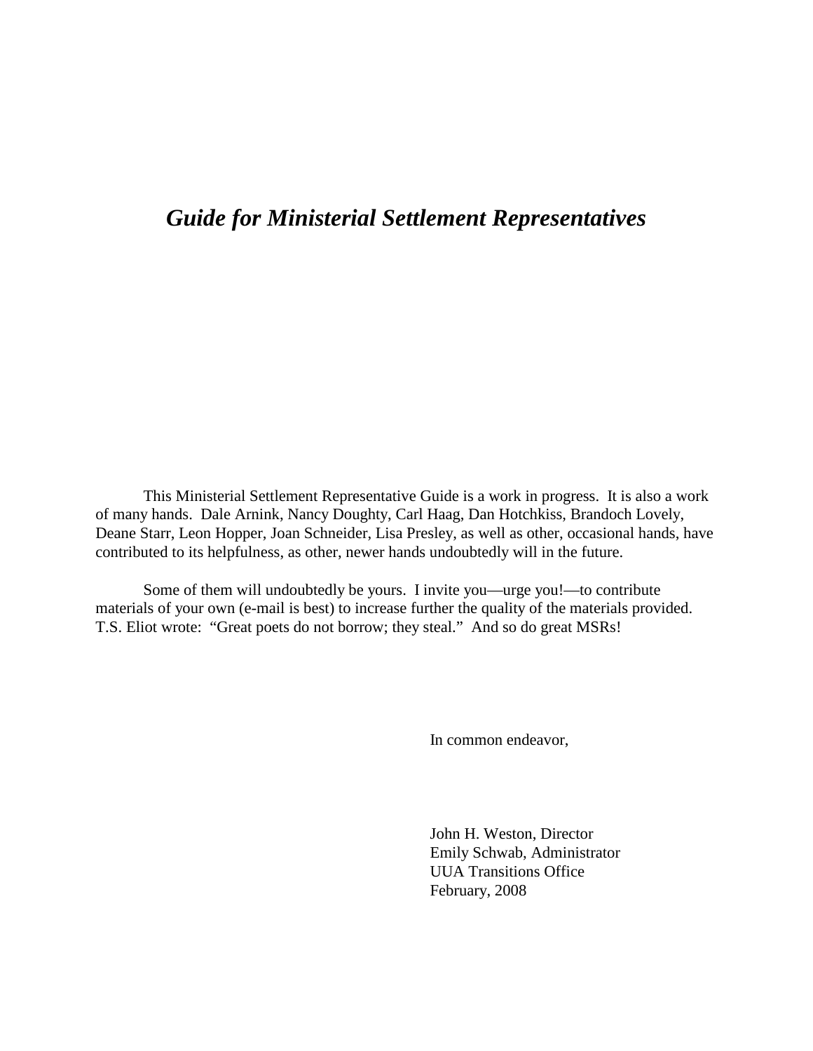# *Guide for Ministerial Settlement Representatives*

This Ministerial Settlement Representative Guide is a work in progress. It is also a work of many hands. Dale Arnink, Nancy Doughty, Carl Haag, Dan Hotchkiss, Brandoch Lovely, Deane Starr, Leon Hopper, Joan Schneider, Lisa Presley, as well as other, occasional hands, have contributed to its helpfulness, as other, newer hands undoubtedly will in the future.

Some of them will undoubtedly be yours. I invite you—urge you!—to contribute materials of your own (e-mail is best) to increase further the quality of the materials provided. T.S. Eliot wrote: "Great poets do not borrow; they steal." And so do great MSRs!

In common endeavor,

John H. Weston, Director
Emily Schwab, Administrator
UUA Transitions Office
February, 2008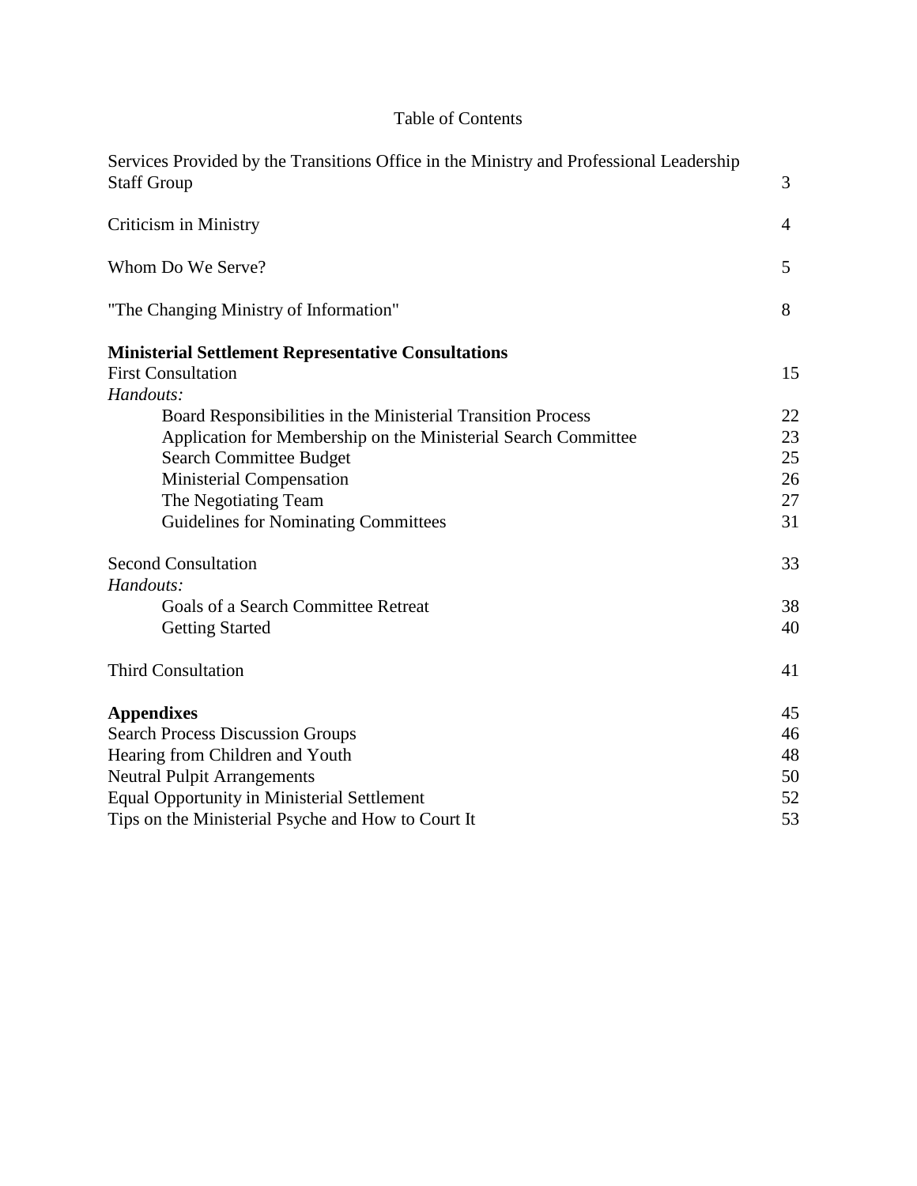# Table of Contents

| | |
|---|---|
| Services Provided by the Transitions Office in the Ministry and Professional Leadership Staff Group | 3 |
| Criticism in Ministry | 4 |
| Whom Do We Serve? | 5 |
| "The Changing Ministry of Information" | 8 |
| **Ministerial Settlement Representative Consultations** | |
| First Consultation | 15 |
| *Handouts:* | |
| Board Responsibilities in the Ministerial Transition Process | 22 |
| Application for Membership on the Ministerial Search Committee | 23 |
| Search Committee Budget | 25 |
| Ministerial Compensation | 26 |
| The Negotiating Team | 27 |
| Guidelines for Nominating Committees | 31 |
| Second Consultation | 33 |
| *Handouts:* | |
| Goals of a Search Committee Retreat | 38 |
| Getting Started | 40 |
| Third Consultation | 41 |
| **Appendixes** | 45 |
| Search Process Discussion Groups | 46 |
| Hearing from Children and Youth | 48 |
| Neutral Pulpit Arrangements | 50 |
| Equal Opportunity in Ministerial Settlement | 52 |
| Tips on the Ministerial Psyche and How to Court It | 53 |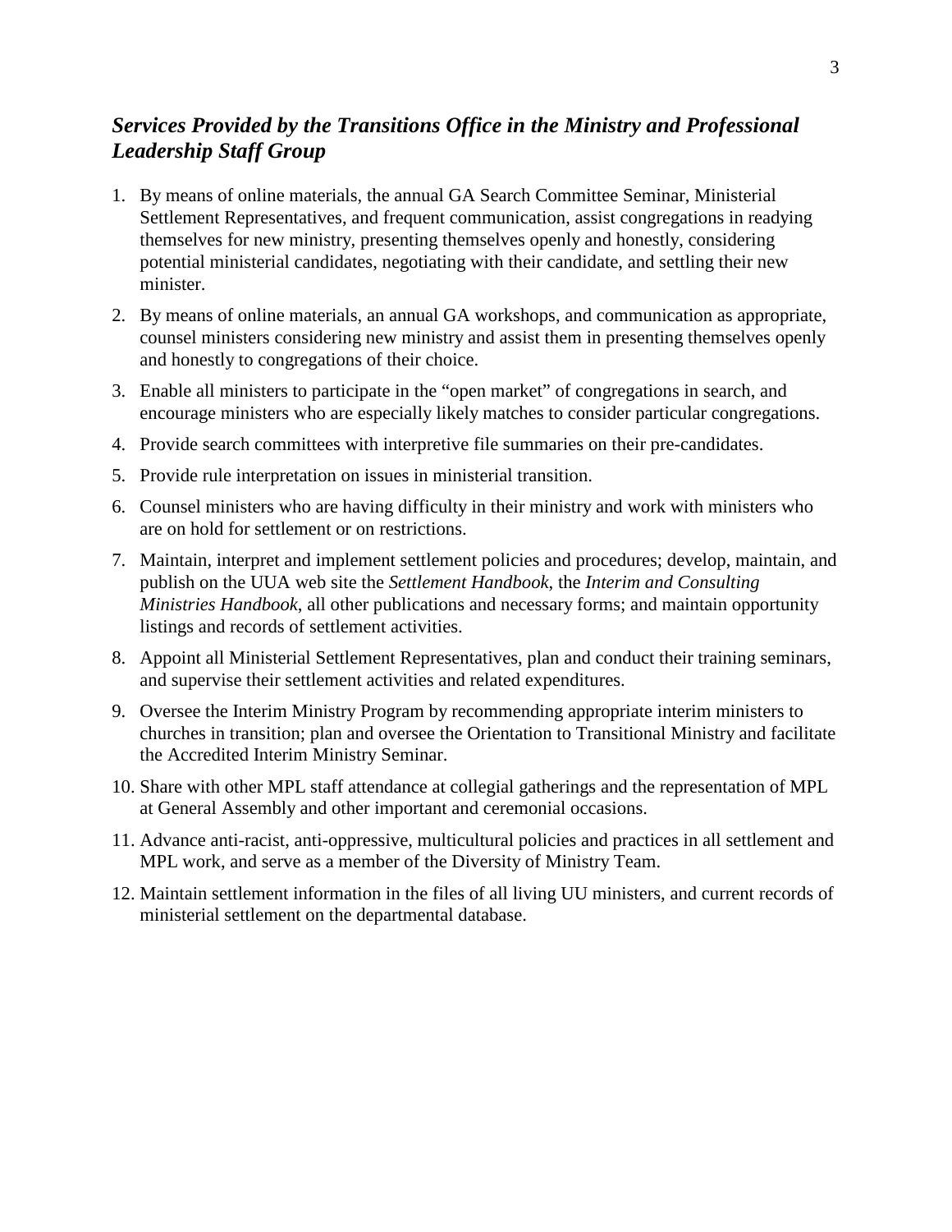## *Services Provided by the Transitions Office in the Ministry and Professional Leadership Staff Group*

1. By means of online materials, the annual GA Search Committee Seminar, Ministerial Settlement Representatives, and frequent communication, assist congregations in readying themselves for new ministry, presenting themselves openly and honestly, considering potential ministerial candidates, negotiating with their candidate, and settling their new minister.
2. By means of online materials, an annual GA workshops, and communication as appropriate, counsel ministers considering new ministry and assist them in presenting themselves openly and honestly to congregations of their choice.
3. Enable all ministers to participate in the "open market" of congregations in search, and encourage ministers who are especially likely matches to consider particular congregations.
4. Provide search committees with interpretive file summaries on their pre-candidates.
5. Provide rule interpretation on issues in ministerial transition.
6. Counsel ministers who are having difficulty in their ministry and work with ministers who are on hold for settlement or on restrictions.
7. Maintain, interpret and implement settlement policies and procedures; develop, maintain, and publish on the UUA web site the *Settlement Handbook*, the *Interim and Consulting Ministries Handbook*, all other publications and necessary forms; and maintain opportunity listings and records of settlement activities.
8. Appoint all Ministerial Settlement Representatives, plan and conduct their training seminars, and supervise their settlement activities and related expenditures.
9. Oversee the Interim Ministry Program by recommending appropriate interim ministers to churches in transition; plan and oversee the Orientation to Transitional Ministry and facilitate the Accredited Interim Ministry Seminar.
10. Share with other MPL staff attendance at collegial gatherings and the representation of MPL at General Assembly and other important and ceremonial occasions.
11. Advance anti-racist, anti-oppressive, multicultural policies and practices in all settlement and MPL work, and serve as a member of the Diversity of Ministry Team.
12. Maintain settlement information in the files of all living UU ministers, and current records of ministerial settlement on the departmental database.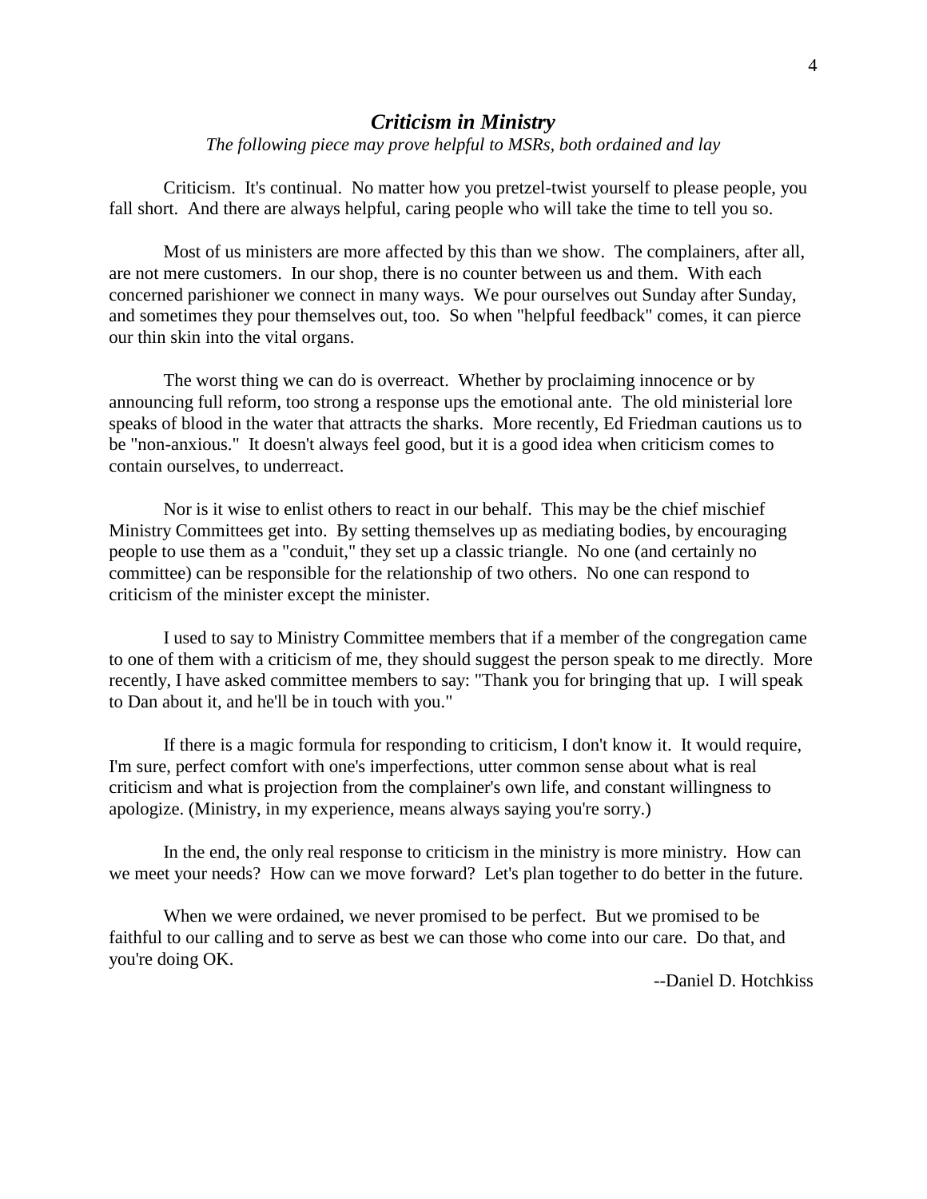## *Criticism in Ministry*

*The following piece may prove helpful to MSRs, both ordained and lay*

Criticism. It's continual. No matter how you pretzel-twist yourself to please people, you fall short. And there are always helpful, caring people who will take the time to tell you so.

Most of us ministers are more affected by this than we show. The complainers, after all, are not mere customers. In our shop, there is no counter between us and them. With each concerned parishioner we connect in many ways. We pour ourselves out Sunday after Sunday, and sometimes they pour themselves out, too. So when "helpful feedback" comes, it can pierce our thin skin into the vital organs.

The worst thing we can do is overreact. Whether by proclaiming innocence or by announcing full reform, too strong a response ups the emotional ante. The old ministerial lore speaks of blood in the water that attracts the sharks. More recently, Ed Friedman cautions us to be "non-anxious." It doesn't always feel good, but it is a good idea when criticism comes to contain ourselves, to underreact.

Nor is it wise to enlist others to react in our behalf. This may be the chief mischief Ministry Committees get into. By setting themselves up as mediating bodies, by encouraging people to use them as a "conduit," they set up a classic triangle. No one (and certainly no committee) can be responsible for the relationship of two others. No one can respond to criticism of the minister except the minister.

I used to say to Ministry Committee members that if a member of the congregation came to one of them with a criticism of me, they should suggest the person speak to me directly. More recently, I have asked committee members to say: "Thank you for bringing that up. I will speak to Dan about it, and he'll be in touch with you."

If there is a magic formula for responding to criticism, I don't know it. It would require, I'm sure, perfect comfort with one's imperfections, utter common sense about what is real criticism and what is projection from the complainer's own life, and constant willingness to apologize. (Ministry, in my experience, means always saying you're sorry.)

In the end, the only real response to criticism in the ministry is more ministry. How can we meet your needs? How can we move forward? Let's plan together to do better in the future.

When we were ordained, we never promised to be perfect. But we promised to be faithful to our calling and to serve as best we can those who come into our care. Do that, and you're doing OK.

--Daniel D. Hotchkiss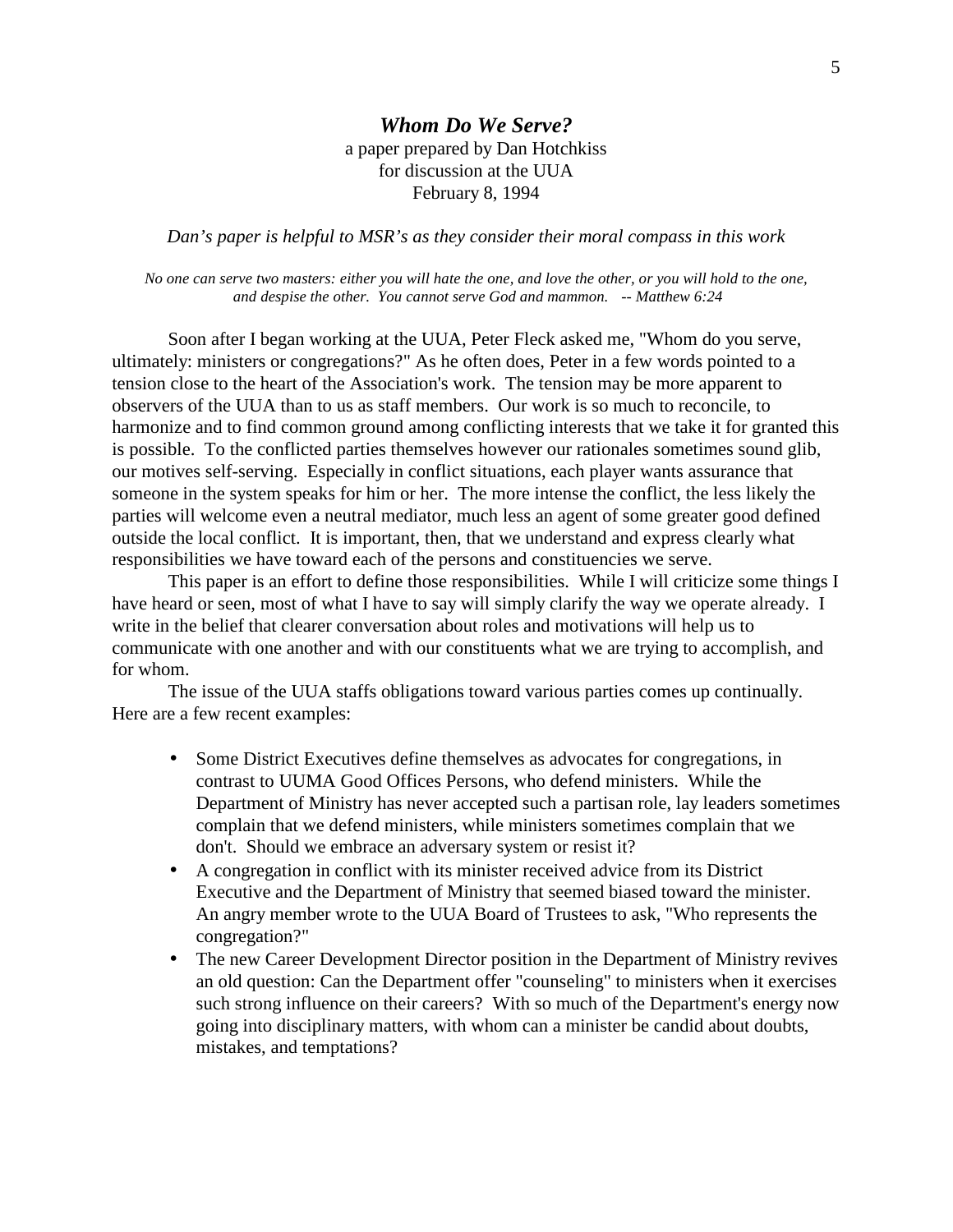## *Whom Do We Serve?*

a paper prepared by Dan Hotchkiss
for discussion at the UUA
February 8, 1994

*Dan's paper is helpful to MSR's as they consider their moral compass in this work*

*No one can serve two masters: either you will hate the one, and love the other, or you will hold to the one, and despise the other. You cannot serve God and mammon. -- Matthew 6:24*

Soon after I began working at the UUA, Peter Fleck asked me, "Whom do you serve, ultimately: ministers or congregations?" As he often does, Peter in a few words pointed to a tension close to the heart of the Association's work. The tension may be more apparent to observers of the UUA than to us as staff members. Our work is so much to reconcile, to harmonize and to find common ground among conflicting interests that we take it for granted this is possible. To the conflicted parties themselves however our rationales sometimes sound glib, our motives self-serving. Especially in conflict situations, each player wants assurance that someone in the system speaks for him or her. The more intense the conflict, the less likely the parties will welcome even a neutral mediator, much less an agent of some greater good defined outside the local conflict. It is important, then, that we understand and express clearly what responsibilities we have toward each of the persons and constituencies we serve.

This paper is an effort to define those responsibilities. While I will criticize some things I have heard or seen, most of what I have to say will simply clarify the way we operate already. I write in the belief that clearer conversation about roles and motivations will help us to communicate with one another and with our constituents what we are trying to accomplish, and for whom.

The issue of the UUA staffs obligations toward various parties comes up continually. Here are a few recent examples:

- Some District Executives define themselves as advocates for congregations, in contrast to UUMA Good Offices Persons, who defend ministers. While the Department of Ministry has never accepted such a partisan role, lay leaders sometimes complain that we defend ministers, while ministers sometimes complain that we don't. Should we embrace an adversary system or resist it?
- A congregation in conflict with its minister received advice from its District Executive and the Department of Ministry that seemed biased toward the minister. An angry member wrote to the UUA Board of Trustees to ask, "Who represents the congregation?"
- The new Career Development Director position in the Department of Ministry revives an old question: Can the Department offer "counseling" to ministers when it exercises such strong influence on their careers? With so much of the Department's energy now going into disciplinary matters, with whom can a minister be candid about doubts, mistakes, and temptations?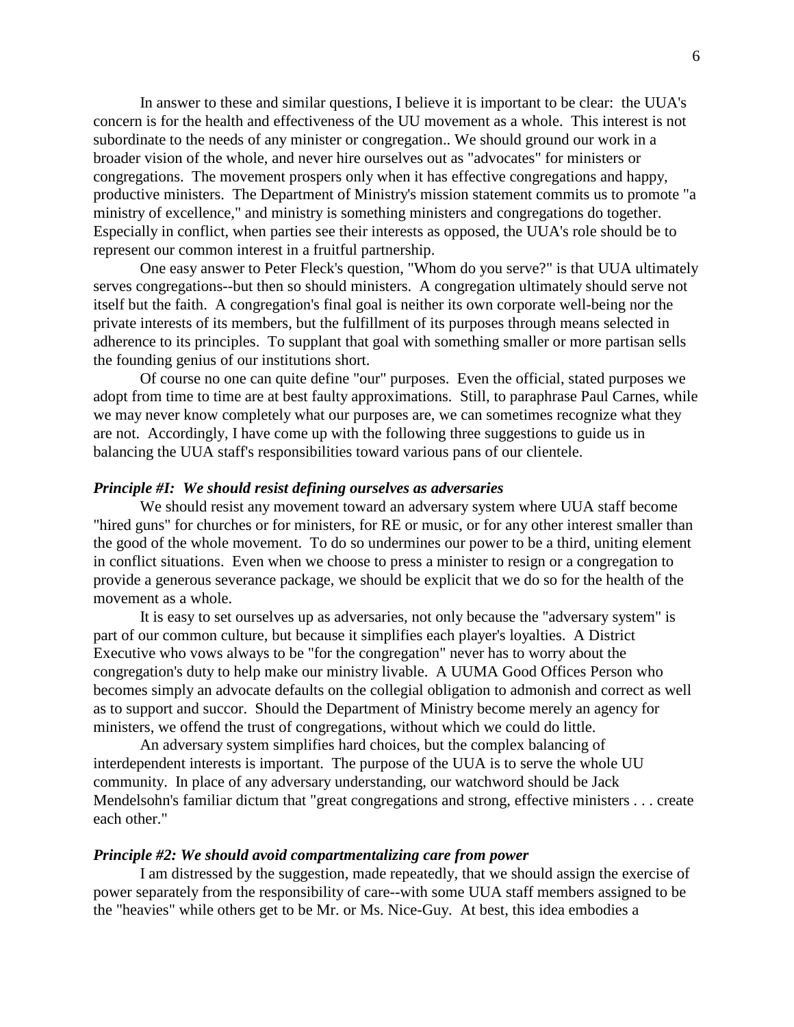In answer to these and similar questions, I believe it is important to be clear: the UUA's concern is for the health and effectiveness of the UU movement as a whole. This interest is not subordinate to the needs of any minister or congregation.. We should ground our work in a broader vision of the whole, and never hire ourselves out as "advocates" for ministers or congregations. The movement prospers only when it has effective congregations and happy, productive ministers. The Department of Ministry's mission statement commits us to promote "a ministry of excellence," and ministry is something ministers and congregations do together. Especially in conflict, when parties see their interests as opposed, the UUA's role should be to represent our common interest in a fruitful partnership.

One easy answer to Peter Fleck's question, "Whom do you serve?" is that UUA ultimately serves congregations--but then so should ministers. A congregation ultimately should serve not itself but the faith. A congregation's final goal is neither its own corporate well-being nor the private interests of its members, but the fulfillment of its purposes through means selected in adherence to its principles. To supplant that goal with something smaller or more partisan sells the founding genius of our institutions short.

Of course no one can quite define "our" purposes. Even the official, stated purposes we adopt from time to time are at best faulty approximations. Still, to paraphrase Paul Carnes, while we may never know completely what our purposes are, we can sometimes recognize what they are not. Accordingly, I have come up with the following three suggestions to guide us in balancing the UUA staff's responsibilities toward various pans of our clientele.

### *Principle #I: We should resist defining ourselves as adversaries*

We should resist any movement toward an adversary system where UUA staff become "hired guns" for churches or for ministers, for RE or music, or for any other interest smaller than the good of the whole movement. To do so undermines our power to be a third, uniting element in conflict situations. Even when we choose to press a minister to resign or a congregation to provide a generous severance package, we should be explicit that we do so for the health of the movement as a whole.

It is easy to set ourselves up as adversaries, not only because the "adversary system" is part of our common culture, but because it simplifies each player's loyalties. A District Executive who vows always to be "for the congregation" never has to worry about the congregation's duty to help make our ministry livable. A UUMA Good Offices Person who becomes simply an advocate defaults on the collegial obligation to admonish and correct as well as to support and succor. Should the Department of Ministry become merely an agency for ministers, we offend the trust of congregations, without which we could do little.

An adversary system simplifies hard choices, but the complex balancing of interdependent interests is important. The purpose of the UUA is to serve the whole UU community. In place of any adversary understanding, our watchword should be Jack Mendelsohn's familiar dictum that "great congregations and strong, effective ministers . . . create each other."

### *Principle #2: We should avoid compartmentalizing care from power*

I am distressed by the suggestion, made repeatedly, that we should assign the exercise of power separately from the responsibility of care--with some UUA staff members assigned to be the "heavies" while others get to be Mr. or Ms. Nice-Guy. At best, this idea embodies a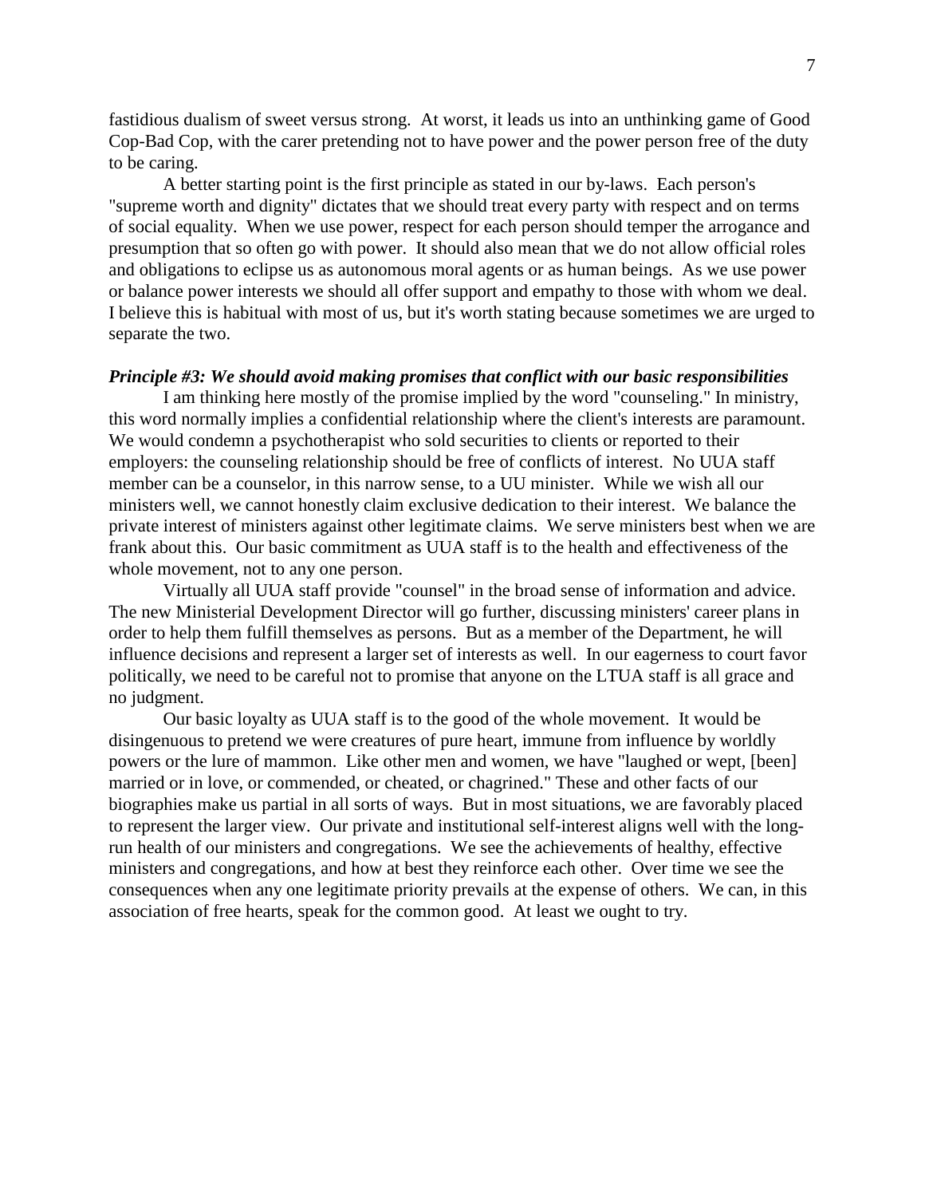fastidious dualism of sweet versus strong. At worst, it leads us into an unthinking game of Good Cop-Bad Cop, with the carer pretending not to have power and the power person free of the duty to be caring.

A better starting point is the first principle as stated in our by-laws. Each person's "supreme worth and dignity" dictates that we should treat every party with respect and on terms of social equality. When we use power, respect for each person should temper the arrogance and presumption that so often go with power. It should also mean that we do not allow official roles and obligations to eclipse us as autonomous moral agents or as human beings. As we use power or balance power interests we should all offer support and empathy to those with whom we deal. I believe this is habitual with most of us, but it's worth stating because sometimes we are urged to separate the two.

***Principle #3: We should avoid making promises that conflict with our basic responsibilities***

I am thinking here mostly of the promise implied by the word "counseling." In ministry, this word normally implies a confidential relationship where the client's interests are paramount. We would condemn a psychotherapist who sold securities to clients or reported to their employers: the counseling relationship should be free of conflicts of interest. No UUA staff member can be a counselor, in this narrow sense, to a UU minister. While we wish all our ministers well, we cannot honestly claim exclusive dedication to their interest. We balance the private interest of ministers against other legitimate claims. We serve ministers best when we are frank about this. Our basic commitment as UUA staff is to the health and effectiveness of the whole movement, not to any one person.

Virtually all UUA staff provide "counsel" in the broad sense of information and advice. The new Ministerial Development Director will go further, discussing ministers' career plans in order to help them fulfill themselves as persons. But as a member of the Department, he will influence decisions and represent a larger set of interests as well. In our eagerness to court favor politically, we need to be careful not to promise that anyone on the LTUA staff is all grace and no judgment.

Our basic loyalty as UUA staff is to the good of the whole movement. It would be disingenuous to pretend we were creatures of pure heart, immune from influence by worldly powers or the lure of mammon. Like other men and women, we have "laughed or wept, [been] married or in love, or commended, or cheated, or chagrined." These and other facts of our biographies make us partial in all sorts of ways. But in most situations, we are favorably placed to represent the larger view. Our private and institutional self-interest aligns well with the long-run health of our ministers and congregations. We see the achievements of healthy, effective ministers and congregations, and how at best they reinforce each other. Over time we see the consequences when any one legitimate priority prevails at the expense of others. We can, in this association of free hearts, speak for the common good. At least we ought to try.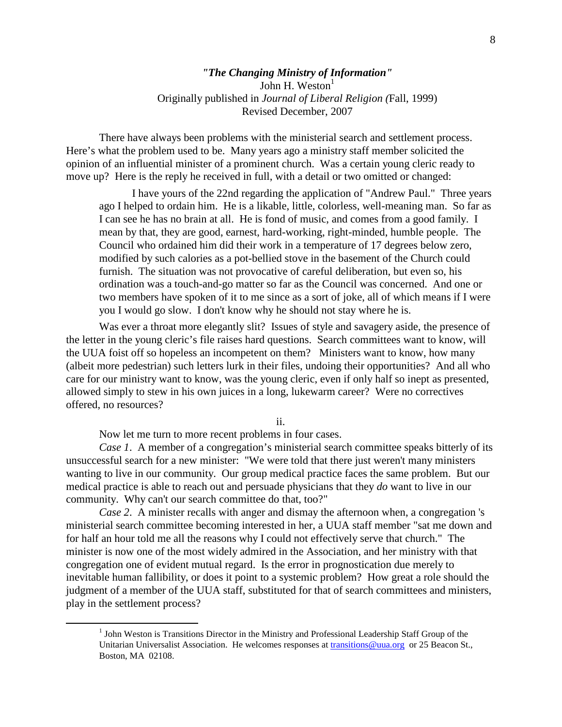***"The Changing Ministry of Information"***

John H. Weston[1]

Originally published in *Journal of Liberal Religion (*Fall, 1999)

Revised December, 2007

There have always been problems with the ministerial search and settlement process. Here's what the problem used to be. Many years ago a ministry staff member solicited the opinion of an influential minister of a prominent church. Was a certain young cleric ready to move up? Here is the reply he received in full, with a detail or two omitted or changed:

> I have yours of the 22nd regarding the application of "Andrew Paul." Three years ago I helped to ordain him. He is a likable, little, colorless, well-meaning man. So far as I can see he has no brain at all. He is fond of music, and comes from a good family. I mean by that, they are good, earnest, hard-working, right-minded, humble people. The Council who ordained him did their work in a temperature of 17 degrees below zero, modified by such calories as a pot-bellied stove in the basement of the Church could furnish. The situation was not provocative of careful deliberation, but even so, his ordination was a touch-and-go matter so far as the Council was concerned. And one or two members have spoken of it to me since as a sort of joke, all of which means if I were you I would go slow. I don't know why he should not stay where he is.

Was ever a throat more elegantly slit? Issues of style and savagery aside, the presence of the letter in the young cleric's file raises hard questions. Search committees want to know, will the UUA foist off so hopeless an incompetent on them? Ministers want to know, how many (albeit more pedestrian) such letters lurk in their files, undoing their opportunities? And all who care for our ministry want to know, was the young cleric, even if only half so inept as presented, allowed simply to stew in his own juices in a long, lukewarm career? Were no correctives offered, no resources?

ii.

Now let me turn to more recent problems in four cases.

*Case 1*. A member of a congregation's ministerial search committee speaks bitterly of its unsuccessful search for a new minister: "We were told that there just weren't many ministers wanting to live in our community. Our group medical practice faces the same problem. But our medical practice is able to reach out and persuade physicians that they *do* want to live in our community. Why can't our search committee do that, too?"

*Case 2*. A minister recalls with anger and dismay the afternoon when, a congregation 's ministerial search committee becoming interested in her, a UUA staff member "sat me down and for half an hour told me all the reasons why I could not effectively serve that church." The minister is now one of the most widely admired in the Association, and her ministry with that congregation one of evident mutual regard. Is the error in prognostication due merely to inevitable human fallibility, or does it point to a systemic problem? How great a role should the judgment of a member of the UUA staff, substituted for that of search committees and ministers, play in the settlement process?

---

[1] John Weston is Transitions Director in the Ministry and Professional Leadership Staff Group of the Unitarian Universalist Association. He welcomes responses at transitions@uua.org or 25 Beacon St., Boston, MA 02108.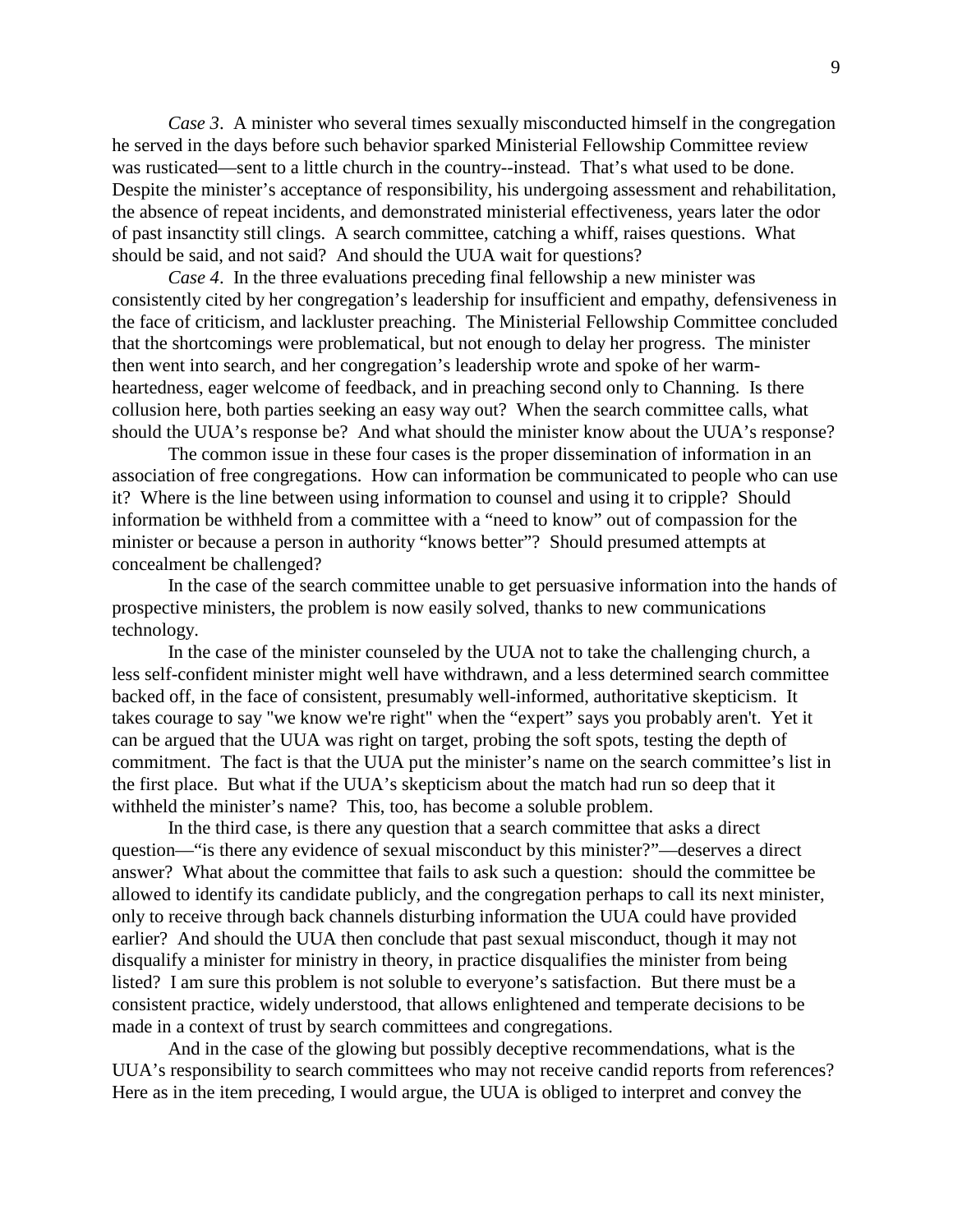*Case 3*. A minister who several times sexually misconducted himself in the congregation he served in the days before such behavior sparked Ministerial Fellowship Committee review was rusticated—sent to a little church in the country--instead. That's what used to be done. Despite the minister's acceptance of responsibility, his undergoing assessment and rehabilitation, the absence of repeat incidents, and demonstrated ministerial effectiveness, years later the odor of past insanctity still clings. A search committee, catching a whiff, raises questions. What should be said, and not said? And should the UUA wait for questions?

*Case 4*. In the three evaluations preceding final fellowship a new minister was consistently cited by her congregation's leadership for insufficient and empathy, defensiveness in the face of criticism, and lackluster preaching. The Ministerial Fellowship Committee concluded that the shortcomings were problematical, but not enough to delay her progress. The minister then went into search, and her congregation's leadership wrote and spoke of her warm-heartedness, eager welcome of feedback, and in preaching second only to Channing. Is there collusion here, both parties seeking an easy way out? When the search committee calls, what should the UUA's response be? And what should the minister know about the UUA's response?

The common issue in these four cases is the proper dissemination of information in an association of free congregations. How can information be communicated to people who can use it? Where is the line between using information to counsel and using it to cripple? Should information be withheld from a committee with a "need to know" out of compassion for the minister or because a person in authority "knows better"? Should presumed attempts at concealment be challenged?

In the case of the search committee unable to get persuasive information into the hands of prospective ministers, the problem is now easily solved, thanks to new communications technology.

In the case of the minister counseled by the UUA not to take the challenging church, a less self-confident minister might well have withdrawn, and a less determined search committee backed off, in the face of consistent, presumably well-informed, authoritative skepticism. It takes courage to say "we know we're right" when the "expert" says you probably aren't. Yet it can be argued that the UUA was right on target, probing the soft spots, testing the depth of commitment. The fact is that the UUA put the minister's name on the search committee's list in the first place. But what if the UUA's skepticism about the match had run so deep that it withheld the minister's name? This, too, has become a soluble problem.

In the third case, is there any question that a search committee that asks a direct question—"is there any evidence of sexual misconduct by this minister?"—deserves a direct answer? What about the committee that fails to ask such a question: should the committee be allowed to identify its candidate publicly, and the congregation perhaps to call its next minister, only to receive through back channels disturbing information the UUA could have provided earlier? And should the UUA then conclude that past sexual misconduct, though it may not disqualify a minister for ministry in theory, in practice disqualifies the minister from being listed? I am sure this problem is not soluble to everyone's satisfaction. But there must be a consistent practice, widely understood, that allows enlightened and temperate decisions to be made in a context of trust by search committees and congregations.

And in the case of the glowing but possibly deceptive recommendations, what is the UUA's responsibility to search committees who may not receive candid reports from references? Here as in the item preceding, I would argue, the UUA is obliged to interpret and convey the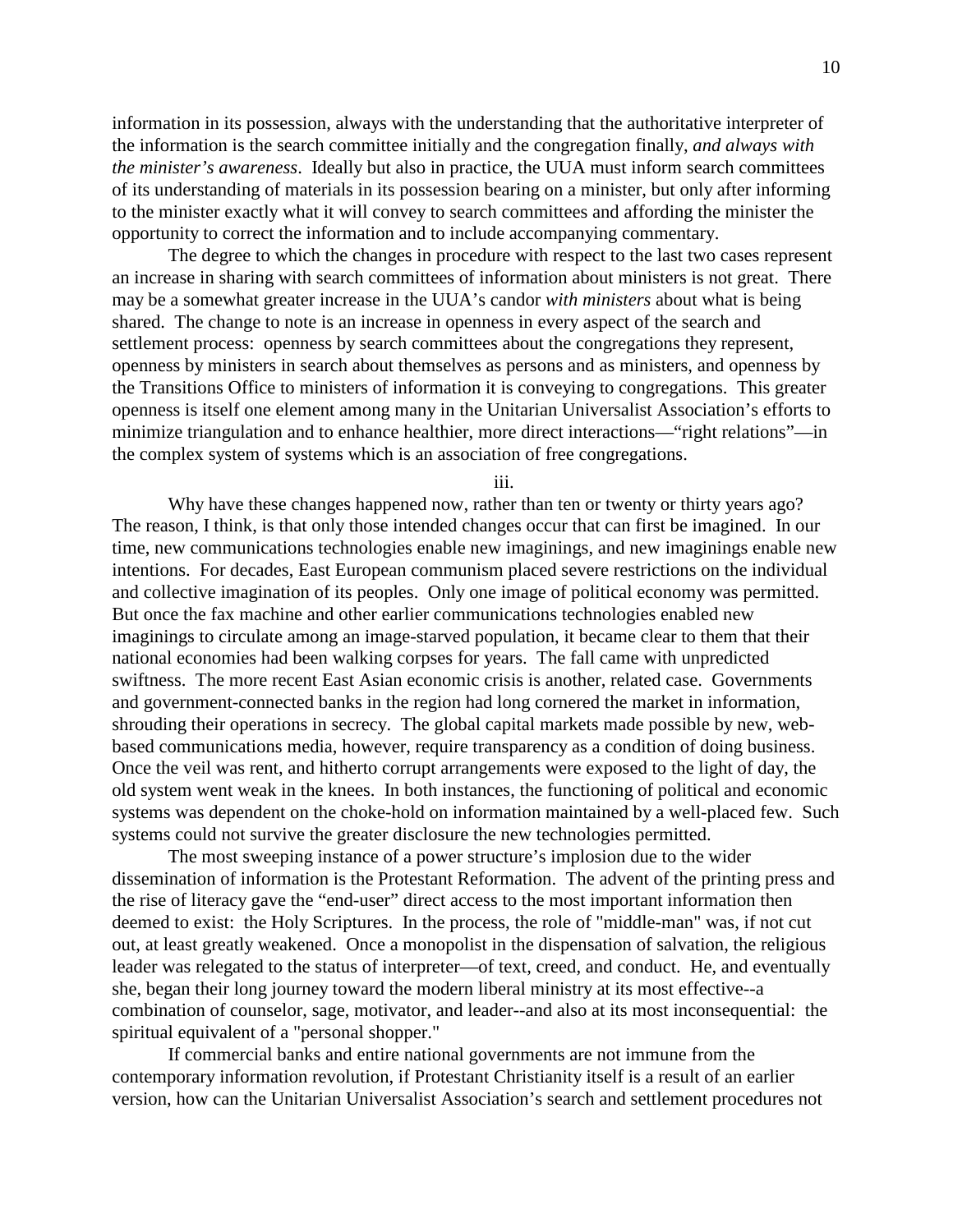information in its possession, always with the understanding that the authoritative interpreter of the information is the search committee initially and the congregation finally, *and always with the minister's awareness*. Ideally but also in practice, the UUA must inform search committees of its understanding of materials in its possession bearing on a minister, but only after informing to the minister exactly what it will convey to search committees and affording the minister the opportunity to correct the information and to include accompanying commentary.

The degree to which the changes in procedure with respect to the last two cases represent an increase in sharing with search committees of information about ministers is not great. There may be a somewhat greater increase in the UUA's candor *with ministers* about what is being shared. The change to note is an increase in openness in every aspect of the search and settlement process: openness by search committees about the congregations they represent, openness by ministers in search about themselves as persons and as ministers, and openness by the Transitions Office to ministers of information it is conveying to congregations. This greater openness is itself one element among many in the Unitarian Universalist Association's efforts to minimize triangulation and to enhance healthier, more direct interactions—"right relations"—in the complex system of systems which is an association of free congregations.

iii.

Why have these changes happened now, rather than ten or twenty or thirty years ago? The reason, I think, is that only those intended changes occur that can first be imagined. In our time, new communications technologies enable new imaginings, and new imaginings enable new intentions. For decades, East European communism placed severe restrictions on the individual and collective imagination of its peoples. Only one image of political economy was permitted. But once the fax machine and other earlier communications technologies enabled new imaginings to circulate among an image-starved population, it became clear to them that their national economies had been walking corpses for years. The fall came with unpredicted swiftness. The more recent East Asian economic crisis is another, related case. Governments and government-connected banks in the region had long cornered the market in information, shrouding their operations in secrecy. The global capital markets made possible by new, web-based communications media, however, require transparency as a condition of doing business. Once the veil was rent, and hitherto corrupt arrangements were exposed to the light of day, the old system went weak in the knees. In both instances, the functioning of political and economic systems was dependent on the choke-hold on information maintained by a well-placed few. Such systems could not survive the greater disclosure the new technologies permitted.

The most sweeping instance of a power structure's implosion due to the wider dissemination of information is the Protestant Reformation. The advent of the printing press and the rise of literacy gave the "end-user" direct access to the most important information then deemed to exist: the Holy Scriptures. In the process, the role of "middle-man" was, if not cut out, at least greatly weakened. Once a monopolist in the dispensation of salvation, the religious leader was relegated to the status of interpreter—of text, creed, and conduct. He, and eventually she, began their long journey toward the modern liberal ministry at its most effective--a combination of counselor, sage, motivator, and leader--and also at its most inconsequential: the spiritual equivalent of a "personal shopper."

If commercial banks and entire national governments are not immune from the contemporary information revolution, if Protestant Christianity itself is a result of an earlier version, how can the Unitarian Universalist Association's search and settlement procedures not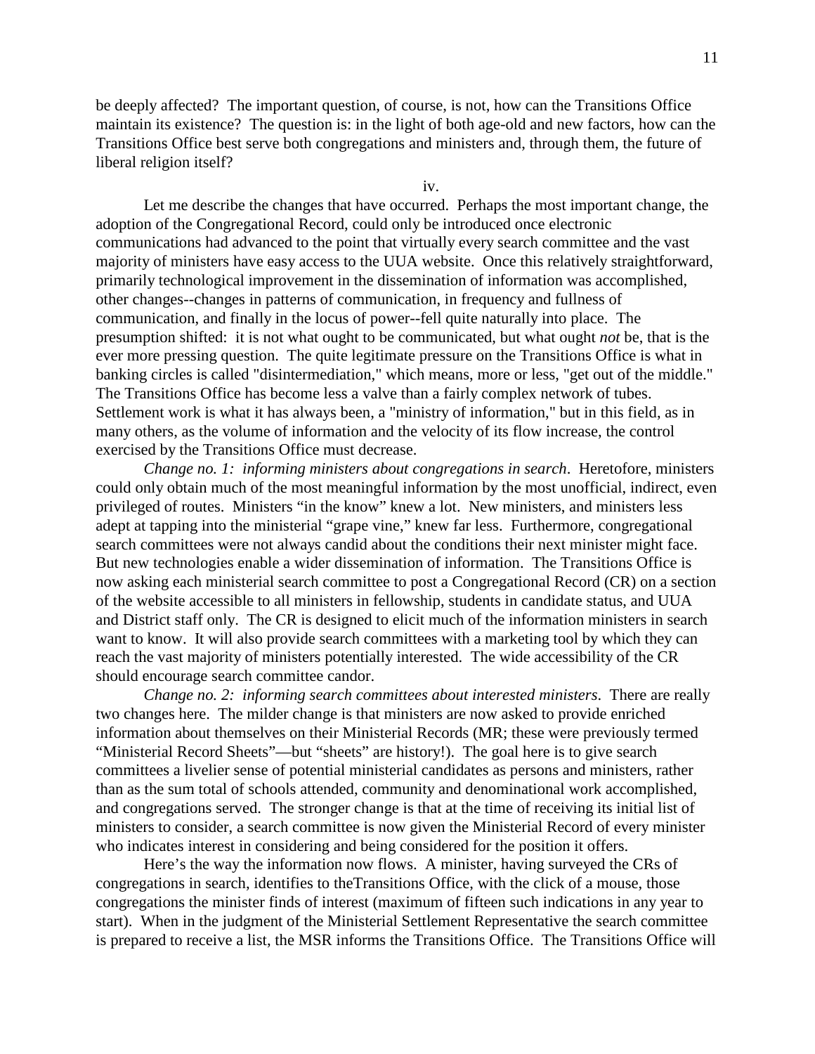be deeply affected? The important question, of course, is not, how can the Transitions Office maintain its existence? The question is: in the light of both age-old and new factors, how can the Transitions Office best serve both congregations and ministers and, through them, the future of liberal religion itself?

iv.

Let me describe the changes that have occurred. Perhaps the most important change, the adoption of the Congregational Record, could only be introduced once electronic communications had advanced to the point that virtually every search committee and the vast majority of ministers have easy access to the UUA website. Once this relatively straightforward, primarily technological improvement in the dissemination of information was accomplished, other changes--changes in patterns of communication, in frequency and fullness of communication, and finally in the locus of power--fell quite naturally into place. The presumption shifted: it is not what ought to be communicated, but what ought *not* be, that is the ever more pressing question. The quite legitimate pressure on the Transitions Office is what in banking circles is called "disintermediation," which means, more or less, "get out of the middle." The Transitions Office has become less a valve than a fairly complex network of tubes. Settlement work is what it has always been, a "ministry of information," but in this field, as in many others, as the volume of information and the velocity of its flow increase, the control exercised by the Transitions Office must decrease.

*Change no. 1: informing ministers about congregations in search*. Heretofore, ministers could only obtain much of the most meaningful information by the most unofficial, indirect, even privileged of routes. Ministers "in the know" knew a lot. New ministers, and ministers less adept at tapping into the ministerial "grape vine," knew far less. Furthermore, congregational search committees were not always candid about the conditions their next minister might face. But new technologies enable a wider dissemination of information. The Transitions Office is now asking each ministerial search committee to post a Congregational Record (CR) on a section of the website accessible to all ministers in fellowship, students in candidate status, and UUA and District staff only. The CR is designed to elicit much of the information ministers in search want to know. It will also provide search committees with a marketing tool by which they can reach the vast majority of ministers potentially interested. The wide accessibility of the CR should encourage search committee candor.

*Change no. 2: informing search committees about interested ministers*. There are really two changes here. The milder change is that ministers are now asked to provide enriched information about themselves on their Ministerial Records (MR; these were previously termed "Ministerial Record Sheets"—but "sheets" are history!). The goal here is to give search committees a livelier sense of potential ministerial candidates as persons and ministers, rather than as the sum total of schools attended, community and denominational work accomplished, and congregations served. The stronger change is that at the time of receiving its initial list of ministers to consider, a search committee is now given the Ministerial Record of every minister who indicates interest in considering and being considered for the position it offers.

Here's the way the information now flows. A minister, having surveyed the CRs of congregations in search, identifies to theTransitions Office, with the click of a mouse, those congregations the minister finds of interest (maximum of fifteen such indications in any year to start). When in the judgment of the Ministerial Settlement Representative the search committee is prepared to receive a list, the MSR informs the Transitions Office. The Transitions Office will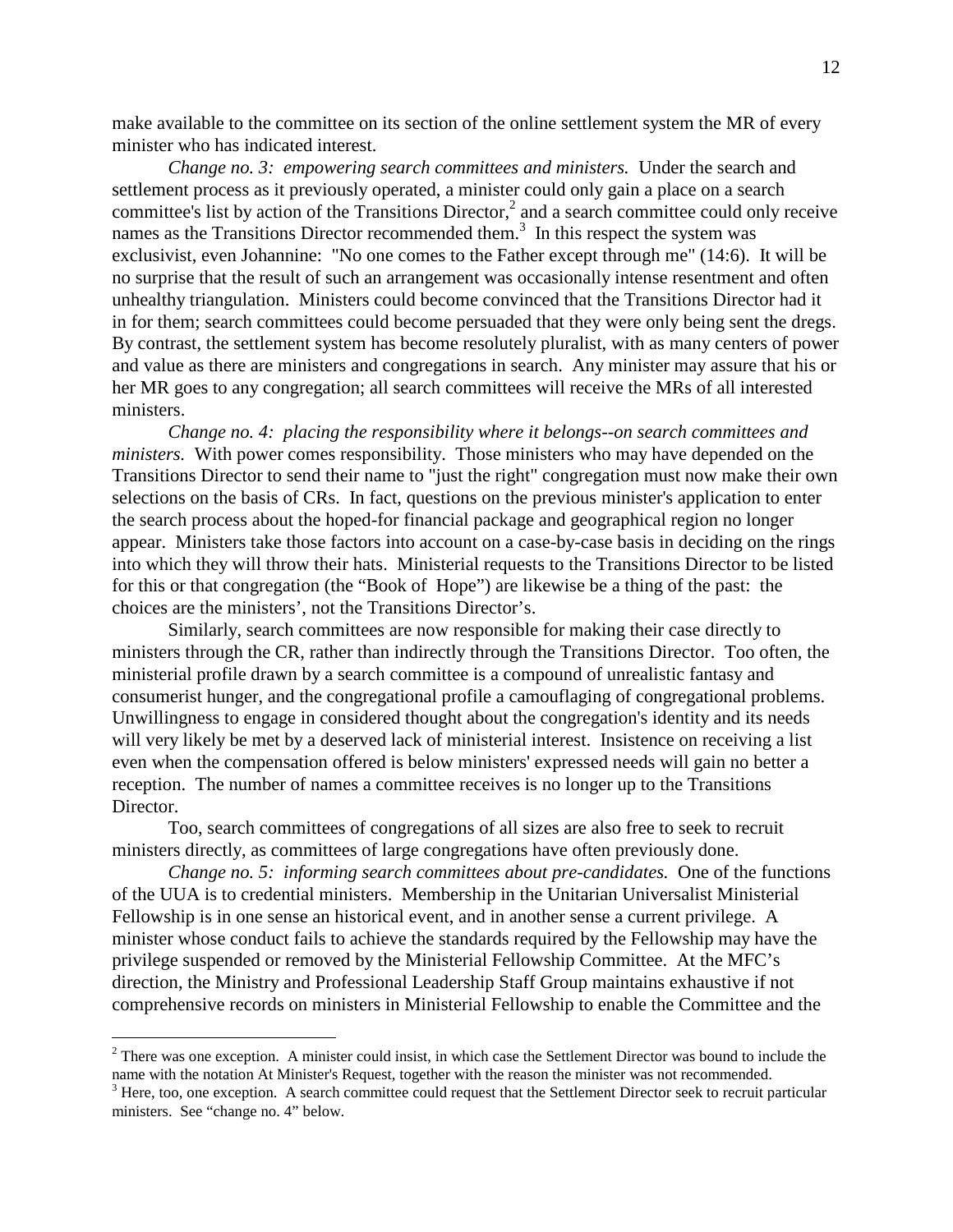make available to the committee on its section of the online settlement system the MR of every minister who has indicated interest.

*Change no. 3: empowering search committees and ministers.* Under the search and settlement process as it previously operated, a minister could only gain a place on a search committee's list by action of the Transitions Director,[2] and a search committee could only receive names as the Transitions Director recommended them.[3] In this respect the system was exclusivist, even Johannine: "No one comes to the Father except through me" (14:6). It will be no surprise that the result of such an arrangement was occasionally intense resentment and often unhealthy triangulation. Ministers could become convinced that the Transitions Director had it in for them; search committees could become persuaded that they were only being sent the dregs. By contrast, the settlement system has become resolutely pluralist, with as many centers of power and value as there are ministers and congregations in search. Any minister may assure that his or her MR goes to any congregation; all search committees will receive the MRs of all interested ministers.

*Change no. 4: placing the responsibility where it belongs--on search committees and ministers.* With power comes responsibility. Those ministers who may have depended on the Transitions Director to send their name to "just the right" congregation must now make their own selections on the basis of CRs. In fact, questions on the previous minister's application to enter the search process about the hoped-for financial package and geographical region no longer appear. Ministers take those factors into account on a case-by-case basis in deciding on the rings into which they will throw their hats. Ministerial requests to the Transitions Director to be listed for this or that congregation (the "Book of Hope") are likewise be a thing of the past: the choices are the ministers', not the Transitions Director's.

Similarly, search committees are now responsible for making their case directly to ministers through the CR, rather than indirectly through the Transitions Director. Too often, the ministerial profile drawn by a search committee is a compound of unrealistic fantasy and consumerist hunger, and the congregational profile a camouflaging of congregational problems. Unwillingness to engage in considered thought about the congregation's identity and its needs will very likely be met by a deserved lack of ministerial interest. Insistence on receiving a list even when the compensation offered is below ministers' expressed needs will gain no better a reception. The number of names a committee receives is no longer up to the Transitions Director.

Too, search committees of congregations of all sizes are also free to seek to recruit ministers directly, as committees of large congregations have often previously done.

*Change no. 5: informing search committees about pre-candidates.* One of the functions of the UUA is to credential ministers. Membership in the Unitarian Universalist Ministerial Fellowship is in one sense an historical event, and in another sense a current privilege. A minister whose conduct fails to achieve the standards required by the Fellowship may have the privilege suspended or removed by the Ministerial Fellowship Committee. At the MFC's direction, the Ministry and Professional Leadership Staff Group maintains exhaustive if not comprehensive records on ministers in Ministerial Fellowship to enable the Committee and the

---

[2] There was one exception. A minister could insist, in which case the Settlement Director was bound to include the name with the notation At Minister's Request, together with the reason the minister was not recommended.

[3] Here, too, one exception. A search committee could request that the Settlement Director seek to recruit particular ministers. See "change no. 4" below.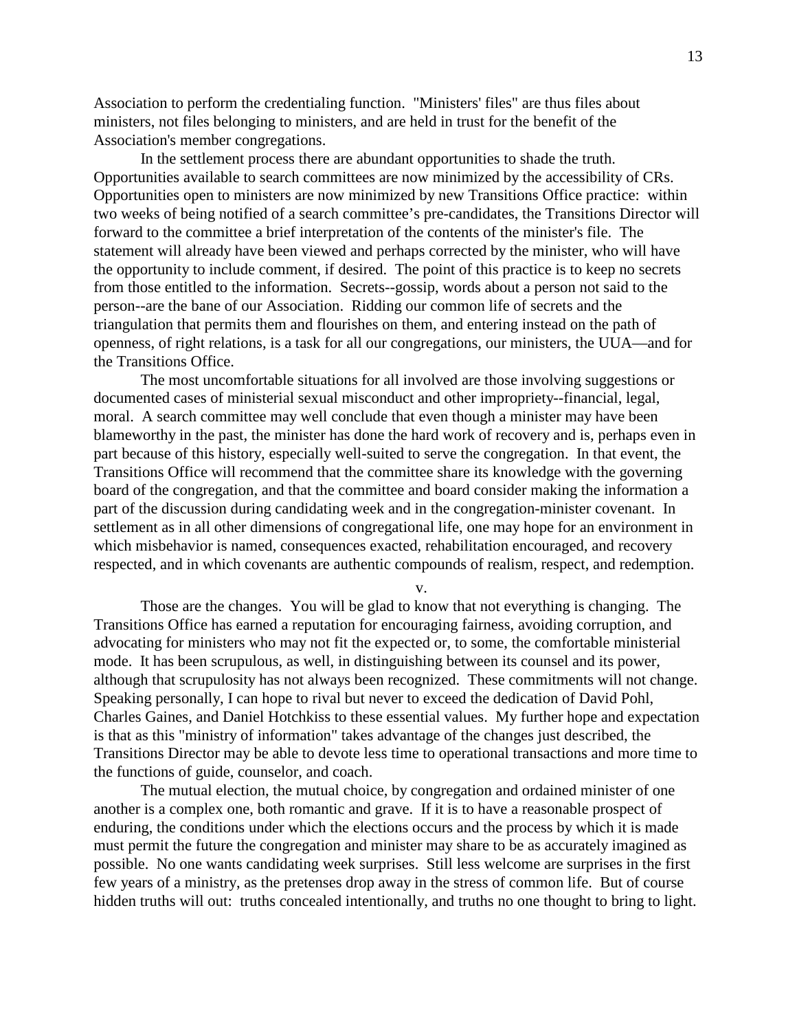Association to perform the credentialing function. "Ministers' files" are thus files about ministers, not files belonging to ministers, and are held in trust for the benefit of the Association's member congregations.

In the settlement process there are abundant opportunities to shade the truth. Opportunities available to search committees are now minimized by the accessibility of CRs. Opportunities open to ministers are now minimized by new Transitions Office practice: within two weeks of being notified of a search committee's pre-candidates, the Transitions Director will forward to the committee a brief interpretation of the contents of the minister's file. The statement will already have been viewed and perhaps corrected by the minister, who will have the opportunity to include comment, if desired. The point of this practice is to keep no secrets from those entitled to the information. Secrets--gossip, words about a person not said to the person--are the bane of our Association. Ridding our common life of secrets and the triangulation that permits them and flourishes on them, and entering instead on the path of openness, of right relations, is a task for all our congregations, our ministers, the UUA—and for the Transitions Office.

The most uncomfortable situations for all involved are those involving suggestions or documented cases of ministerial sexual misconduct and other impropriety--financial, legal, moral. A search committee may well conclude that even though a minister may have been blameworthy in the past, the minister has done the hard work of recovery and is, perhaps even in part because of this history, especially well-suited to serve the congregation. In that event, the Transitions Office will recommend that the committee share its knowledge with the governing board of the congregation, and that the committee and board consider making the information a part of the discussion during candidating week and in the congregation-minister covenant. In settlement as in all other dimensions of congregational life, one may hope for an environment in which misbehavior is named, consequences exacted, rehabilitation encouraged, and recovery respected, and in which covenants are authentic compounds of realism, respect, and redemption.

v.

Those are the changes. You will be glad to know that not everything is changing. The Transitions Office has earned a reputation for encouraging fairness, avoiding corruption, and advocating for ministers who may not fit the expected or, to some, the comfortable ministerial mode. It has been scrupulous, as well, in distinguishing between its counsel and its power, although that scrupulosity has not always been recognized. These commitments will not change. Speaking personally, I can hope to rival but never to exceed the dedication of David Pohl, Charles Gaines, and Daniel Hotchkiss to these essential values. My further hope and expectation is that as this "ministry of information" takes advantage of the changes just described, the Transitions Director may be able to devote less time to operational transactions and more time to the functions of guide, counselor, and coach.

The mutual election, the mutual choice, by congregation and ordained minister of one another is a complex one, both romantic and grave. If it is to have a reasonable prospect of enduring, the conditions under which the elections occurs and the process by which it is made must permit the future the congregation and minister may share to be as accurately imagined as possible. No one wants candidating week surprises. Still less welcome are surprises in the first few years of a ministry, as the pretenses drop away in the stress of common life. But of course hidden truths will out: truths concealed intentionally, and truths no one thought to bring to light.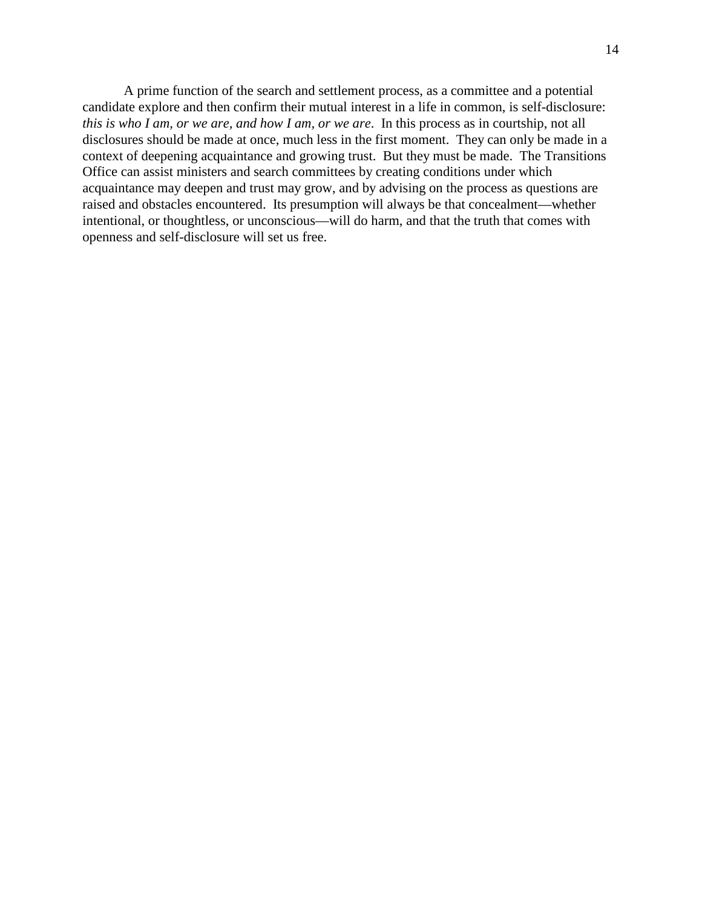A prime function of the search and settlement process, as a committee and a potential candidate explore and then confirm their mutual interest in a life in common, is self-disclosure: *this is who I am, or we are, and how I am, or we are*. In this process as in courtship, not all disclosures should be made at once, much less in the first moment. They can only be made in a context of deepening acquaintance and growing trust. But they must be made. The Transitions Office can assist ministers and search committees by creating conditions under which acquaintance may deepen and trust may grow, and by advising on the process as questions are raised and obstacles encountered. Its presumption will always be that concealment—whether intentional, or thoughtless, or unconscious—will do harm, and that the truth that comes with openness and self-disclosure will set us free.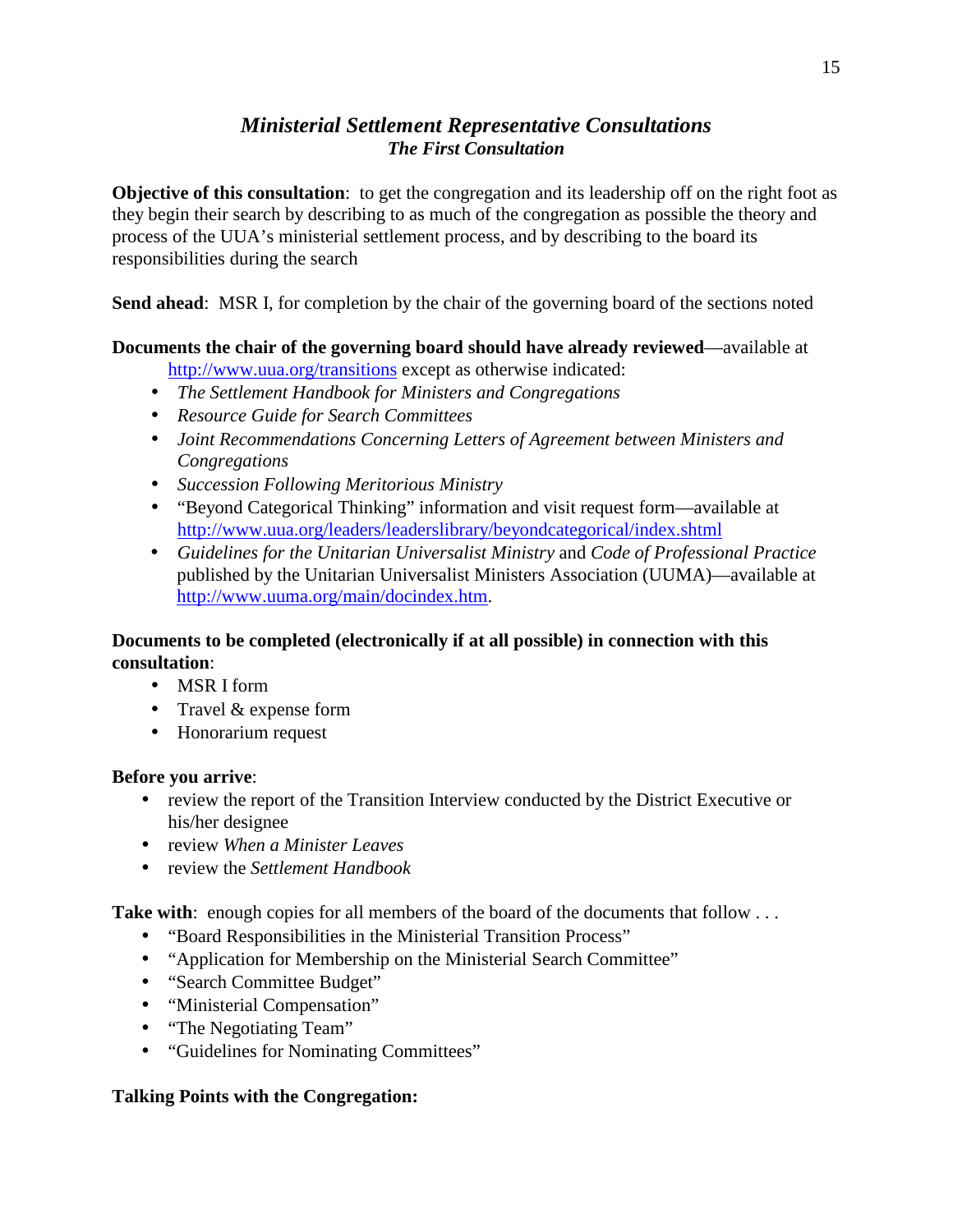## *Ministerial Settlement Representative Consultations*

### *The First Consultation*

**Objective of this consultation**: to get the congregation and its leadership off on the right foot as they begin their search by describing to as much of the congregation as possible the theory and process of the UUA's ministerial settlement process, and by describing to the board its responsibilities during the search

**Send ahead**: MSR I, for completion by the chair of the governing board of the sections noted

**Documents the chair of the governing board should have already reviewed**—available at http://www.uua.org/transitions except as otherwise indicated:

- *The Settlement Handbook for Ministers and Congregations*
- *Resource Guide for Search Committees*
- *Joint Recommendations Concerning Letters of Agreement between Ministers and Congregations*
- *Succession Following Meritorious Ministry*
- "Beyond Categorical Thinking" information and visit request form—available at http://www.uua.org/leaders/leaderslibrary/beyondcategorical/index.shtml
- *Guidelines for the Unitarian Universalist Ministry* and *Code of Professional Practice* published by the Unitarian Universalist Ministers Association (UUMA)—available at http://www.uuma.org/main/docindex.htm.

**Documents to be completed (electronically if at all possible) in connection with this consultation**:

- MSR I form
- Travel & expense form
- Honorarium request

**Before you arrive**:

- review the report of the Transition Interview conducted by the District Executive or his/her designee
- review *When a Minister Leaves*
- review the *Settlement Handbook*

**Take with**: enough copies for all members of the board of the documents that follow . . .

- "Board Responsibilities in the Ministerial Transition Process"
- "Application for Membership on the Ministerial Search Committee"
- "Search Committee Budget"
- "Ministerial Compensation"
- "The Negotiating Team"
- "Guidelines for Nominating Committees"

**Talking Points with the Congregation:**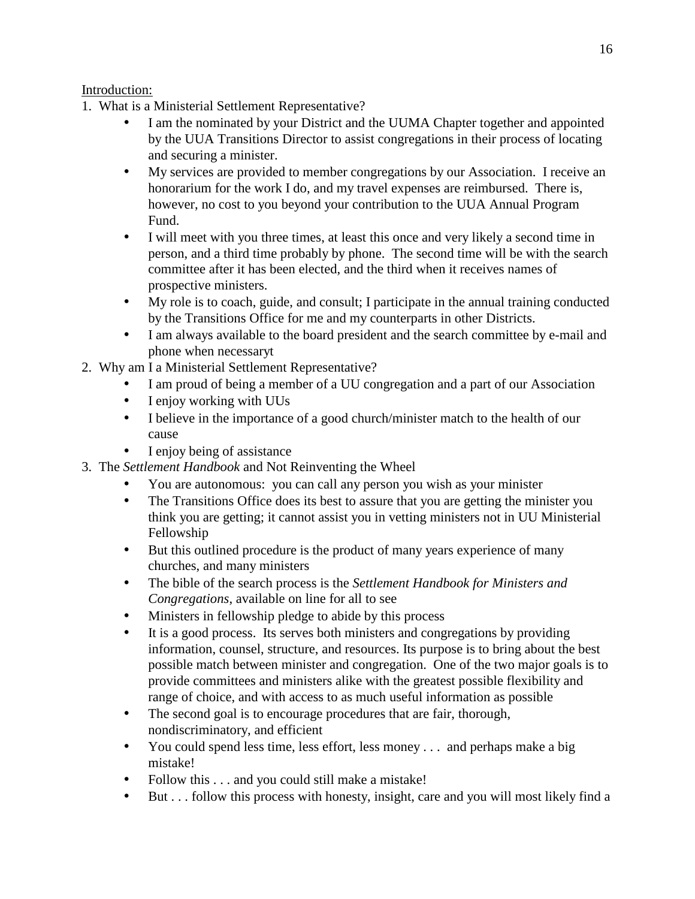Introduction:

1. What is a Ministerial Settlement Representative?
    - I am the nominated by your District and the UUMA Chapter together and appointed by the UUA Transitions Director to assist congregations in their process of locating and securing a minister.
    - My services are provided to member congregations by our Association. I receive an honorarium for the work I do, and my travel expenses are reimbursed. There is, however, no cost to you beyond your contribution to the UUA Annual Program Fund.
    - I will meet with you three times, at least this once and very likely a second time in person, and a third time probably by phone. The second time will be with the search committee after it has been elected, and the third when it receives names of prospective ministers.
    - My role is to coach, guide, and consult; I participate in the annual training conducted by the Transitions Office for me and my counterparts in other Districts.
    - I am always available to the board president and the search committee by e-mail and phone when necessaryt
2. Why am I a Ministerial Settlement Representative?
    - I am proud of being a member of a UU congregation and a part of our Association
    - I enjoy working with UUs
    - I believe in the importance of a good church/minister match to the health of our cause
    - I enjoy being of assistance
3. The *Settlement Handbook* and Not Reinventing the Wheel
    - You are autonomous: you can call any person you wish as your minister
    - The Transitions Office does its best to assure that you are getting the minister you think you are getting; it cannot assist you in vetting ministers not in UU Ministerial Fellowship
    - But this outlined procedure is the product of many years experience of many churches, and many ministers
    - The bible of the search process is the *Settlement Handbook for Ministers and Congregations*, available on line for all to see
    - Ministers in fellowship pledge to abide by this process
    - It is a good process. Its serves both ministers and congregations by providing information, counsel, structure, and resources. Its purpose is to bring about the best possible match between minister and congregation. One of the two major goals is to provide committees and ministers alike with the greatest possible flexibility and range of choice, and with access to as much useful information as possible
    - The second goal is to encourage procedures that are fair, thorough, nondiscriminatory, and efficient
    - You could spend less time, less effort, less money . . . and perhaps make a big mistake!
    - Follow this . . . and you could still make a mistake!
    - But . . . follow this process with honesty, insight, care and you will most likely find a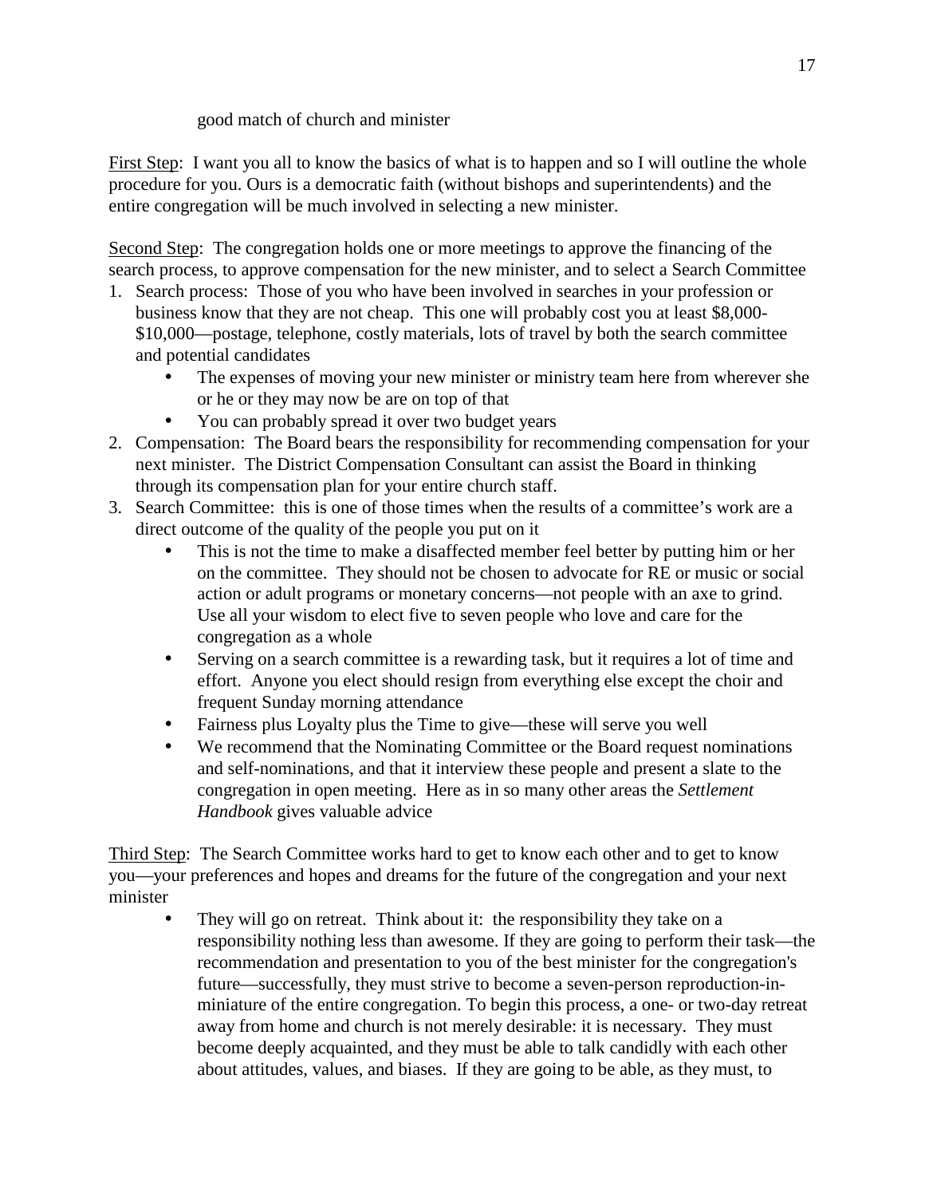good match of church and minister

First Step: I want you all to know the basics of what is to happen and so I will outline the whole procedure for you. Ours is a democratic faith (without bishops and superintendents) and the entire congregation will be much involved in selecting a new minister.

Second Step: The congregation holds one or more meetings to approve the financing of the search process, to approve compensation for the new minister, and to select a Search Committee

1. Search process: Those of you who have been involved in searches in your profession or business know that they are not cheap. This one will probably cost you at least $8,000-$10,000—postage, telephone, costly materials, lots of travel by both the search committee and potential candidates
    - The expenses of moving your new minister or ministry team here from wherever she or he or they may now be are on top of that
    - You can probably spread it over two budget years
2. Compensation: The Board bears the responsibility for recommending compensation for your next minister. The District Compensation Consultant can assist the Board in thinking through its compensation plan for your entire church staff.
3. Search Committee: this is one of those times when the results of a committee's work are a direct outcome of the quality of the people you put on it
    - This is not the time to make a disaffected member feel better by putting him or her on the committee. They should not be chosen to advocate for RE or music or social action or adult programs or monetary concerns—not people with an axe to grind. Use all your wisdom to elect five to seven people who love and care for the congregation as a whole
    - Serving on a search committee is a rewarding task, but it requires a lot of time and effort. Anyone you elect should resign from everything else except the choir and frequent Sunday morning attendance
    - Fairness plus Loyalty plus the Time to give—these will serve you well
    - We recommend that the Nominating Committee or the Board request nominations and self-nominations, and that it interview these people and present a slate to the congregation in open meeting. Here as in so many other areas the *Settlement Handbook* gives valuable advice

Third Step: The Search Committee works hard to get to know each other and to get to know you—your preferences and hopes and dreams for the future of the congregation and your next minister

- They will go on retreat. Think about it: the responsibility they take on a responsibility nothing less than awesome. If they are going to perform their task—the recommendation and presentation to you of the best minister for the congregation's future—successfully, they must strive to become a seven-person reproduction-in-miniature of the entire congregation. To begin this process, a one- or two-day retreat away from home and church is not merely desirable: it is necessary. They must become deeply acquainted, and they must be able to talk candidly with each other about attitudes, values, and biases. If they are going to be able, as they must, to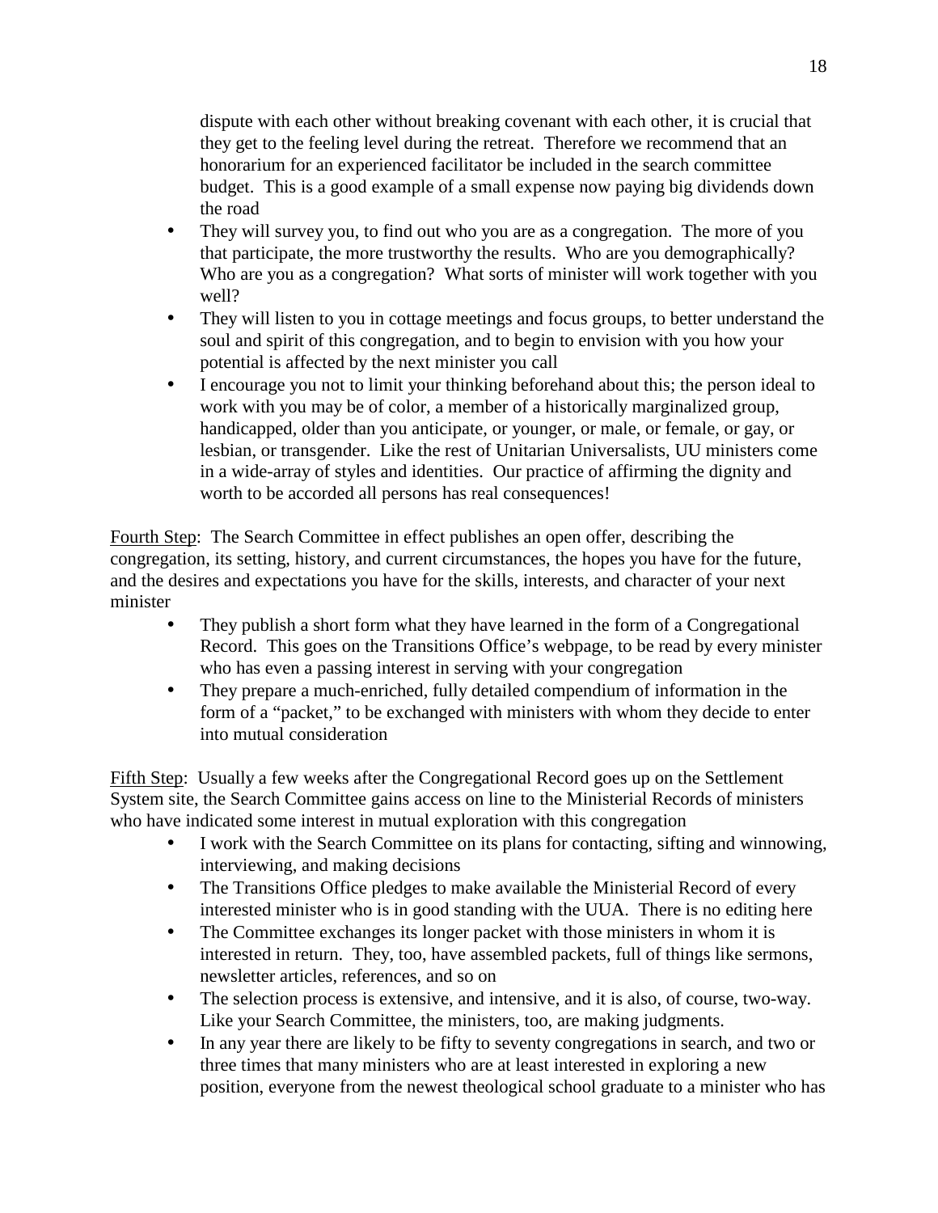dispute with each other without breaking covenant with each other, it is crucial that they get to the feeling level during the retreat. Therefore we recommend that an honorarium for an experienced facilitator be included in the search committee budget. This is a good example of a small expense now paying big dividends down the road

- They will survey you, to find out who you are as a congregation. The more of you that participate, the more trustworthy the results. Who are you demographically? Who are you as a congregation? What sorts of minister will work together with you well?
- They will listen to you in cottage meetings and focus groups, to better understand the soul and spirit of this congregation, and to begin to envision with you how your potential is affected by the next minister you call
- I encourage you not to limit your thinking beforehand about this; the person ideal to work with you may be of color, a member of a historically marginalized group, handicapped, older than you anticipate, or younger, or male, or female, or gay, or lesbian, or transgender. Like the rest of Unitarian Universalists, UU ministers come in a wide-array of styles and identities. Our practice of affirming the dignity and worth to be accorded all persons has real consequences!

<u>Fourth Step</u>: The Search Committee in effect publishes an open offer, describing the congregation, its setting, history, and current circumstances, the hopes you have for the future, and the desires and expectations you have for the skills, interests, and character of your next minister

- They publish a short form what they have learned in the form of a Congregational Record. This goes on the Transitions Office's webpage, to be read by every minister who has even a passing interest in serving with your congregation
- They prepare a much-enriched, fully detailed compendium of information in the form of a "packet," to be exchanged with ministers with whom they decide to enter into mutual consideration

<u>Fifth Step</u>: Usually a few weeks after the Congregational Record goes up on the Settlement System site, the Search Committee gains access on line to the Ministerial Records of ministers who have indicated some interest in mutual exploration with this congregation

- I work with the Search Committee on its plans for contacting, sifting and winnowing, interviewing, and making decisions
- The Transitions Office pledges to make available the Ministerial Record of every interested minister who is in good standing with the UUA. There is no editing here
- The Committee exchanges its longer packet with those ministers in whom it is interested in return. They, too, have assembled packets, full of things like sermons, newsletter articles, references, and so on
- The selection process is extensive, and intensive, and it is also, of course, two-way. Like your Search Committee, the ministers, too, are making judgments.
- In any year there are likely to be fifty to seventy congregations in search, and two or three times that many ministers who are at least interested in exploring a new position, everyone from the newest theological school graduate to a minister who has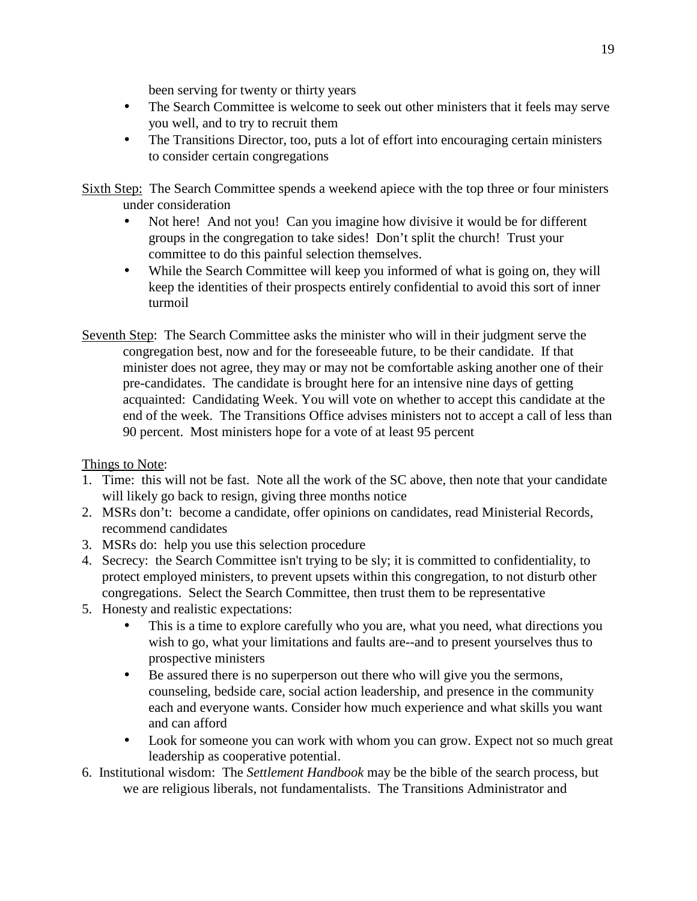been serving for twenty or thirty years

- The Search Committee is welcome to seek out other ministers that it feels may serve you well, and to try to recruit them
- The Transitions Director, too, puts a lot of effort into encouraging certain ministers to consider certain congregations

<u>Sixth Step:</u> The Search Committee spends a weekend apiece with the top three or four ministers under consideration

- Not here! And not you! Can you imagine how divisive it would be for different groups in the congregation to take sides! Don't split the church! Trust your committee to do this painful selection themselves.
- While the Search Committee will keep you informed of what is going on, they will keep the identities of their prospects entirely confidential to avoid this sort of inner turmoil

<u>Seventh Step</u>: The Search Committee asks the minister who will in their judgment serve the congregation best, now and for the foreseeable future, to be their candidate. If that minister does not agree, they may or may not be comfortable asking another one of their pre-candidates. The candidate is brought here for an intensive nine days of getting acquainted: Candidating Week. You will vote on whether to accept this candidate at the end of the week. The Transitions Office advises ministers not to accept a call of less than 90 percent. Most ministers hope for a vote of at least 95 percent

<u>Things to Note</u>:

1. Time: this will not be fast. Note all the work of the SC above, then note that your candidate will likely go back to resign, giving three months notice
2. MSRs don't: become a candidate, offer opinions on candidates, read Ministerial Records, recommend candidates
3. MSRs do: help you use this selection procedure
4. Secrecy: the Search Committee isn't trying to be sly; it is committed to confidentiality, to protect employed ministers, to prevent upsets within this congregation, to not disturb other congregations. Select the Search Committee, then trust them to be representative
5. Honesty and realistic expectations:
   - This is a time to explore carefully who you are, what you need, what directions you wish to go, what your limitations and faults are--and to present yourselves thus to prospective ministers
   - Be assured there is no superperson out there who will give you the sermons, counseling, bedside care, social action leadership, and presence in the community each and everyone wants. Consider how much experience and what skills you want and can afford
   - Look for someone you can work with whom you can grow. Expect not so much great leadership as cooperative potential.
6. Institutional wisdom: The *Settlement Handbook* may be the bible of the search process, but we are religious liberals, not fundamentalists. The Transitions Administrator and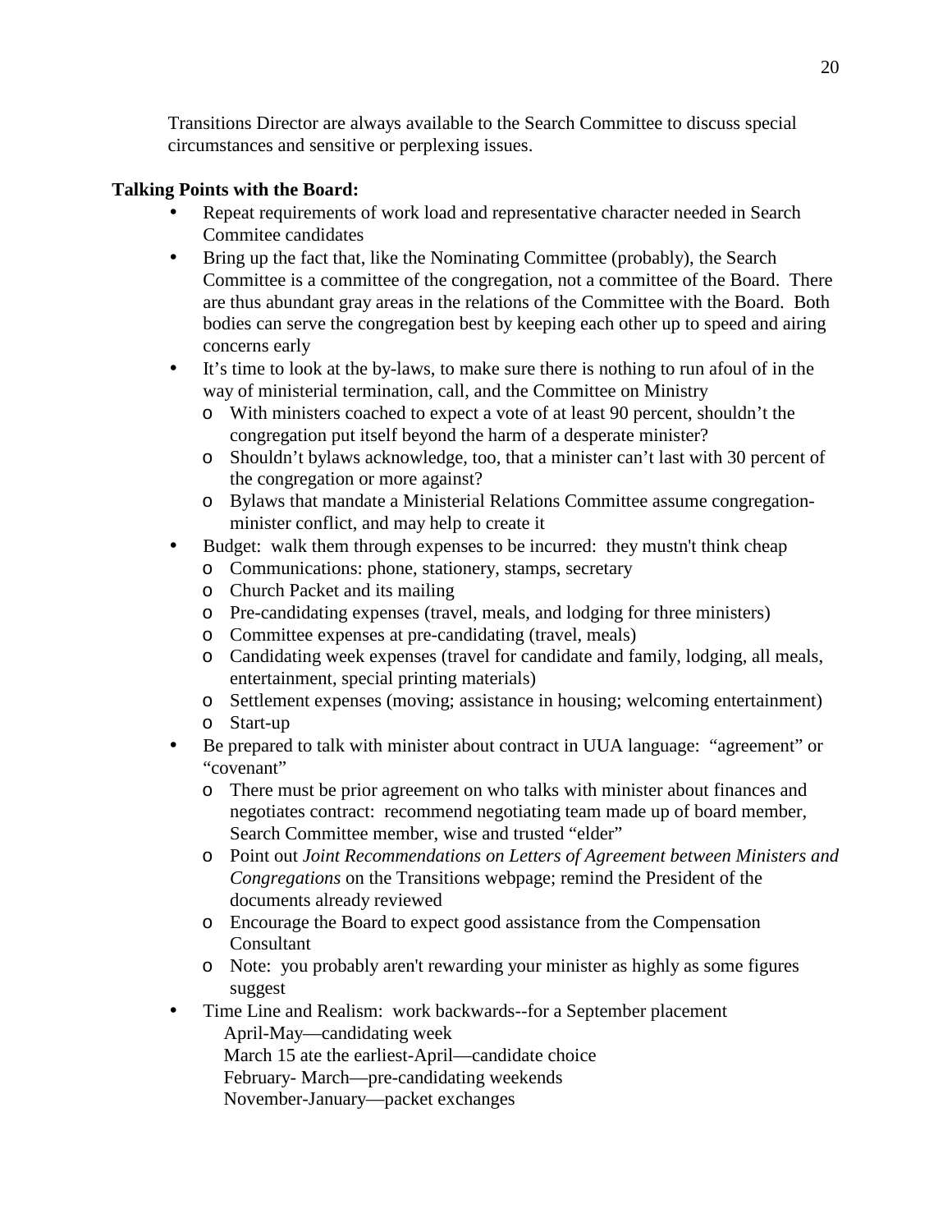Transitions Director are always available to the Search Committee to discuss special circumstances and sensitive or perplexing issues.

**Talking Points with the Board:**

- Repeat requirements of work load and representative character needed in Search Commitee candidates
- Bring up the fact that, like the Nominating Committee (probably), the Search Committee is a committee of the congregation, not a committee of the Board. There are thus abundant gray areas in the relations of the Committee with the Board. Both bodies can serve the congregation best by keeping each other up to speed and airing concerns early
- It's time to look at the by-laws, to make sure there is nothing to run afoul of in the way of ministerial termination, call, and the Committee on Ministry
  - With ministers coached to expect a vote of at least 90 percent, shouldn't the congregation put itself beyond the harm of a desperate minister?
  - Shouldn't bylaws acknowledge, too, that a minister can't last with 30 percent of the congregation or more against?
  - Bylaws that mandate a Ministerial Relations Committee assume congregation-minister conflict, and may help to create it
- Budget: walk them through expenses to be incurred: they mustn't think cheap
  - Communications: phone, stationery, stamps, secretary
  - Church Packet and its mailing
  - Pre-candidating expenses (travel, meals, and lodging for three ministers)
  - Committee expenses at pre-candidating (travel, meals)
  - Candidating week expenses (travel for candidate and family, lodging, all meals, entertainment, special printing materials)
  - Settlement expenses (moving; assistance in housing; welcoming entertainment)
  - Start-up
- Be prepared to talk with minister about contract in UUA language: "agreement" or "covenant"
  - There must be prior agreement on who talks with minister about finances and negotiates contract: recommend negotiating team made up of board member, Search Committee member, wise and trusted "elder"
  - Point out *Joint Recommendations on Letters of Agreement between Ministers and Congregations* on the Transitions webpage; remind the President of the documents already reviewed
  - Encourage the Board to expect good assistance from the Compensation Consultant
  - Note: you probably aren't rewarding your minister as highly as some figures suggest
- Time Line and Realism: work backwards--for a September placement

  April-May—candidating week
  March 15 ate the earliest-April—candidate choice
  February- March—pre-candidating weekends
  November-January—packet exchanges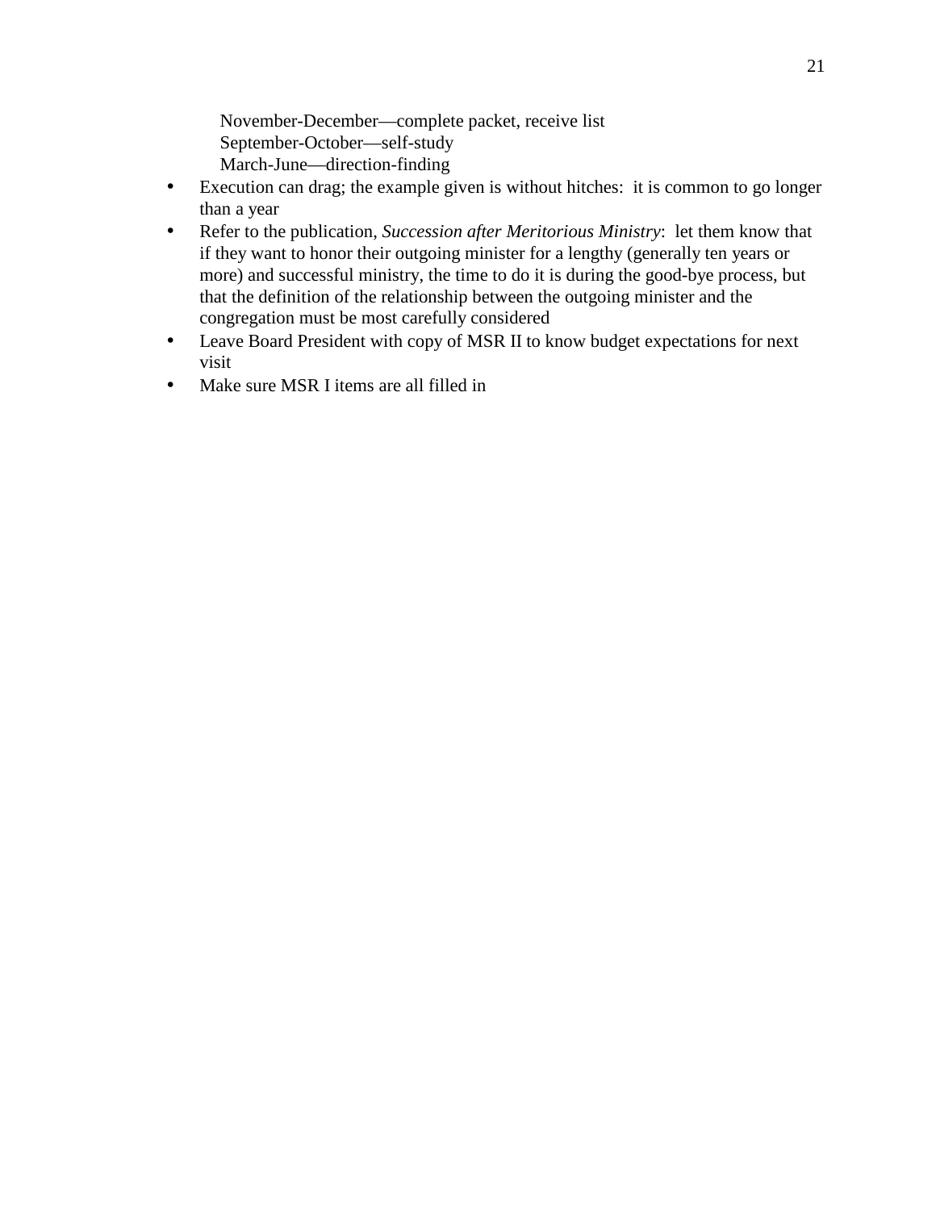November-December—complete packet, receive list
September-October—self-study
March-June—direction-finding

- Execution can drag; the example given is without hitches:  it is common to go longer than a year
- Refer to the publication, *Succession after Meritorious Ministry*:  let them know that if they want to honor their outgoing minister for a lengthy (generally ten years or more) and successful ministry, the time to do it is during the good-bye process, but that the definition of the relationship between the outgoing minister and the congregation must be most carefully considered
- Leave Board President with copy of MSR II to know budget expectations for next visit
- Make sure MSR I items are all filled in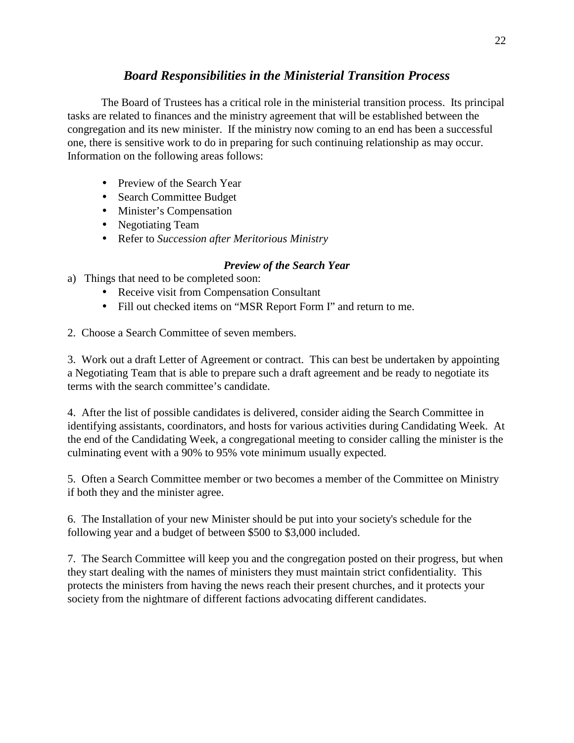## ***Board Responsibilities in the Ministerial Transition Process***

The Board of Trustees has a critical role in the ministerial transition process. Its principal tasks are related to finances and the ministry agreement that will be established between the congregation and its new minister. If the ministry now coming to an end has been a successful one, there is sensitive work to do in preparing for such continuing relationship as may occur. Information on the following areas follows:

- Preview of the Search Year
- Search Committee Budget
- Minister's Compensation
- Negotiating Team
- Refer to *Succession after Meritorious Ministry*

### ***Preview of the Search Year***

a) Things that need to be completed soon:
   - Receive visit from Compensation Consultant
   - Fill out checked items on "MSR Report Form I" and return to me.

2. Choose a Search Committee of seven members.

3. Work out a draft Letter of Agreement or contract. This can best be undertaken by appointing a Negotiating Team that is able to prepare such a draft agreement and be ready to negotiate its terms with the search committee's candidate.

4. After the list of possible candidates is delivered, consider aiding the Search Committee in identifying assistants, coordinators, and hosts for various activities during Candidating Week. At the end of the Candidating Week, a congregational meeting to consider calling the minister is the culminating event with a 90% to 95% vote minimum usually expected.

5. Often a Search Committee member or two becomes a member of the Committee on Ministry if both they and the minister agree.

6. The Installation of your new Minister should be put into your society's schedule for the following year and a budget of between $500 to $3,000 included.

7. The Search Committee will keep you and the congregation posted on their progress, but when they start dealing with the names of ministers they must maintain strict confidentiality. This protects the ministers from having the news reach their present churches, and it protects your society from the nightmare of different factions advocating different candidates.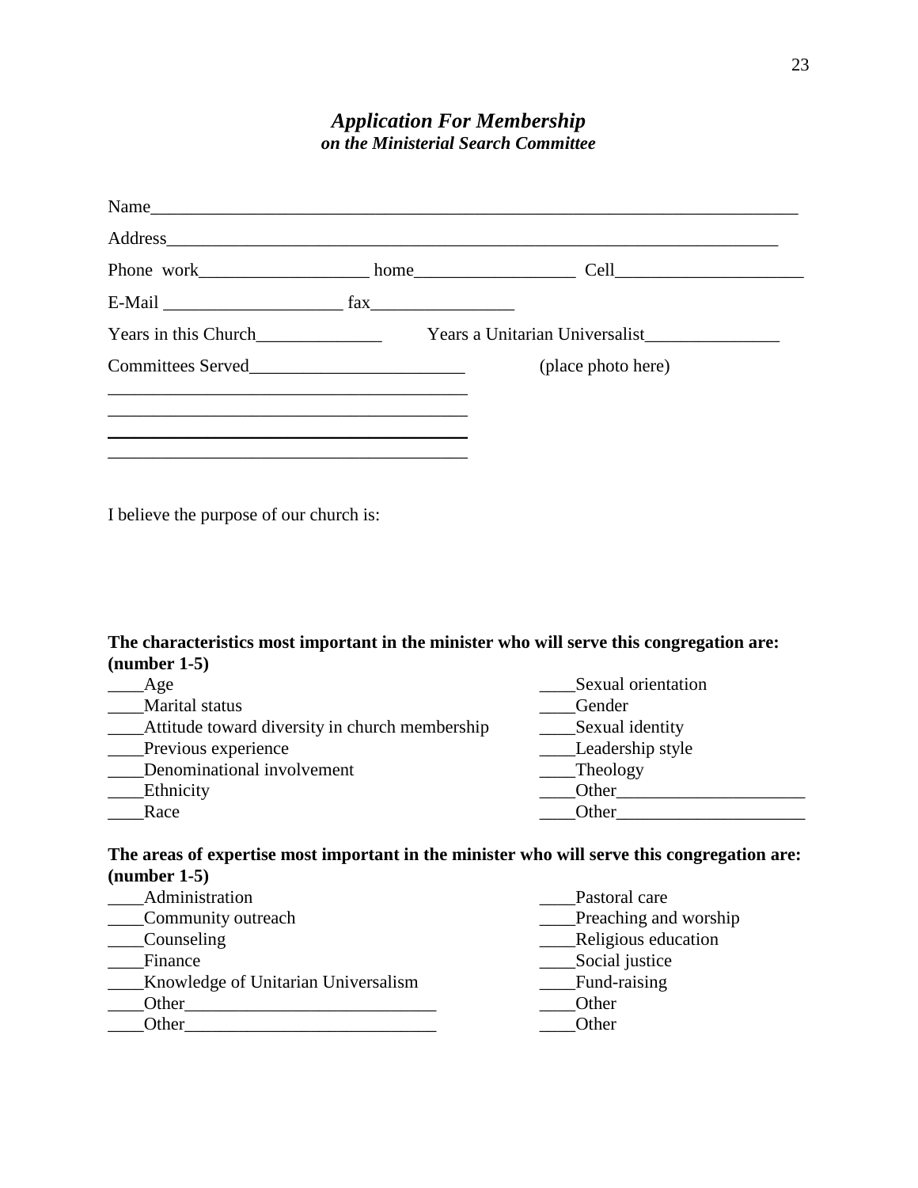## *Application For Membership*
### ***on the Ministerial Search Committee***

Name_______________________________________________________________________

Address____________________________________________________________________

Phone work___________________ home_________________ Cell____________________

E-Mail ____________________ fax________________

Years in this Church______________ Years a Unitarian Universalist_______________

Committees Served________________________ (place photo here)

________________________________________

________________________________________

________________________________________

________________________________________

I believe the purpose of our church is:

**The characteristics most important in the minister who will serve this congregation are: (number 1-5)**

____Age
____Marital status
____Attitude toward diversity in church membership
____Previous experience
____Denominational involvement
____Ethnicity
____Race
____Sexual orientation
____Gender
____Sexual identity
____Leadership style
____Theology
____Other_____________________
____Other_____________________

**The areas of expertise most important in the minister who will serve this congregation are: (number 1-5)**

____Administration
____Community outreach
____Counseling
____Finance
____Knowledge of Unitarian Universalism
____Other____________________________
____Other____________________________
____Pastoral care
____Preaching and worship
____Religious education
____Social justice
____Fund-raising
____Other
____Other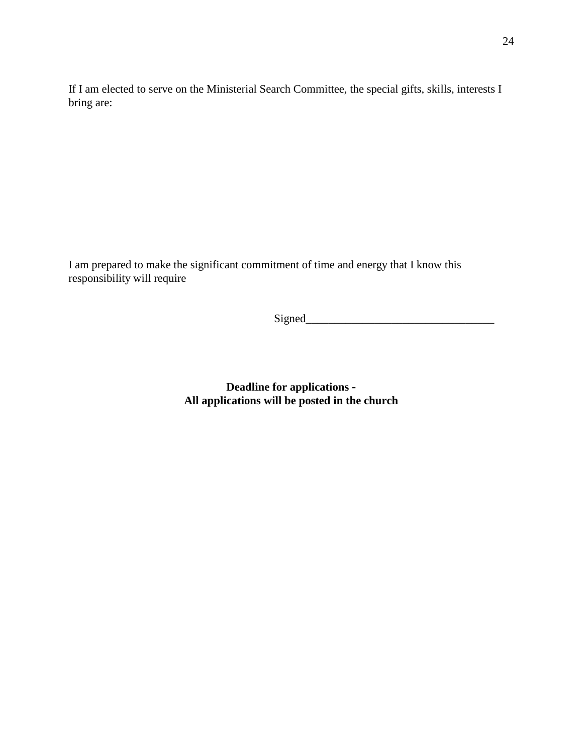If I am elected to serve on the Ministerial Search Committee, the special gifts, skills, interests I bring are:

I am prepared to make the significant commitment of time and energy that I know this responsibility will require

Signed_________________________________

**Deadline for applications -**
**All applications will be posted in the church**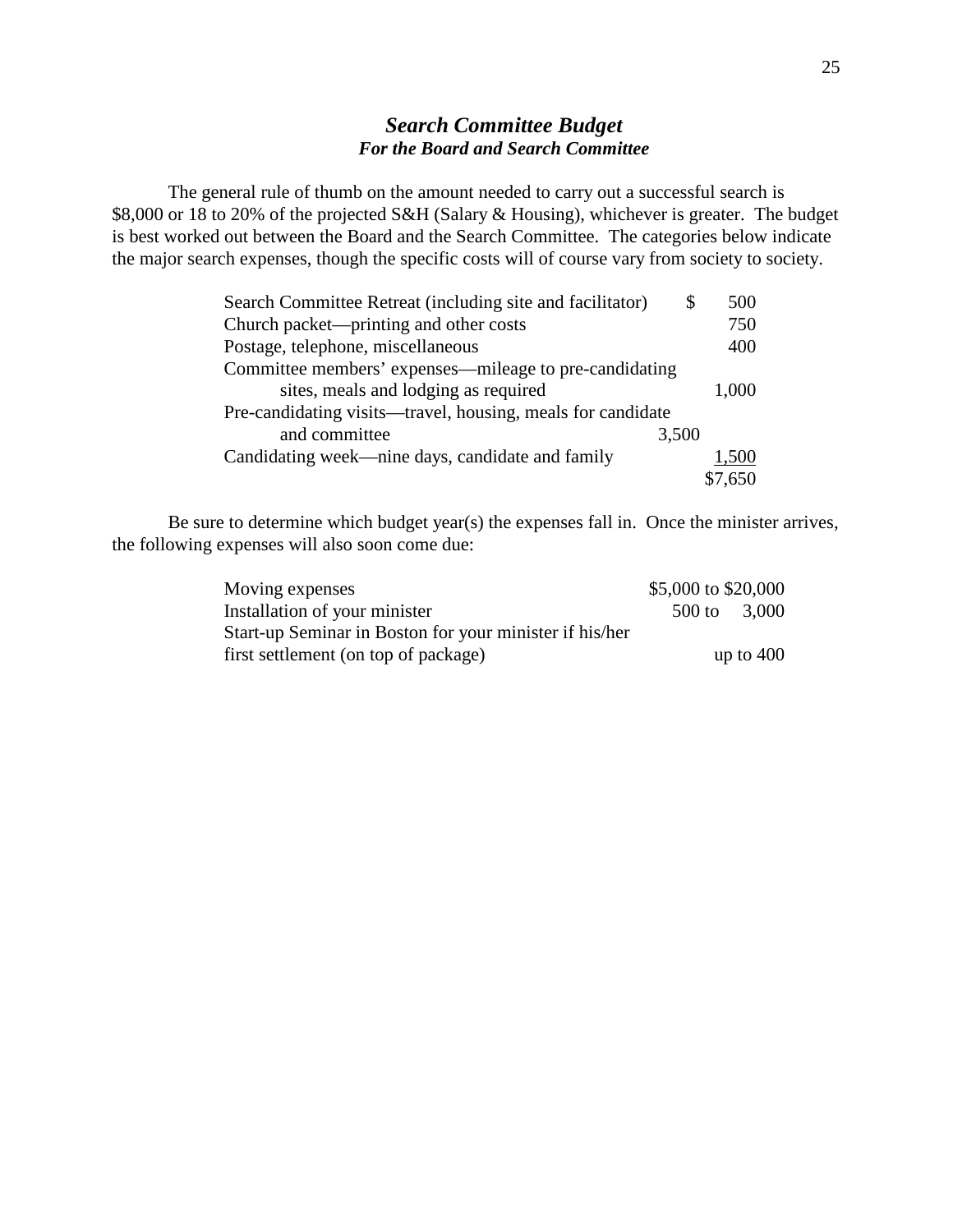## *Search Committee Budget*
### *For the Board and Search Committee*

The general rule of thumb on the amount needed to carry out a successful search is $8,000 or 18 to 20% of the projected S&H (Salary & Housing), whichever is greater. The budget is best worked out between the Board and the Search Committee. The categories below indicate the major search expenses, though the specific costs will of course vary from society to society.

| Expense | Amount |
|---|---|
| Search Committee Retreat (including site and facilitator) | $ 500 |
| Church packet—printing and other costs | 750 |
| Postage, telephone, miscellaneous | 400 |
| Committee members' expenses—mileage to pre-candidating sites, meals and lodging as required | 1,000 |
| Pre-candidating visits—travel, housing, meals for candidate and committee | 3,500 |
| Candidating week—nine days, candidate and family | 1,500 |
| | $7,650 |

Be sure to determine which budget year(s) the expenses fall in. Once the minister arrives, the following expenses will also soon come due:

| Expense | Amount |
|---|---|
| Moving expenses | $5,000 to $20,000 |
| Installation of your minister | 500 to 3,000 |
| Start-up Seminar in Boston for your minister if his/her first settlement (on top of package) | up to 400 |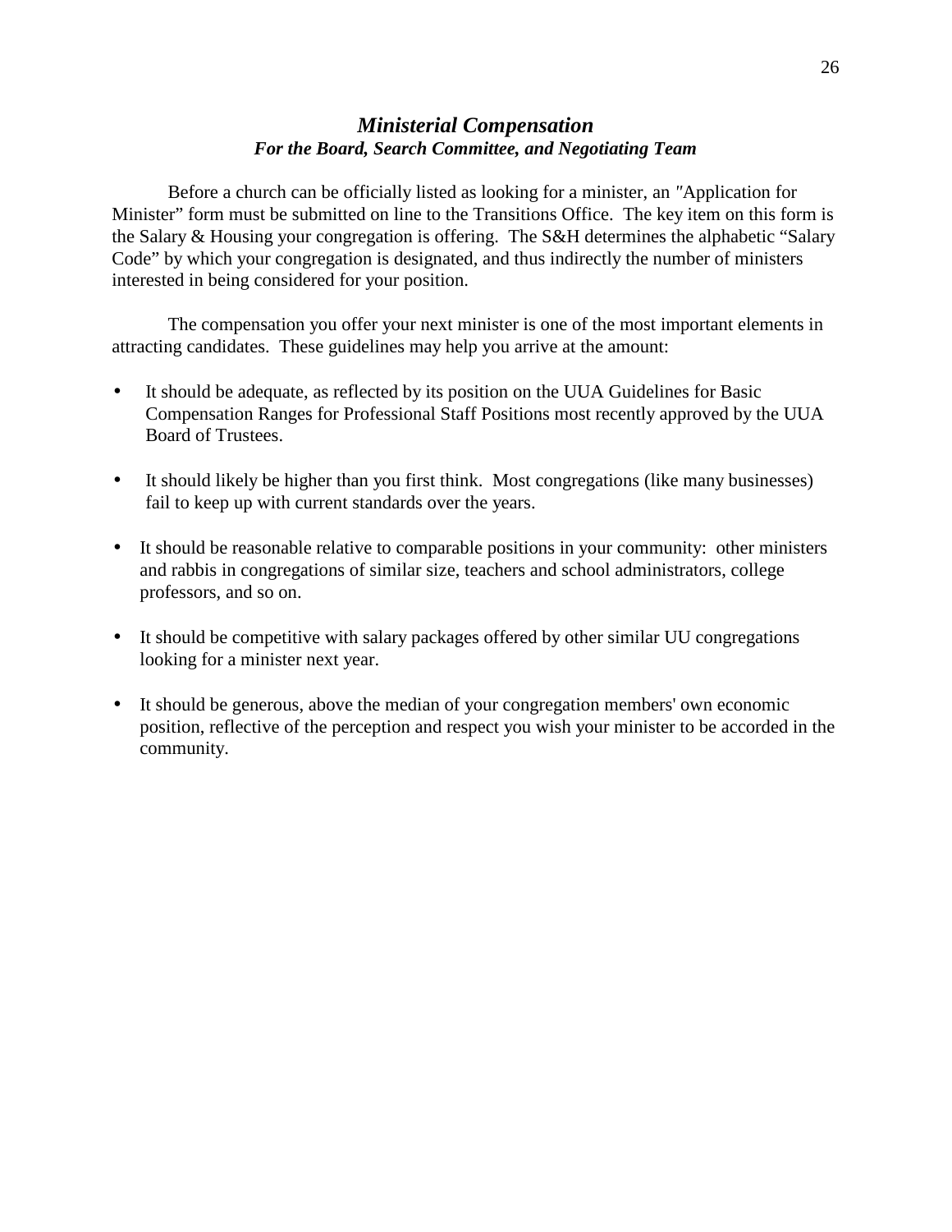## *Ministerial Compensation*

### *For the Board, Search Committee, and Negotiating Team*

Before a church can be officially listed as looking for a minister, an "Application for Minister" form must be submitted on line to the Transitions Office. The key item on this form is the Salary & Housing your congregation is offering. The S&H determines the alphabetic "Salary Code" by which your congregation is designated, and thus indirectly the number of ministers interested in being considered for your position.

The compensation you offer your next minister is one of the most important elements in attracting candidates. These guidelines may help you arrive at the amount:

- It should be adequate, as reflected by its position on the UUA Guidelines for Basic Compensation Ranges for Professional Staff Positions most recently approved by the UUA Board of Trustees.

- It should likely be higher than you first think. Most congregations (like many businesses) fail to keep up with current standards over the years.

- It should be reasonable relative to comparable positions in your community: other ministers and rabbis in congregations of similar size, teachers and school administrators, college professors, and so on.

- It should be competitive with salary packages offered by other similar UU congregations looking for a minister next year.

- It should be generous, above the median of your congregation members' own economic position, reflective of the perception and respect you wish your minister to be accorded in the community.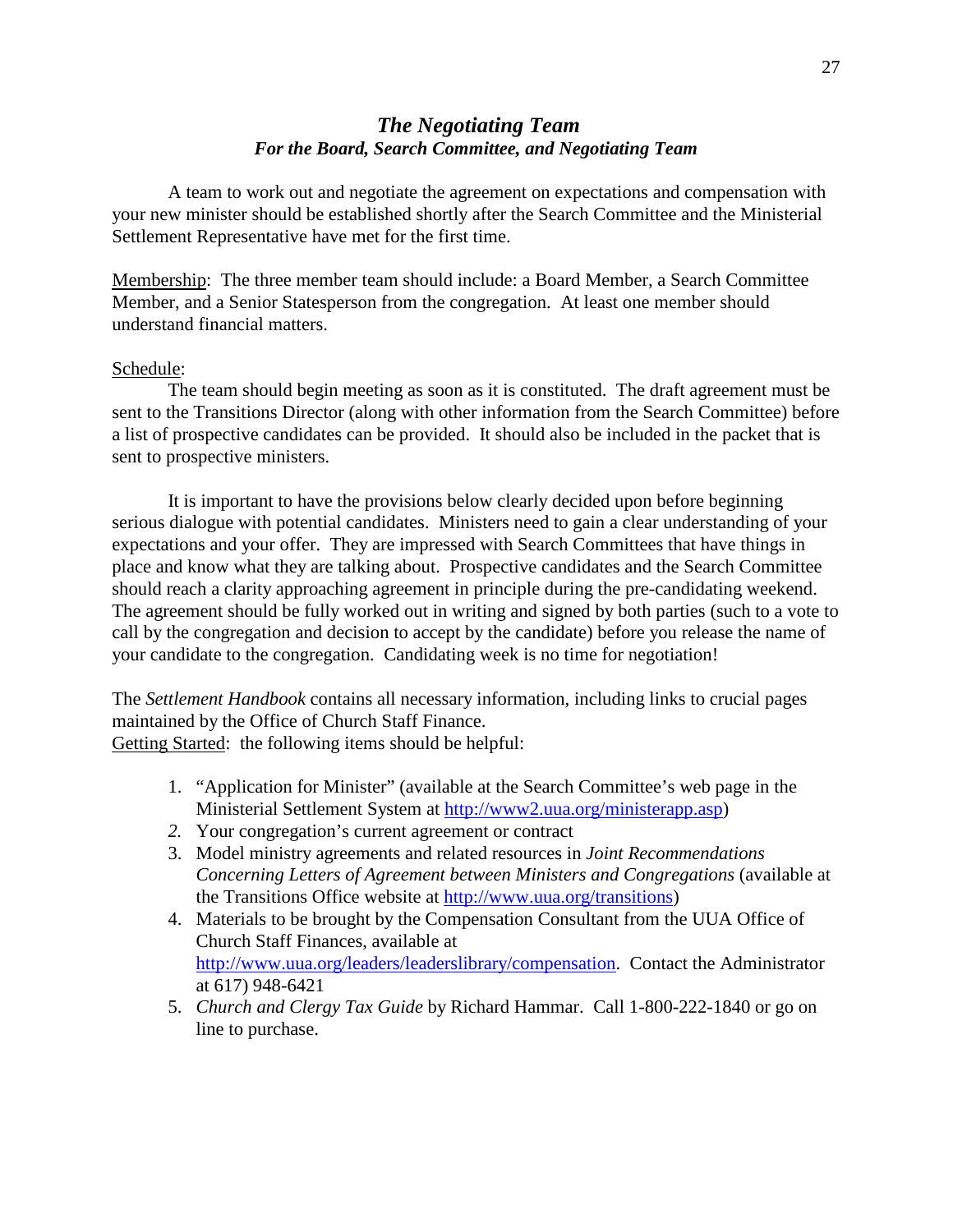## *The Negotiating Team*
### *For the Board, Search Committee, and Negotiating Team*

A team to work out and negotiate the agreement on expectations and compensation with your new minister should be established shortly after the Search Committee and the Ministerial Settlement Representative have met for the first time.

<u>Membership</u>: The three member team should include: a Board Member, a Search Committee Member, and a Senior Statesperson from the congregation. At least one member should understand financial matters.

<u>Schedule</u>:

The team should begin meeting as soon as it is constituted. The draft agreement must be sent to the Transitions Director (along with other information from the Search Committee) before a list of prospective candidates can be provided. It should also be included in the packet that is sent to prospective ministers.

It is important to have the provisions below clearly decided upon before beginning serious dialogue with potential candidates. Ministers need to gain a clear understanding of your expectations and your offer. They are impressed with Search Committees that have things in place and know what they are talking about. Prospective candidates and the Search Committee should reach a clarity approaching agreement in principle during the pre-candidating weekend. The agreement should be fully worked out in writing and signed by both parties (such to a vote to call by the congregation and decision to accept by the candidate) before you release the name of your candidate to the congregation. Candidating week is no time for negotiation!

The *Settlement Handbook* contains all necessary information, including links to crucial pages maintained by the Office of Church Staff Finance.

<u>Getting Started</u>: the following items should be helpful:

1. "Application for Minister" (available at the Search Committee's web page in the Ministerial Settlement System at http://www2.uua.org/ministerapp.asp)
2. Your congregation's current agreement or contract
3. Model ministry agreements and related resources in *Joint Recommendations Concerning Letters of Agreement between Ministers and Congregations* (available at the Transitions Office website at http://www.uua.org/transitions)
4. Materials to be brought by the Compensation Consultant from the UUA Office of Church Staff Finances, available at http://www.uua.org/leaders/leaderslibrary/compensation. Contact the Administrator at 617) 948-6421
5. *Church and Clergy Tax Guide* by Richard Hammar. Call 1-800-222-1840 or go on line to purchase.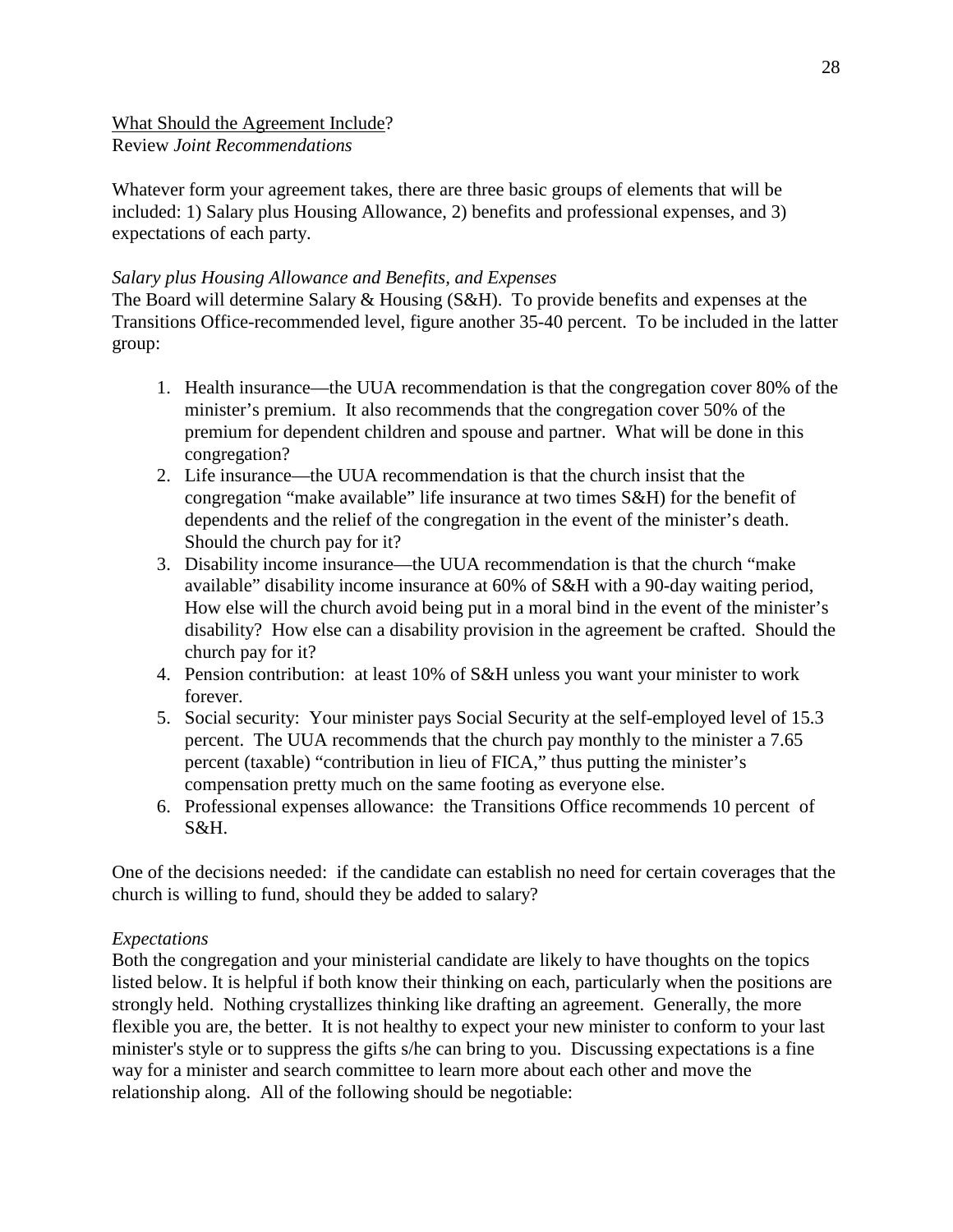<u>What Should the Agreement Include</u>?
Review *Joint Recommendations*

Whatever form your agreement takes, there are three basic groups of elements that will be included: 1) Salary plus Housing Allowance, 2) benefits and professional expenses, and 3) expectations of each party.

*Salary plus Housing Allowance and Benefits, and Expenses*
The Board will determine Salary & Housing (S&H). To provide benefits and expenses at the Transitions Office-recommended level, figure another 35-40 percent. To be included in the latter group:

1. Health insurance—the UUA recommendation is that the congregation cover 80% of the minister's premium. It also recommends that the congregation cover 50% of the premium for dependent children and spouse and partner. What will be done in this congregation?
2. Life insurance—the UUA recommendation is that the church insist that the congregation "make available" life insurance at two times S&H) for the benefit of dependents and the relief of the congregation in the event of the minister's death. Should the church pay for it?
3. Disability income insurance—the UUA recommendation is that the church "make available" disability income insurance at 60% of S&H with a 90-day waiting period, How else will the church avoid being put in a moral bind in the event of the minister's disability? How else can a disability provision in the agreement be crafted. Should the church pay for it?
4. Pension contribution: at least 10% of S&H unless you want your minister to work forever.
5. Social security: Your minister pays Social Security at the self-employed level of 15.3 percent. The UUA recommends that the church pay monthly to the minister a 7.65 percent (taxable) "contribution in lieu of FICA," thus putting the minister's compensation pretty much on the same footing as everyone else.
6. Professional expenses allowance: the Transitions Office recommends 10 percent of S&H.

One of the decisions needed: if the candidate can establish no need for certain coverages that the church is willing to fund, should they be added to salary?

*Expectations*
Both the congregation and your ministerial candidate are likely to have thoughts on the topics listed below. It is helpful if both know their thinking on each, particularly when the positions are strongly held. Nothing crystallizes thinking like drafting an agreement. Generally, the more flexible you are, the better. It is not healthy to expect your new minister to conform to your last minister's style or to suppress the gifts s/he can bring to you. Discussing expectations is a fine way for a minister and search committee to learn more about each other and move the relationship along. All of the following should be negotiable: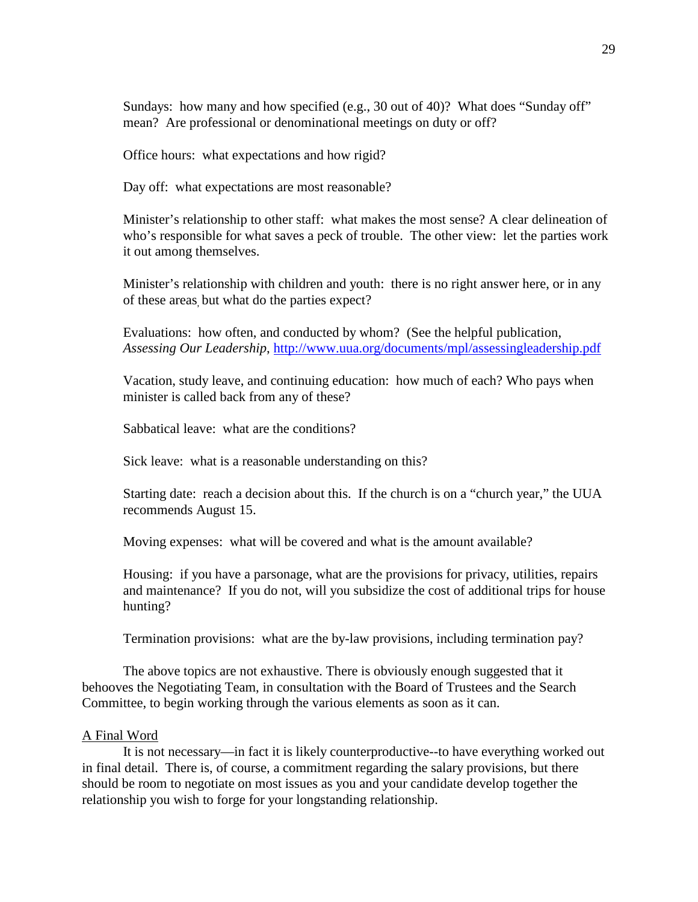Sundays: how many and how specified (e.g., 30 out of 40)? What does "Sunday off" mean? Are professional or denominational meetings on duty or off?

Office hours: what expectations and how rigid?

Day off: what expectations are most reasonable?

Minister's relationship to other staff: what makes the most sense? A clear delineation of who's responsible for what saves a peck of trouble. The other view: let the parties work it out among themselves.

Minister's relationship with children and youth: there is no right answer here, or in any of these areas, but what do the parties expect?

Evaluations: how often, and conducted by whom? (See the helpful publication, *Assessing Our Leadership*, [http://www.uua.org/documents/mpl/assessingleadership.pdf](http://www.uua.org/documents/mpl/assessingleadership.pdf)

Vacation, study leave, and continuing education: how much of each? Who pays when minister is called back from any of these?

Sabbatical leave: what are the conditions?

Sick leave: what is a reasonable understanding on this?

Starting date: reach a decision about this. If the church is on a "church year," the UUA recommends August 15.

Moving expenses: what will be covered and what is the amount available?

Housing: if you have a parsonage, what are the provisions for privacy, utilities, repairs and maintenance? If you do not, will you subsidize the cost of additional trips for house hunting?

Termination provisions: what are the by-law provisions, including termination pay?

The above topics are not exhaustive. There is obviously enough suggested that it behooves the Negotiating Team, in consultation with the Board of Trustees and the Search Committee, to begin working through the various elements as soon as it can.

## A Final Word

It is not necessary—in fact it is likely counterproductive--to have everything worked out in final detail. There is, of course, a commitment regarding the salary provisions, but there should be room to negotiate on most issues as you and your candidate develop together the relationship you wish to forge for your longstanding relationship.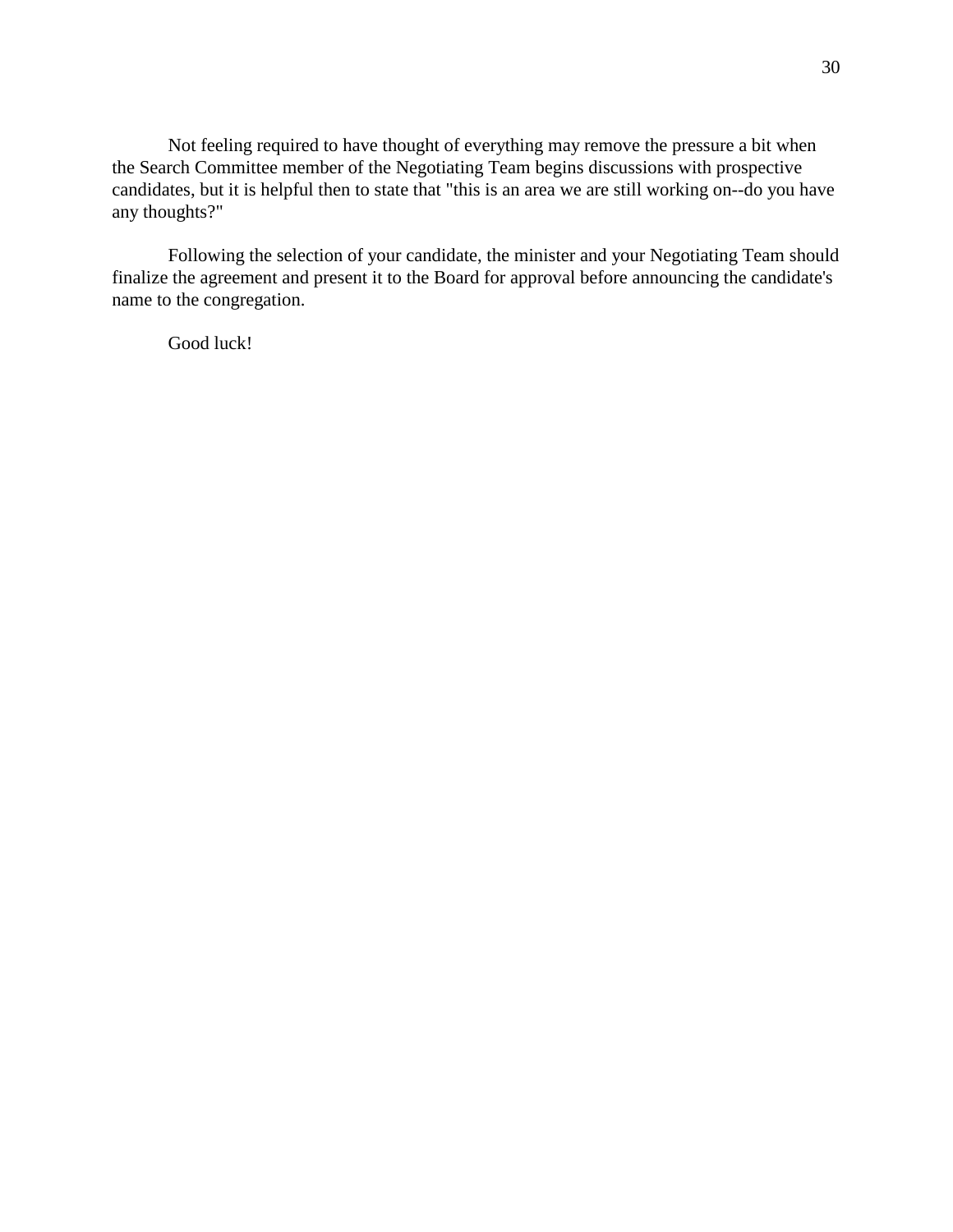Not feeling required to have thought of everything may remove the pressure a bit when the Search Committee member of the Negotiating Team begins discussions with prospective candidates, but it is helpful then to state that "this is an area we are still working on--do you have any thoughts?"

Following the selection of your candidate, the minister and your Negotiating Team should finalize the agreement and present it to the Board for approval before announcing the candidate's name to the congregation.

Good luck!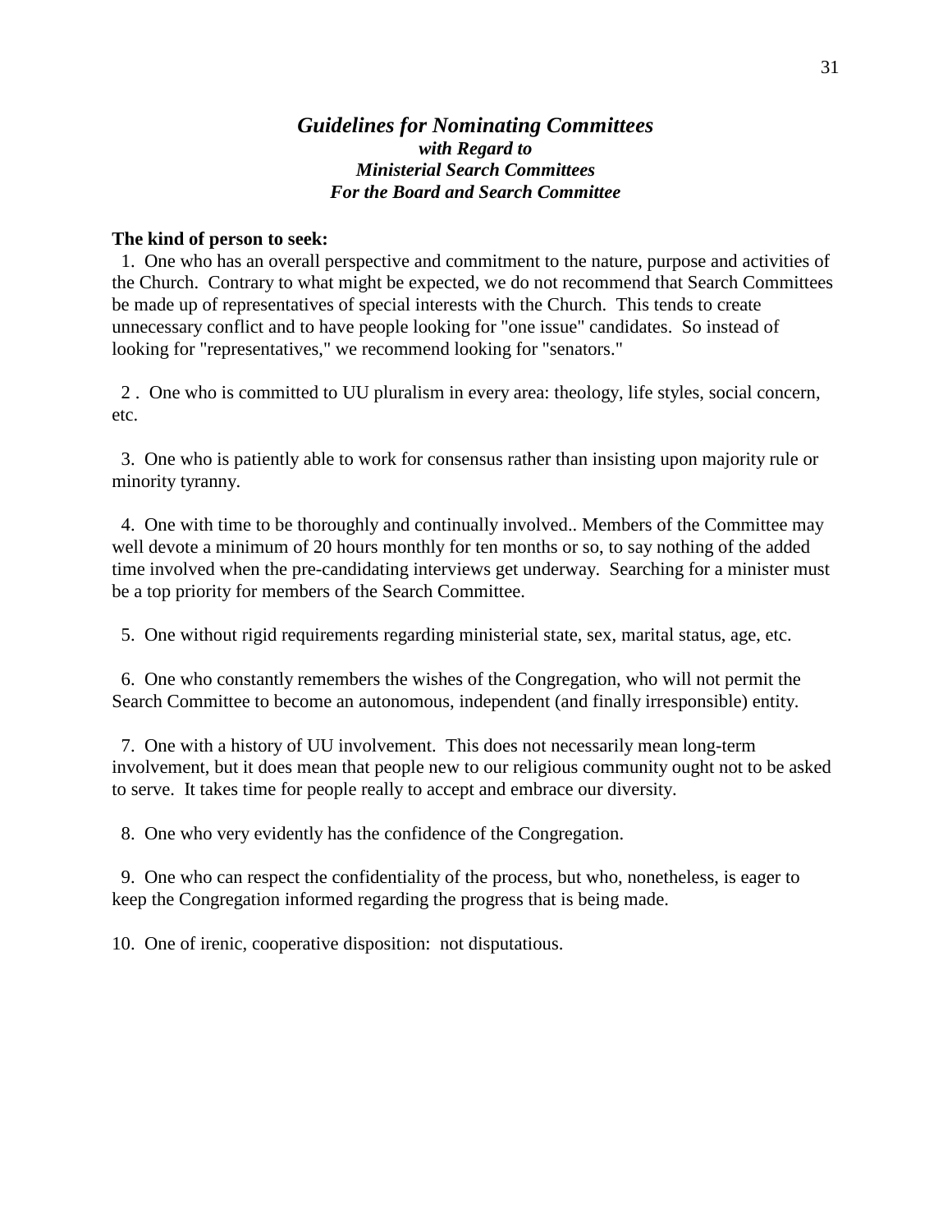## *Guidelines for Nominating Committees*
### *with Regard to*
### *Ministerial Search Committees*
### *For the Board and Search Committee*

**The kind of person to seek:**

1. One who has an overall perspective and commitment to the nature, purpose and activities of the Church. Contrary to what might be expected, we do not recommend that Search Committees be made up of representatives of special interests with the Church. This tends to create unnecessary conflict and to have people looking for "one issue" candidates. So instead of looking for "representatives," we recommend looking for "senators."

2 . One who is committed to UU pluralism in every area: theology, life styles, social concern, etc.

3. One who is patiently able to work for consensus rather than insisting upon majority rule or minority tyranny.

4. One with time to be thoroughly and continually involved.. Members of the Committee may well devote a minimum of 20 hours monthly for ten months or so, to say nothing of the added time involved when the pre-candidating interviews get underway. Searching for a minister must be a top priority for members of the Search Committee.

5. One without rigid requirements regarding ministerial state, sex, marital status, age, etc.

6. One who constantly remembers the wishes of the Congregation, who will not permit the Search Committee to become an autonomous, independent (and finally irresponsible) entity.

7. One with a history of UU involvement. This does not necessarily mean long-term involvement, but it does mean that people new to our religious community ought not to be asked to serve. It takes time for people really to accept and embrace our diversity.

8. One who very evidently has the confidence of the Congregation.

9. One who can respect the confidentiality of the process, but who, nonetheless, is eager to keep the Congregation informed regarding the progress that is being made.

10. One of irenic, cooperative disposition: not disputatious.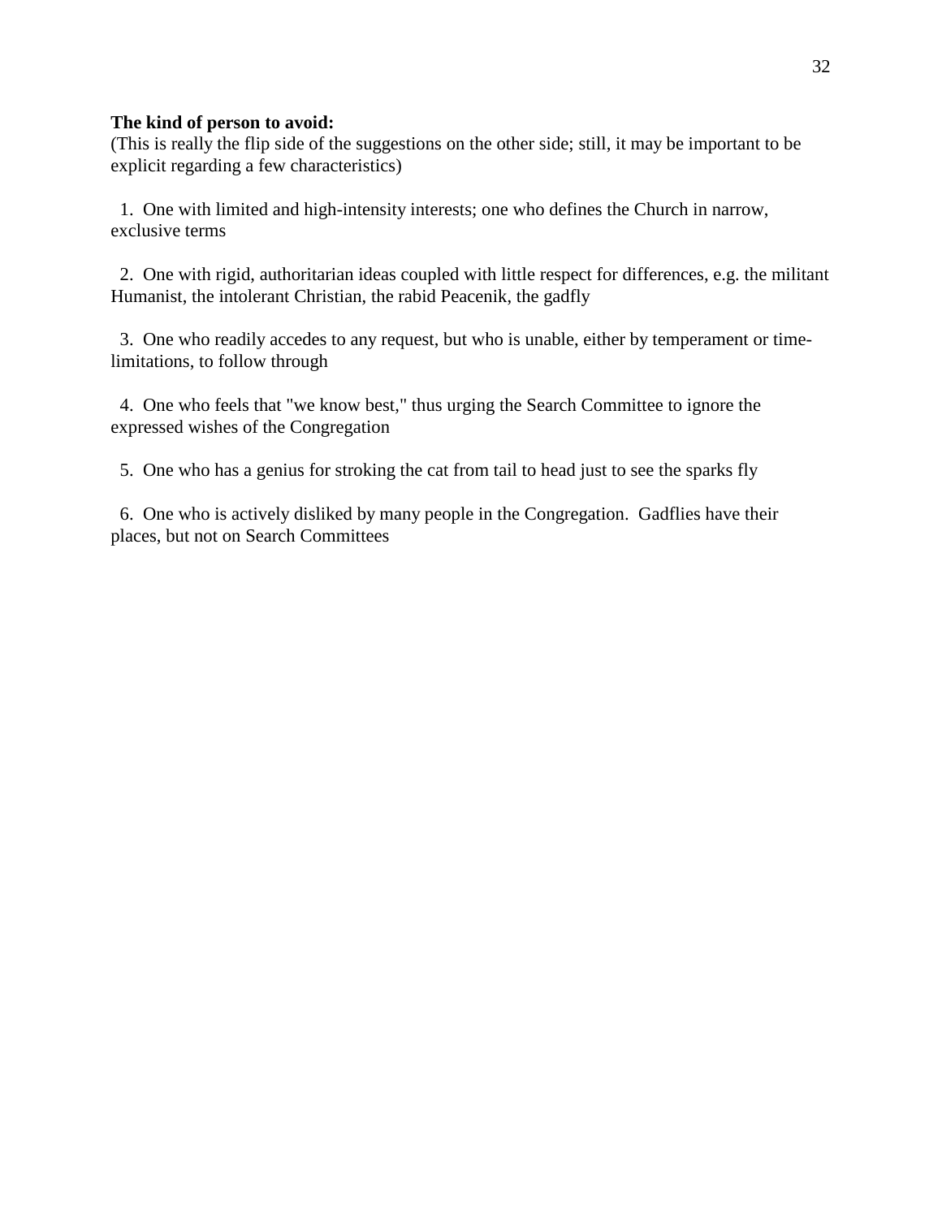**The kind of person to avoid:**

(This is really the flip side of the suggestions on the other side; still, it may be important to be explicit regarding a few characteristics)

1. One with limited and high-intensity interests; one who defines the Church in narrow, exclusive terms

2. One with rigid, authoritarian ideas coupled with little respect for differences, e.g. the militant Humanist, the intolerant Christian, the rabid Peacenik, the gadfly

3. One who readily accedes to any request, but who is unable, either by temperament or time-limitations, to follow through

4. One who feels that "we know best," thus urging the Search Committee to ignore the expressed wishes of the Congregation

5. One who has a genius for stroking the cat from tail to head just to see the sparks fly

6. One who is actively disliked by many people in the Congregation. Gadflies have their places, but not on Search Committees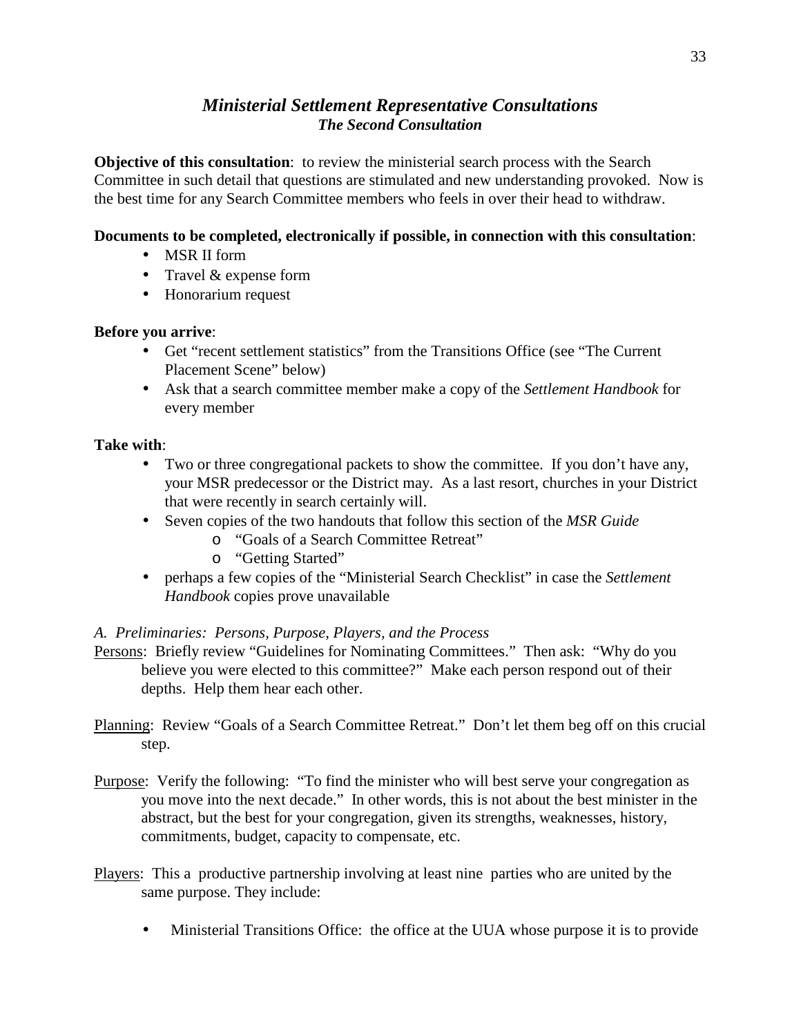## *Ministerial Settlement Representative Consultations*

### *The Second Consultation*

**Objective of this consultation**: to review the ministerial search process with the Search Committee in such detail that questions are stimulated and new understanding provoked. Now is the best time for any Search Committee members who feels in over their head to withdraw.

**Documents to be completed, electronically if possible, in connection with this consultation**:

- MSR II form
- Travel & expense form
- Honorarium request

**Before you arrive**:

- Get "recent settlement statistics" from the Transitions Office (see "The Current Placement Scene" below)
- Ask that a search committee member make a copy of the *Settlement Handbook* for every member

**Take with**:

- Two or three congregational packets to show the committee. If you don't have any, your MSR predecessor or the District may. As a last resort, churches in your District that were recently in search certainly will.
- Seven copies of the two handouts that follow this section of the *MSR Guide*
  - "Goals of a Search Committee Retreat"
  - "Getting Started"
- perhaps a few copies of the "Ministerial Search Checklist" in case the *Settlement Handbook* copies prove unavailable

*A. Preliminaries: Persons, Purpose, Players, and the Process*

<u>Persons</u>: Briefly review "Guidelines for Nominating Committees." Then ask: "Why do you believe you were elected to this committee?" Make each person respond out of their depths. Help them hear each other.

<u>Planning</u>: Review "Goals of a Search Committee Retreat." Don't let them beg off on this crucial step.

<u>Purpose</u>: Verify the following: "To find the minister who will best serve your congregation as you move into the next decade." In other words, this is not about the best minister in the abstract, but the best for your congregation, given its strengths, weaknesses, history, commitments, budget, capacity to compensate, etc.

<u>Players</u>: This a productive partnership involving at least nine parties who are united by the same purpose. They include:

- Ministerial Transitions Office: the office at the UUA whose purpose it is to provide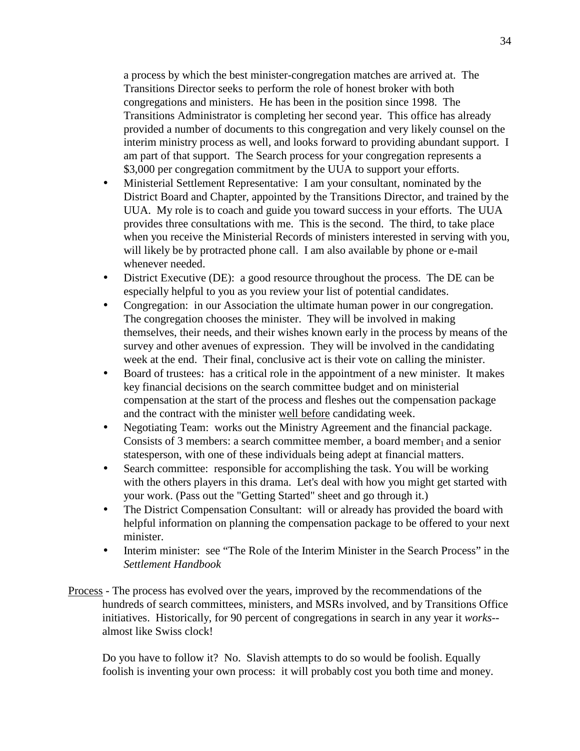a process by which the best minister-congregation matches are arrived at. The Transitions Director seeks to perform the role of honest broker with both congregations and ministers. He has been in the position since 1998. The Transitions Administrator is completing her second year. This office has already provided a number of documents to this congregation and very likely counsel on the interim ministry process as well, and looks forward to providing abundant support. I am part of that support. The Search process for your congregation represents a $3,000 per congregation commitment by the UUA to support your efforts.

- Ministerial Settlement Representative: I am your consultant, nominated by the District Board and Chapter, appointed by the Transitions Director, and trained by the UUA. My role is to coach and guide you toward success in your efforts. The UUA provides three consultations with me. This is the second. The third, to take place when you receive the Ministerial Records of ministers interested in serving with you, will likely be by protracted phone call. I am also available by phone or e-mail whenever needed.
- District Executive (DE): a good resource throughout the process. The DE can be especially helpful to you as you review your list of potential candidates.
- Congregation: in our Association the ultimate human power in our congregation. The congregation chooses the minister. They will be involved in making themselves, their needs, and their wishes known early in the process by means of the survey and other avenues of expression. They will be involved in the candidating week at the end. Their final, conclusive act is their vote on calling the minister.
- Board of trustees: has a critical role in the appointment of a new minister. It makes key financial decisions on the search committee budget and on ministerial compensation at the start of the process and fleshes out the compensation package and the contract with the minister <u>well before</u> candidating week.
- Negotiating Team: works out the Ministry Agreement and the financial package. Consists of 3 members: a search committee member, a board member[1] and a senior statesperson, with one of these individuals being adept at financial matters.
- Search committee: responsible for accomplishing the task. You will be working with the others players in this drama. Let's deal with how you might get started with your work. (Pass out the "Getting Started" sheet and go through it.)
- The District Compensation Consultant: will or already has provided the board with helpful information on planning the compensation package to be offered to your next minister.
- Interim minister: see "The Role of the Interim Minister in the Search Process" in the *Settlement Handbook*

<u>Process</u> - The process has evolved over the years, improved by the recommendations of the hundreds of search committees, ministers, and MSRs involved, and by Transitions Office initiatives. Historically, for 90 percent of congregations in search in any year it *works*--almost like Swiss clock!

Do you have to follow it? No. Slavish attempts to do so would be foolish. Equally foolish is inventing your own process: it will probably cost you both time and money.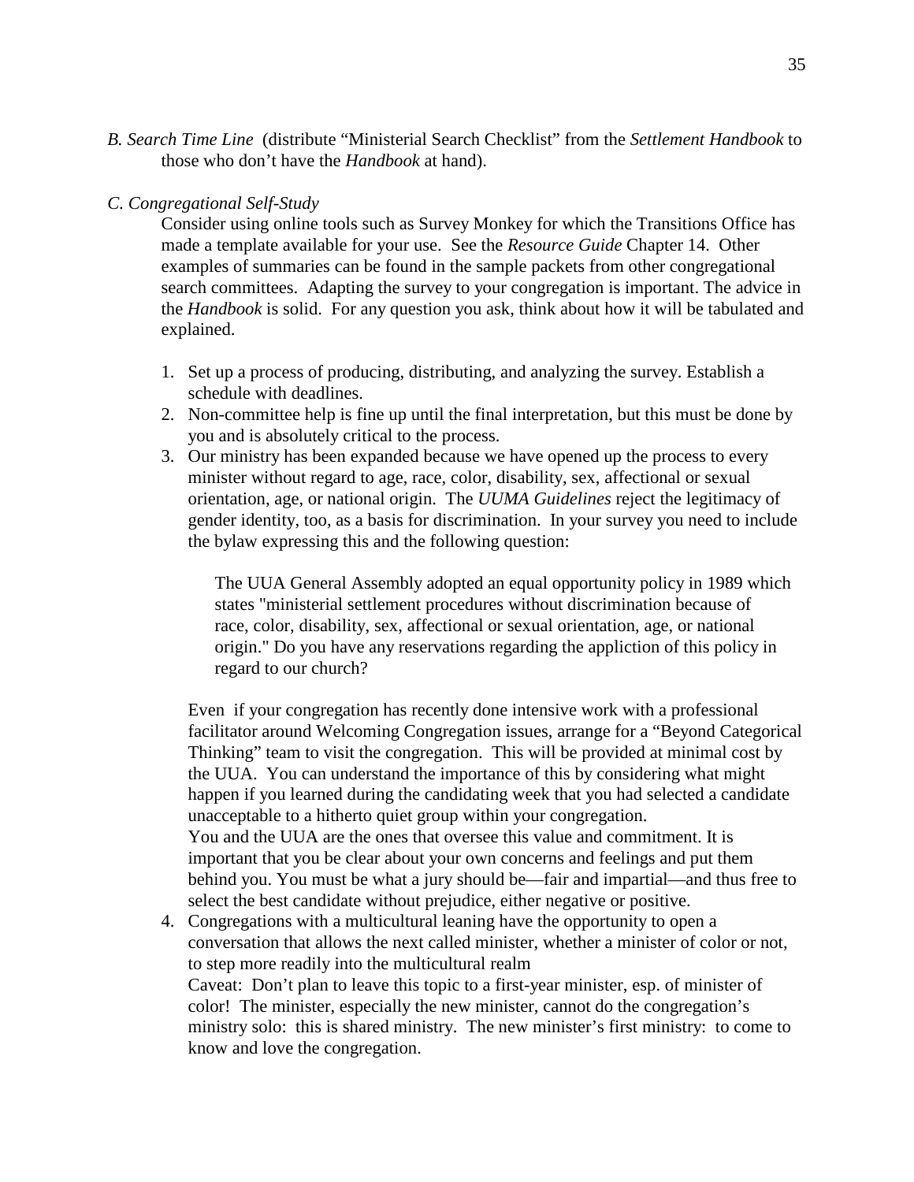*B. Search Time Line* (distribute "Ministerial Search Checklist" from the *Settlement Handbook* to those who don't have the *Handbook* at hand).

*C. Congregational Self-Study*

Consider using online tools such as Survey Monkey for which the Transitions Office has made a template available for your use. See the *Resource Guide* Chapter 14. Other examples of summaries can be found in the sample packets from other congregational search committees. Adapting the survey to your congregation is important. The advice in the *Handbook* is solid. For any question you ask, think about how it will be tabulated and explained.

1. Set up a process of producing, distributing, and analyzing the survey. Establish a schedule with deadlines.
2. Non-committee help is fine up until the final interpretation, but this must be done by you and is absolutely critical to the process.
3. Our ministry has been expanded because we have opened up the process to every minister without regard to age, race, color, disability, sex, affectional or sexual orientation, age, or national origin. The *UUMA Guidelines* reject the legitimacy of gender identity, too, as a basis for discrimination. In your survey you need to include the bylaw expressing this and the following question:

   > The UUA General Assembly adopted an equal opportunity policy in 1989 which states "ministerial settlement procedures without discrimination because of race, color, disability, sex, affectional or sexual orientation, age, or national origin." Do you have any reservations regarding the appliction of this policy in regard to our church?

   Even if your congregation has recently done intensive work with a professional facilitator around Welcoming Congregation issues, arrange for a "Beyond Categorical Thinking" team to visit the congregation. This will be provided at minimal cost by the UUA. You can understand the importance of this by considering what might happen if you learned during the candidating week that you had selected a candidate unacceptable to a hitherto quiet group within your congregation.
   You and the UUA are the ones that oversee this value and commitment. It is important that you be clear about your own concerns and feelings and put them behind you. You must be what a jury should be—fair and impartial—and thus free to select the best candidate without prejudice, either negative or positive.
4. Congregations with a multicultural leaning have the opportunity to open a conversation that allows the next called minister, whether a minister of color or not, to step more readily into the multicultural realm
   Caveat: Don't plan to leave this topic to a first-year minister, esp. of minister of color! The minister, especially the new minister, cannot do the congregation's ministry solo: this is shared ministry. The new minister's first ministry: to come to know and love the congregation.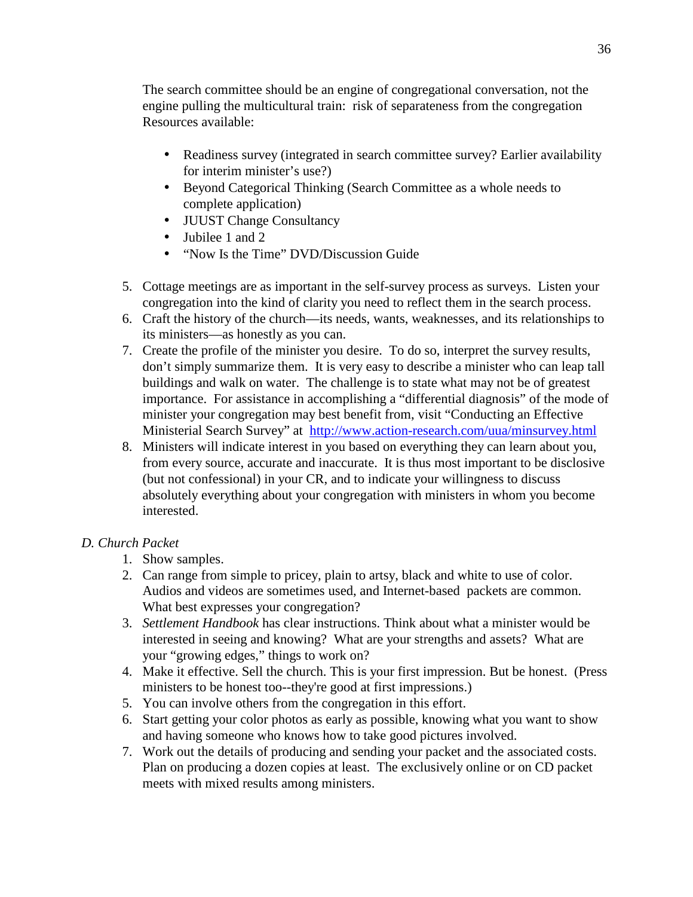The search committee should be an engine of congregational conversation, not the engine pulling the multicultural train: risk of separateness from the congregation
Resources available:

- Readiness survey (integrated in search committee survey? Earlier availability for interim minister's use?)
- Beyond Categorical Thinking (Search Committee as a whole needs to complete application)
- JUUST Change Consultancy
- Jubilee 1 and 2
- "Now Is the Time" DVD/Discussion Guide

5. Cottage meetings are as important in the self-survey process as surveys. Listen your congregation into the kind of clarity you need to reflect them in the search process.
6. Craft the history of the church—its needs, wants, weaknesses, and its relationships to its ministers—as honestly as you can.
7. Create the profile of the minister you desire. To do so, interpret the survey results, don't simply summarize them. It is very easy to describe a minister who can leap tall buildings and walk on water. The challenge is to state what may not be of greatest importance. For assistance in accomplishing a "differential diagnosis" of the mode of minister your congregation may best benefit from, visit "Conducting an Effective Ministerial Search Survey" at [http://www.action-research.com/uua/minsurvey.html](http://www.action-research.com/uua/minsurvey.html)
8. Ministers will indicate interest in you based on everything they can learn about you, from every source, accurate and inaccurate. It is thus most important to be disclosive (but not confessional) in your CR, and to indicate your willingness to discuss absolutely everything about your congregation with ministers in whom you become interested.

*D. Church Packet*

1. Show samples.
2. Can range from simple to pricey, plain to artsy, black and white to use of color. Audios and videos are sometimes used, and Internet-based packets are common. What best expresses your congregation?
3. *Settlement Handbook* has clear instructions. Think about what a minister would be interested in seeing and knowing? What are your strengths and assets? What are your "growing edges," things to work on?
4. Make it effective. Sell the church. This is your first impression. But be honest. (Press ministers to be honest too--they're good at first impressions.)
5. You can involve others from the congregation in this effort.
6. Start getting your color photos as early as possible, knowing what you want to show and having someone who knows how to take good pictures involved.
7. Work out the details of producing and sending your packet and the associated costs. Plan on producing a dozen copies at least. The exclusively online or on CD packet meets with mixed results among ministers.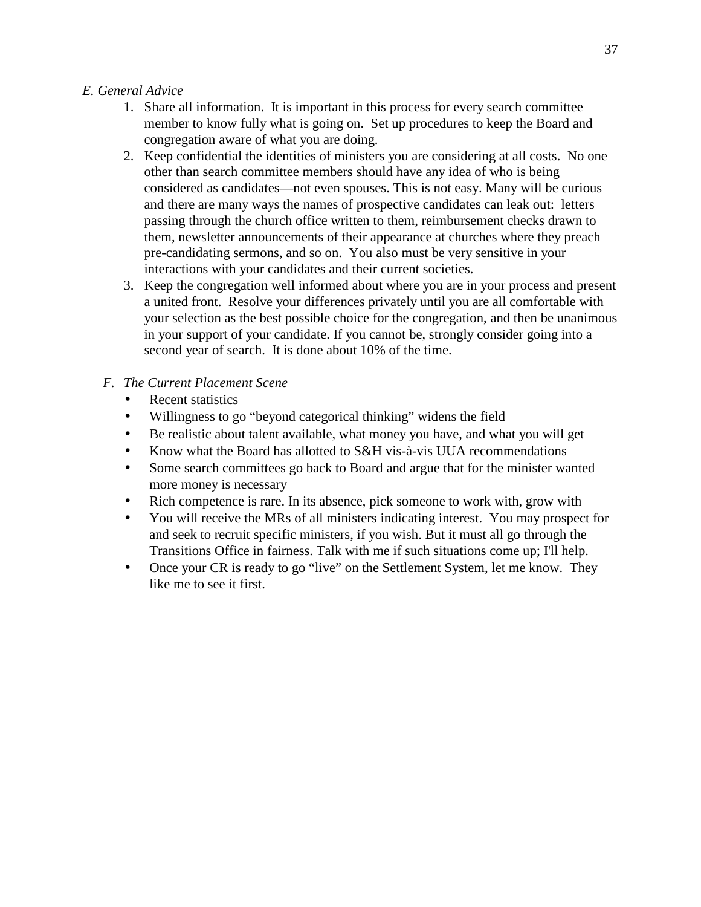*E. General Advice*

1. Share all information. It is important in this process for every search committee member to know fully what is going on. Set up procedures to keep the Board and congregation aware of what you are doing.
2. Keep confidential the identities of ministers you are considering at all costs. No one other than search committee members should have any idea of who is being considered as candidates—not even spouses. This is not easy. Many will be curious and there are many ways the names of prospective candidates can leak out: letters passing through the church office written to them, reimbursement checks drawn to them, newsletter announcements of their appearance at churches where they preach pre-candidating sermons, and so on. You also must be very sensitive in your interactions with your candidates and their current societies.
3. Keep the congregation well informed about where you are in your process and present a united front. Resolve your differences privately until you are all comfortable with your selection as the best possible choice for the congregation, and then be unanimous in your support of your candidate. If you cannot be, strongly consider going into a second year of search. It is done about 10% of the time.

*F. The Current Placement Scene*

- Recent statistics
- Willingness to go "beyond categorical thinking" widens the field
- Be realistic about talent available, what money you have, and what you will get
- Know what the Board has allotted to S&H vis-à-vis UUA recommendations
- Some search committees go back to Board and argue that for the minister wanted more money is necessary
- Rich competence is rare. In its absence, pick someone to work with, grow with
- You will receive the MRs of all ministers indicating interest. You may prospect for and seek to recruit specific ministers, if you wish. But it must all go through the Transitions Office in fairness. Talk with me if such situations come up; I'll help.
- Once your CR is ready to go "live" on the Settlement System, let me know. They like me to see it first.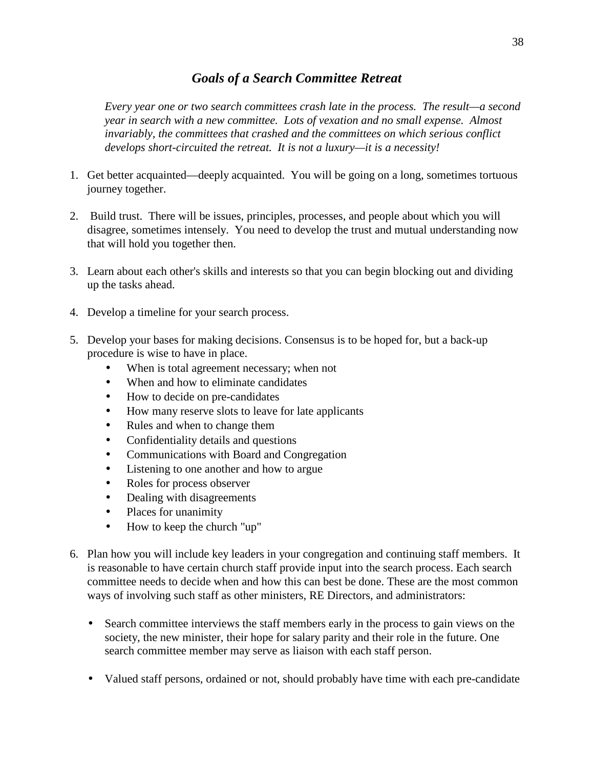## *Goals of a Search Committee Retreat*

*Every year one or two search committees crash late in the process. The result—a second year in search with a new committee. Lots of vexation and no small expense. Almost invariably, the committees that crashed and the committees on which serious conflict develops short-circuited the retreat. It is not a luxury—it is a necessity!*

1. Get better acquainted—deeply acquainted. You will be going on a long, sometimes tortuous journey together.

2. Build trust. There will be issues, principles, processes, and people about which you will disagree, sometimes intensely. You need to develop the trust and mutual understanding now that will hold you together then.

3. Learn about each other's skills and interests so that you can begin blocking out and dividing up the tasks ahead.

4. Develop a timeline for your search process.

5. Develop your bases for making decisions. Consensus is to be hoped for, but a back-up procedure is wise to have in place.
   - When is total agreement necessary; when not
   - When and how to eliminate candidates
   - How to decide on pre-candidates
   - How many reserve slots to leave for late applicants
   - Rules and when to change them
   - Confidentiality details and questions
   - Communications with Board and Congregation
   - Listening to one another and how to argue
   - Roles for process observer
   - Dealing with disagreements
   - Places for unanimity
   - How to keep the church "up"

6. Plan how you will include key leaders in your congregation and continuing staff members. It is reasonable to have certain church staff provide input into the search process. Each search committee needs to decide when and how this can best be done. These are the most common ways of involving such staff as other ministers, RE Directors, and administrators:

   - Search committee interviews the staff members early in the process to gain views on the society, the new minister, their hope for salary parity and their role in the future. One search committee member may serve as liaison with each staff person.

   - Valued staff persons, ordained or not, should probably have time with each pre-candidate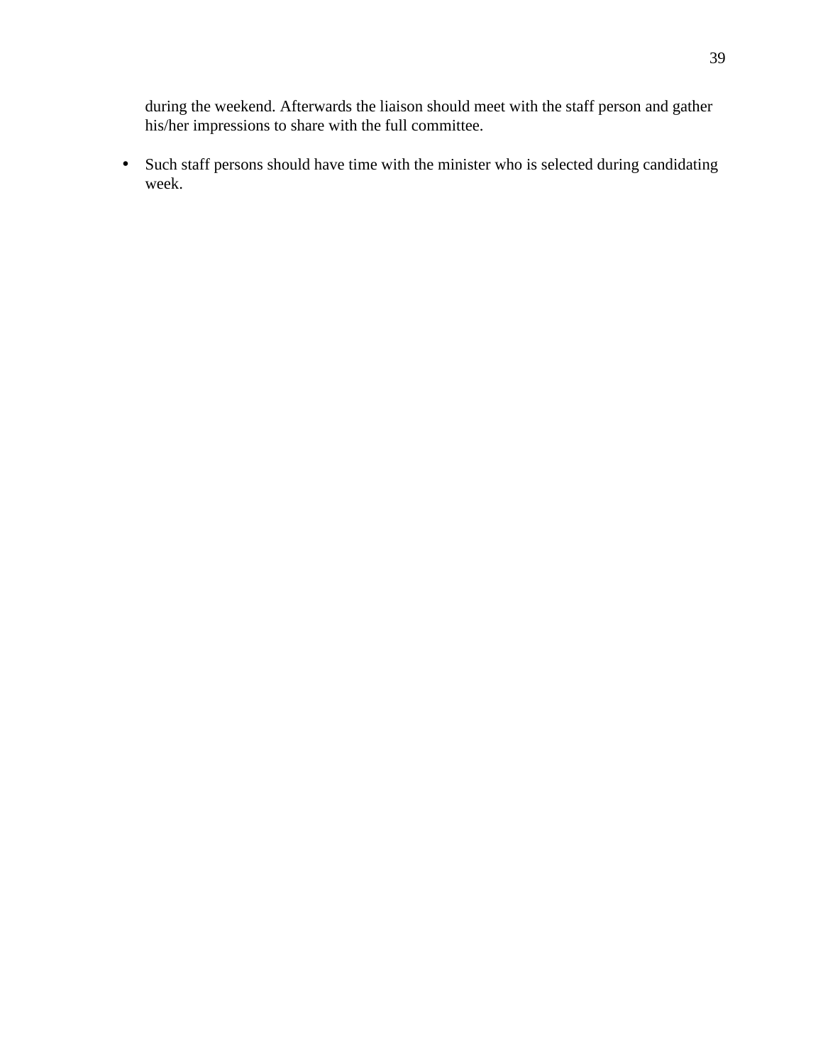during the weekend. Afterwards the liaison should meet with the staff person and gather his/her impressions to share with the full committee.

- Such staff persons should have time with the minister who is selected during candidating week.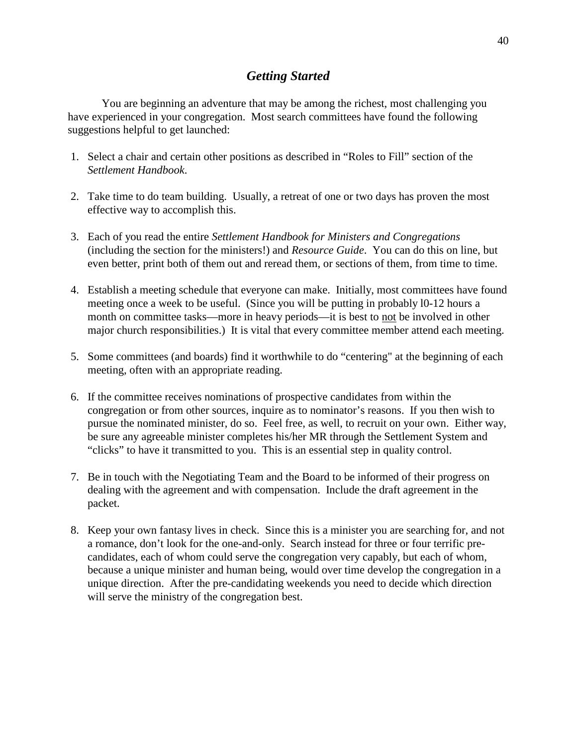## *Getting Started*

You are beginning an adventure that may be among the richest, most challenging you have experienced in your congregation. Most search committees have found the following suggestions helpful to get launched:

1. Select a chair and certain other positions as described in "Roles to Fill" section of the *Settlement Handbook*.

2. Take time to do team building. Usually, a retreat of one or two days has proven the most effective way to accomplish this.

3. Each of you read the entire *Settlement Handbook for Ministers and Congregations* (including the section for the ministers!) and *Resource Guide*. You can do this on line, but even better, print both of them out and reread them, or sections of them, from time to time.

4. Establish a meeting schedule that everyone can make. Initially, most committees have found meeting once a week to be useful. (Since you will be putting in probably l0-12 hours a month on committee tasks—more in heavy periods—it is best to <u>not</u> be involved in other major church responsibilities.) It is vital that every committee member attend each meeting.

5. Some committees (and boards) find it worthwhile to do "centering" at the beginning of each meeting, often with an appropriate reading.

6. If the committee receives nominations of prospective candidates from within the congregation or from other sources, inquire as to nominator's reasons. If you then wish to pursue the nominated minister, do so. Feel free, as well, to recruit on your own. Either way, be sure any agreeable minister completes his/her MR through the Settlement System and "clicks" to have it transmitted to you. This is an essential step in quality control.

7. Be in touch with the Negotiating Team and the Board to be informed of their progress on dealing with the agreement and with compensation. Include the draft agreement in the packet.

8. Keep your own fantasy lives in check. Since this is a minister you are searching for, and not a romance, don't look for the one-and-only. Search instead for three or four terrific pre-candidates, each of whom could serve the congregation very capably, but each of whom, because a unique minister and human being, would over time develop the congregation in a unique direction. After the pre-candidating weekends you need to decide which direction will serve the ministry of the congregation best.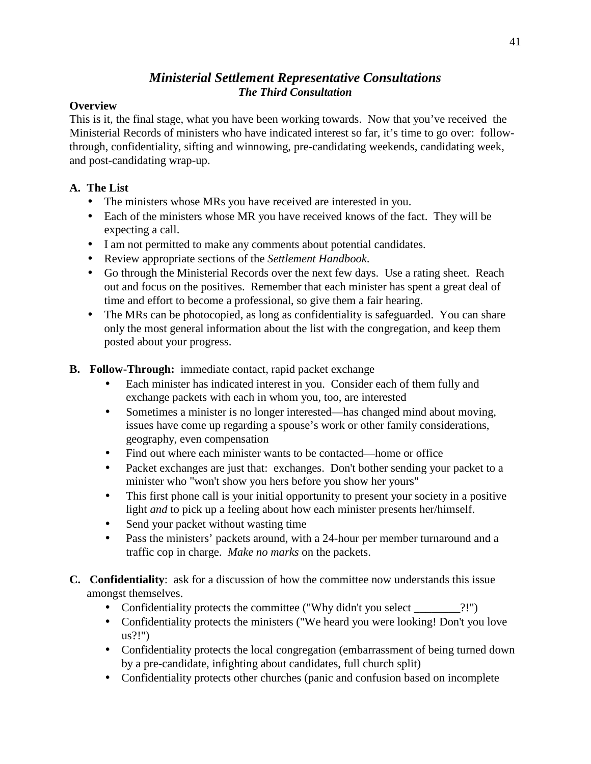## *Ministerial Settlement Representative Consultations*
### *The Third Consultation*

**Overview**

This is it, the final stage, what you have been working towards. Now that you've received the Ministerial Records of ministers who have indicated interest so far, it's time to go over: follow-through, confidentiality, sifting and winnowing, pre-candidating weekends, candidating week, and post-candidating wrap-up.

**A. The List**

- The ministers whose MRs you have received are interested in you.
- Each of the ministers whose MR you have received knows of the fact. They will be expecting a call.
- I am not permitted to make any comments about potential candidates.
- Review appropriate sections of the *Settlement Handbook*.
- Go through the Ministerial Records over the next few days. Use a rating sheet. Reach out and focus on the positives. Remember that each minister has spent a great deal of time and effort to become a professional, so give them a fair hearing.
- The MRs can be photocopied, as long as confidentiality is safeguarded. You can share only the most general information about the list with the congregation, and keep them posted about your progress.

**B. Follow-Through:** immediate contact, rapid packet exchange

- Each minister has indicated interest in you. Consider each of them fully and exchange packets with each in whom you, too, are interested
- Sometimes a minister is no longer interested—has changed mind about moving, issues have come up regarding a spouse's work or other family considerations, geography, even compensation
- Find out where each minister wants to be contacted—home or office
- Packet exchanges are just that: exchanges. Don't bother sending your packet to a minister who "won't show you hers before you show her yours"
- This first phone call is your initial opportunity to present your society in a positive light *and* to pick up a feeling about how each minister presents her/himself.
- Send your packet without wasting time
- Pass the ministers' packets around, with a 24-hour per member turnaround and a traffic cop in charge. *Make no marks* on the packets.

**C. Confidentiality**: ask for a discussion of how the committee now understands this issue amongst themselves.

- Confidentiality protects the committee ("Why didn't you select ________?!")
- Confidentiality protects the ministers ("We heard you were looking! Don't you love us?!")
- Confidentiality protects the local congregation (embarrassment of being turned down by a pre-candidate, infighting about candidates, full church split)
- Confidentiality protects other churches (panic and confusion based on incomplete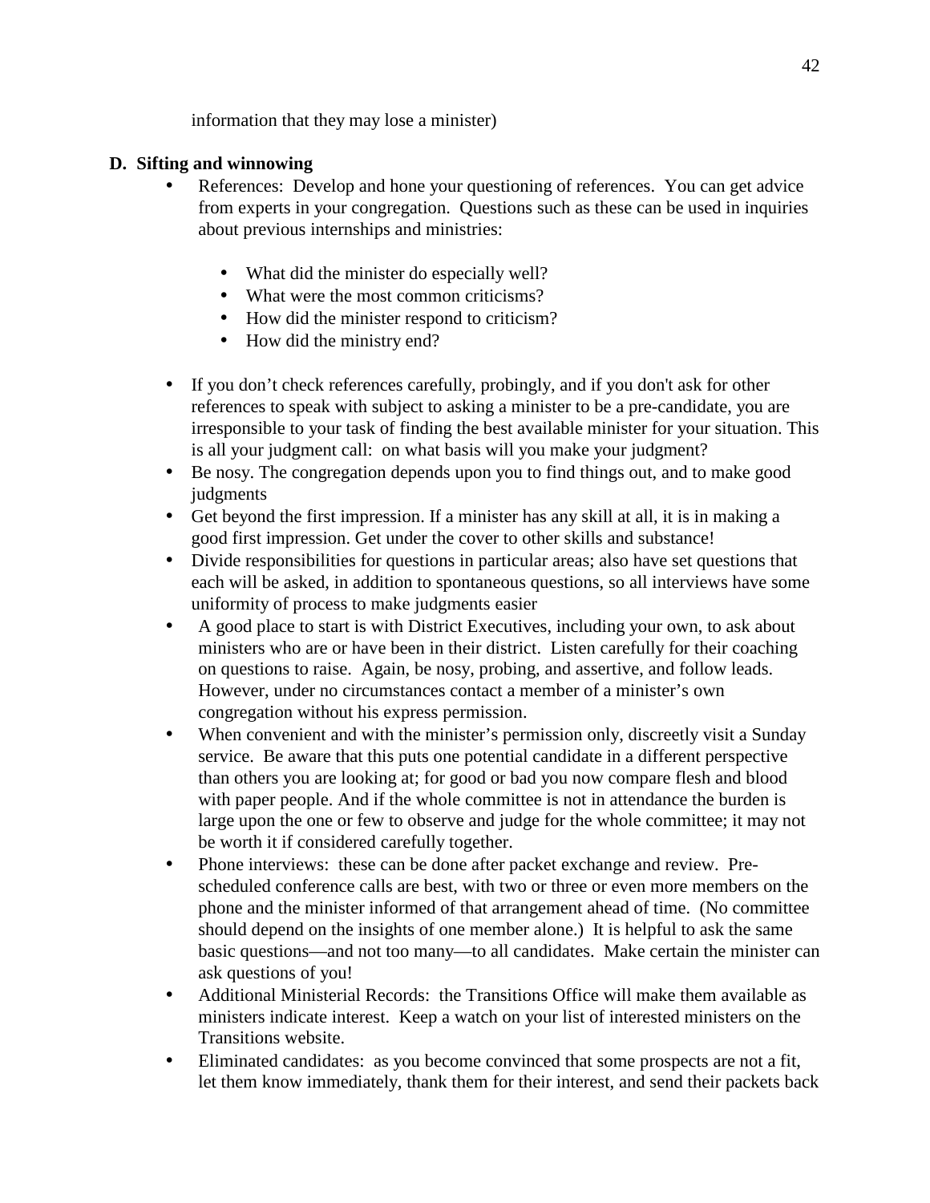information that they may lose a minister)

**D. Sifting and winnowing**

- References: Develop and hone your questioning of references. You can get advice from experts in your congregation. Questions such as these can be used in inquiries about previous internships and ministries:

  - What did the minister do especially well?
  - What were the most common criticisms?
  - How did the minister respond to criticism?
  - How did the ministry end?

- If you don't check references carefully, probingly, and if you don't ask for other references to speak with subject to asking a minister to be a pre-candidate, you are irresponsible to your task of finding the best available minister for your situation. This is all your judgment call: on what basis will you make your judgment?
- Be nosy. The congregation depends upon you to find things out, and to make good judgments
- Get beyond the first impression. If a minister has any skill at all, it is in making a good first impression. Get under the cover to other skills and substance!
- Divide responsibilities for questions in particular areas; also have set questions that each will be asked, in addition to spontaneous questions, so all interviews have some uniformity of process to make judgments easier
- A good place to start is with District Executives, including your own, to ask about ministers who are or have been in their district. Listen carefully for their coaching on questions to raise. Again, be nosy, probing, and assertive, and follow leads. However, under no circumstances contact a member of a minister's own congregation without his express permission.
- When convenient and with the minister's permission only, discreetly visit a Sunday service. Be aware that this puts one potential candidate in a different perspective than others you are looking at; for good or bad you now compare flesh and blood with paper people. And if the whole committee is not in attendance the burden is large upon the one or few to observe and judge for the whole committee; it may not be worth it if considered carefully together.
- Phone interviews: these can be done after packet exchange and review. Pre-scheduled conference calls are best, with two or three or even more members on the phone and the minister informed of that arrangement ahead of time. (No committee should depend on the insights of one member alone.) It is helpful to ask the same basic questions—and not too many—to all candidates. Make certain the minister can ask questions of you!
- Additional Ministerial Records: the Transitions Office will make them available as ministers indicate interest. Keep a watch on your list of interested ministers on the Transitions website.
- Eliminated candidates: as you become convinced that some prospects are not a fit, let them know immediately, thank them for their interest, and send their packets back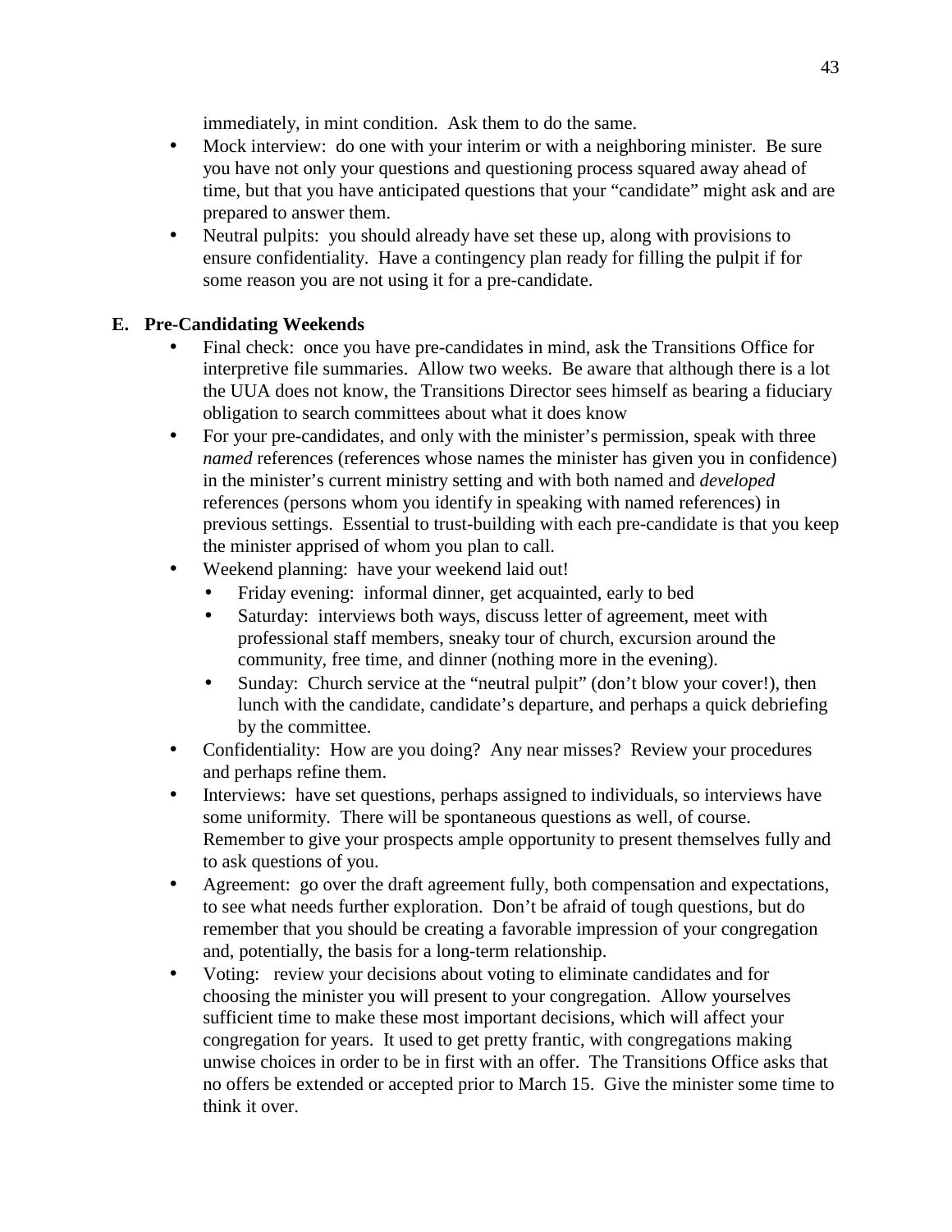immediately, in mint condition. Ask them to do the same.

- Mock interview: do one with your interim or with a neighboring minister. Be sure you have not only your questions and questioning process squared away ahead of time, but that you have anticipated questions that your "candidate" might ask and are prepared to answer them.
- Neutral pulpits: you should already have set these up, along with provisions to ensure confidentiality. Have a contingency plan ready for filling the pulpit if for some reason you are not using it for a pre-candidate.

**E. Pre-Candidating Weekends**

- Final check: once you have pre-candidates in mind, ask the Transitions Office for interpretive file summaries. Allow two weeks. Be aware that although there is a lot the UUA does not know, the Transitions Director sees himself as bearing a fiduciary obligation to search committees about what it does know
- For your pre-candidates, and only with the minister's permission, speak with three *named* references (references whose names the minister has given you in confidence) in the minister's current ministry setting and with both named and *developed* references (persons whom you identify in speaking with named references) in previous settings. Essential to trust-building with each pre-candidate is that you keep the minister apprised of whom you plan to call.
- Weekend planning: have your weekend laid out!
  - Friday evening: informal dinner, get acquainted, early to bed
  - Saturday: interviews both ways, discuss letter of agreement, meet with professional staff members, sneaky tour of church, excursion around the community, free time, and dinner (nothing more in the evening).
  - Sunday: Church service at the "neutral pulpit" (don't blow your cover!), then lunch with the candidate, candidate's departure, and perhaps a quick debriefing by the committee.
- Confidentiality: How are you doing? Any near misses? Review your procedures and perhaps refine them.
- Interviews: have set questions, perhaps assigned to individuals, so interviews have some uniformity. There will be spontaneous questions as well, of course. Remember to give your prospects ample opportunity to present themselves fully and to ask questions of you.
- Agreement: go over the draft agreement fully, both compensation and expectations, to see what needs further exploration. Don't be afraid of tough questions, but do remember that you should be creating a favorable impression of your congregation and, potentially, the basis for a long-term relationship.
- Voting: review your decisions about voting to eliminate candidates and for choosing the minister you will present to your congregation. Allow yourselves sufficient time to make these most important decisions, which will affect your congregation for years. It used to get pretty frantic, with congregations making unwise choices in order to be in first with an offer. The Transitions Office asks that no offers be extended or accepted prior to March 15. Give the minister some time to think it over.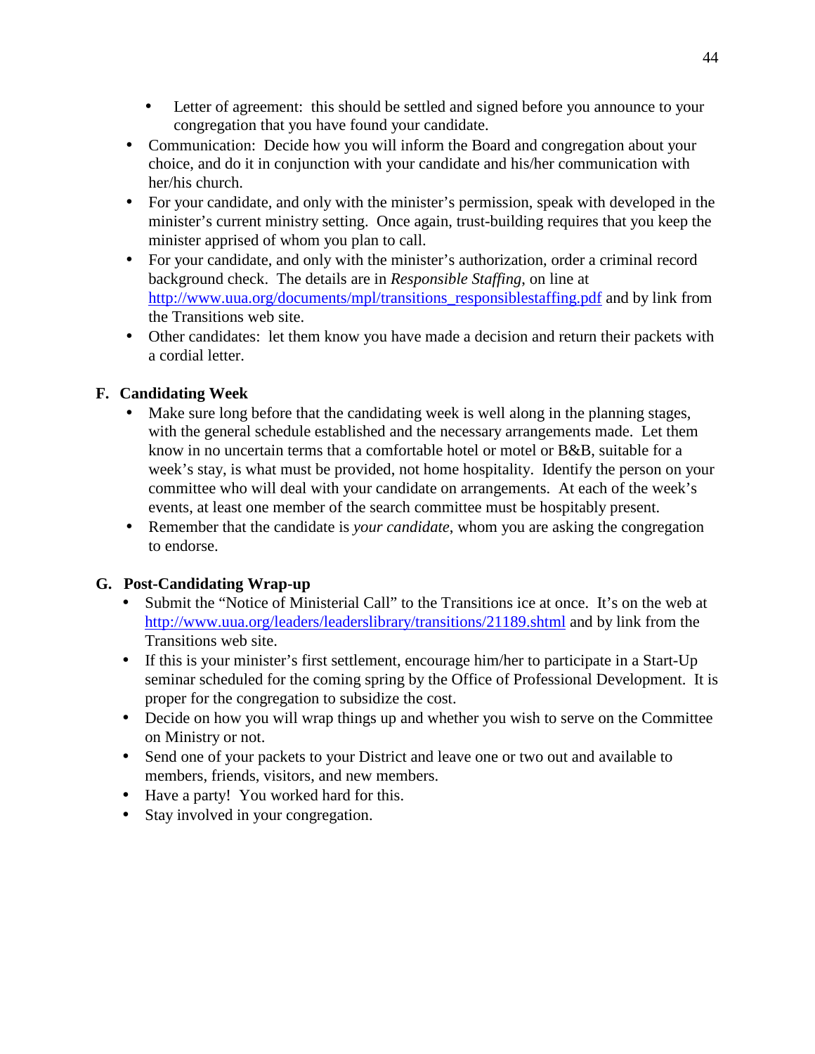- Letter of agreement:  this should be settled and signed before you announce to your congregation that you have found your candidate.
- Communication:  Decide how you will inform the Board and congregation about your choice, and do it in conjunction with your candidate and his/her communication with her/his church.
- For your candidate, and only with the minister's permission, speak with developed in the minister's current ministry setting.  Once again, trust-building requires that you keep the minister apprised of whom you plan to call.
- For your candidate, and only with the minister's authorization, order a criminal record background check.  The details are in *Responsible Staffing*, on line at http://www.uua.org/documents/mpl/transitions_responsiblestaffing.pdf and by link from the Transitions web site.
- Other candidates:  let them know you have made a decision and return their packets with a cordial letter.

### F. Candidating Week

- Make sure long before that the candidating week is well along in the planning stages, with the general schedule established and the necessary arrangements made.  Let them know in no uncertain terms that a comfortable hotel or motel or B&B, suitable for a week's stay, is what must be provided, not home hospitality.  Identify the person on your committee who will deal with your candidate on arrangements.  At each of the week's events, at least one member of the search committee must be hospitably present.
- Remember that the candidate is *your candidate*, whom you are asking the congregation to endorse.

### G. Post-Candidating Wrap-up

- Submit the "Notice of Ministerial Call" to the Transitions ice at once.  It's on the web at http://www.uua.org/leaders/leaderslibrary/transitions/21189.shtml and by link from the Transitions web site.
- If this is your minister's first settlement, encourage him/her to participate in a Start-Up seminar scheduled for the coming spring by the Office of Professional Development.  It is proper for the congregation to subsidize the cost.
- Decide on how you will wrap things up and whether you wish to serve on the Committee on Ministry or not.
- Send one of your packets to your District and leave one or two out and available to members, friends, visitors, and new members.
- Have a party!  You worked hard for this.
- Stay involved in your congregation.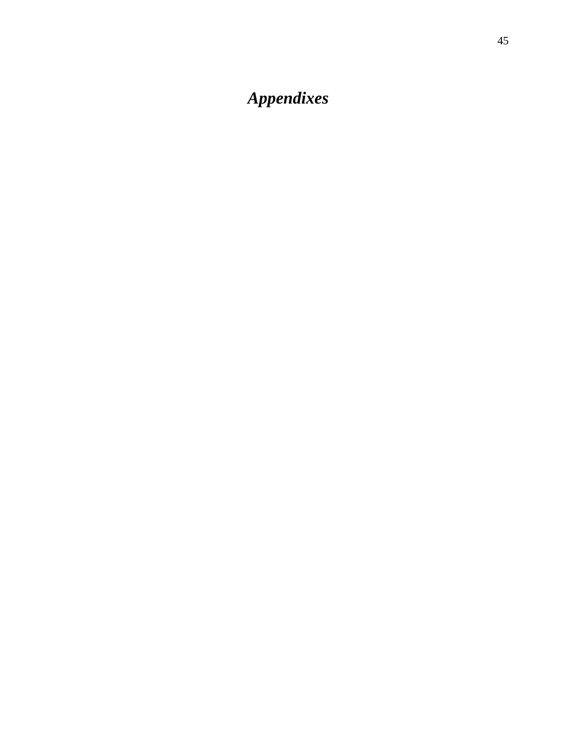# *Appendixes*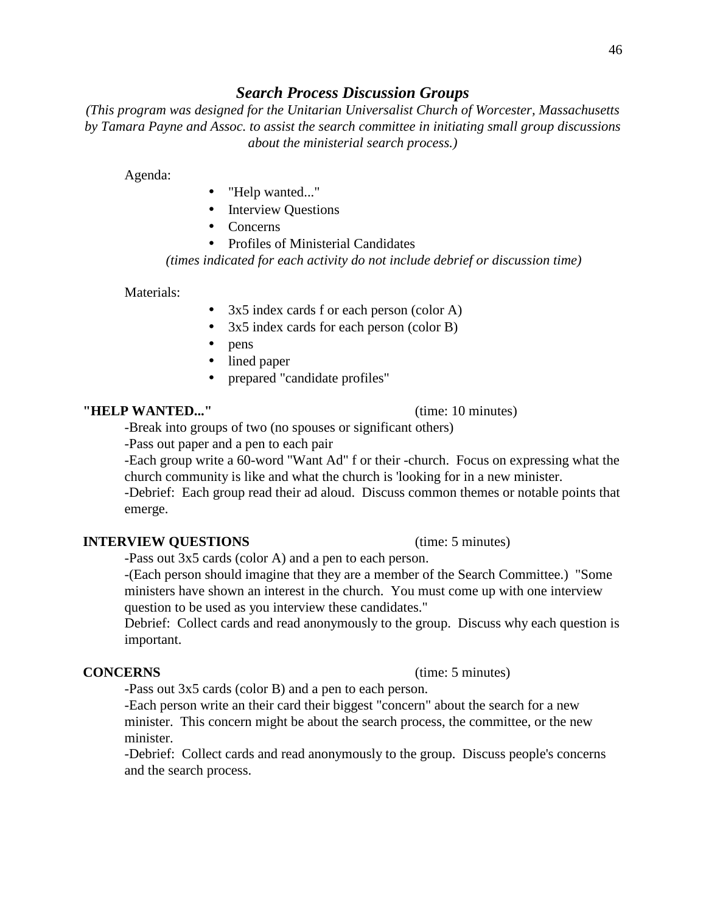## *Search Process Discussion Groups*

*(This program was designed for the Unitarian Universalist Church of Worcester, Massachusetts by Tamara Payne and Assoc. to assist the search committee in initiating small group discussions about the ministerial search process.)*

Agenda:

- "Help wanted..."
- Interview Questions
- Concerns
- Profiles of Ministerial Candidates

*(times indicated for each activity do not include debrief or discussion time)*

Materials:

- 3x5 index cards f or each person (color A)
- 3x5 index cards for each person (color B)
- pens
- lined paper
- prepared "candidate profiles"

**"HELP WANTED..."** (time: 10 minutes)

-Break into groups of two (no spouses or significant others)
-Pass out paper and a pen to each pair
-Each group write a 60-word "Want Ad" f or their -church. Focus on expressing what the church community is like and what the church is 'looking for in a new minister.
-Debrief: Each group read their ad aloud. Discuss common themes or notable points that emerge.

**INTERVIEW QUESTIONS** (time: 5 minutes)

-Pass out 3x5 cards (color A) and a pen to each person.
-(Each person should imagine that they are a member of the Search Committee.) "Some ministers have shown an interest in the church. You must come up with one interview question to be used as you interview these candidates."
Debrief: Collect cards and read anonymously to the group. Discuss why each question is important.

**CONCERNS** (time: 5 minutes)

-Pass out 3x5 cards (color B) and a pen to each person.
-Each person write an their card their biggest "concern" about the search for a new minister. This concern might be about the search process, the committee, or the new minister.
-Debrief: Collect cards and read anonymously to the group. Discuss people's concerns and the search process.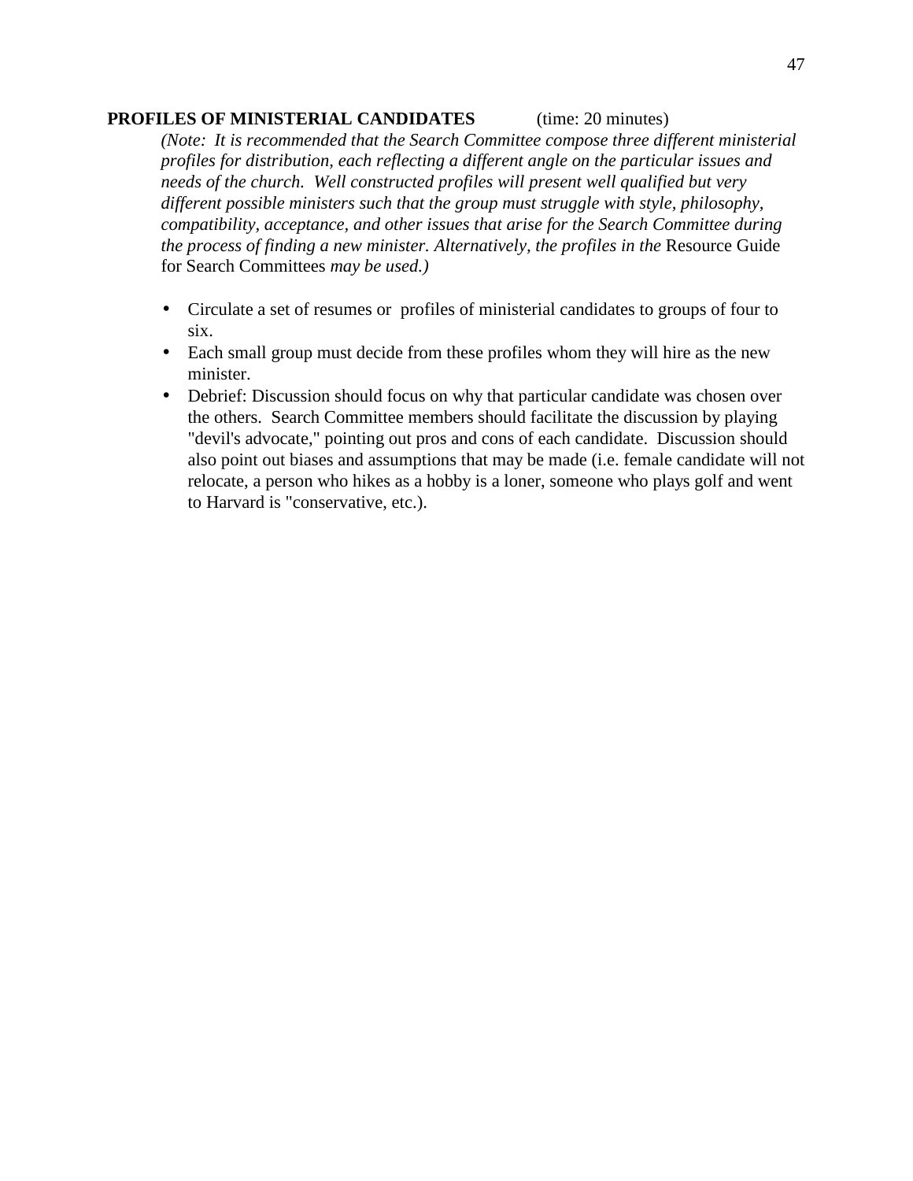**PROFILES OF MINISTERIAL CANDIDATES** (time: 20 minutes)

*(Note: It is recommended that the Search Committee compose three different ministerial profiles for distribution, each reflecting a different angle on the particular issues and needs of the church. Well constructed profiles will present well qualified but very different possible ministers such that the group must struggle with style, philosophy, compatibility, acceptance, and other issues that arise for the Search Committee during the process of finding a new minister. Alternatively, the profiles in the* Resource Guide for Search Committees *may be used.)*

- Circulate a set of resumes or profiles of ministerial candidates to groups of four to six.
- Each small group must decide from these profiles whom they will hire as the new minister.
- Debrief: Discussion should focus on why that particular candidate was chosen over the others. Search Committee members should facilitate the discussion by playing "devil's advocate," pointing out pros and cons of each candidate. Discussion should also point out biases and assumptions that may be made (i.e. female candidate will not relocate, a person who hikes as a hobby is a loner, someone who plays golf and went to Harvard is "conservative, etc.).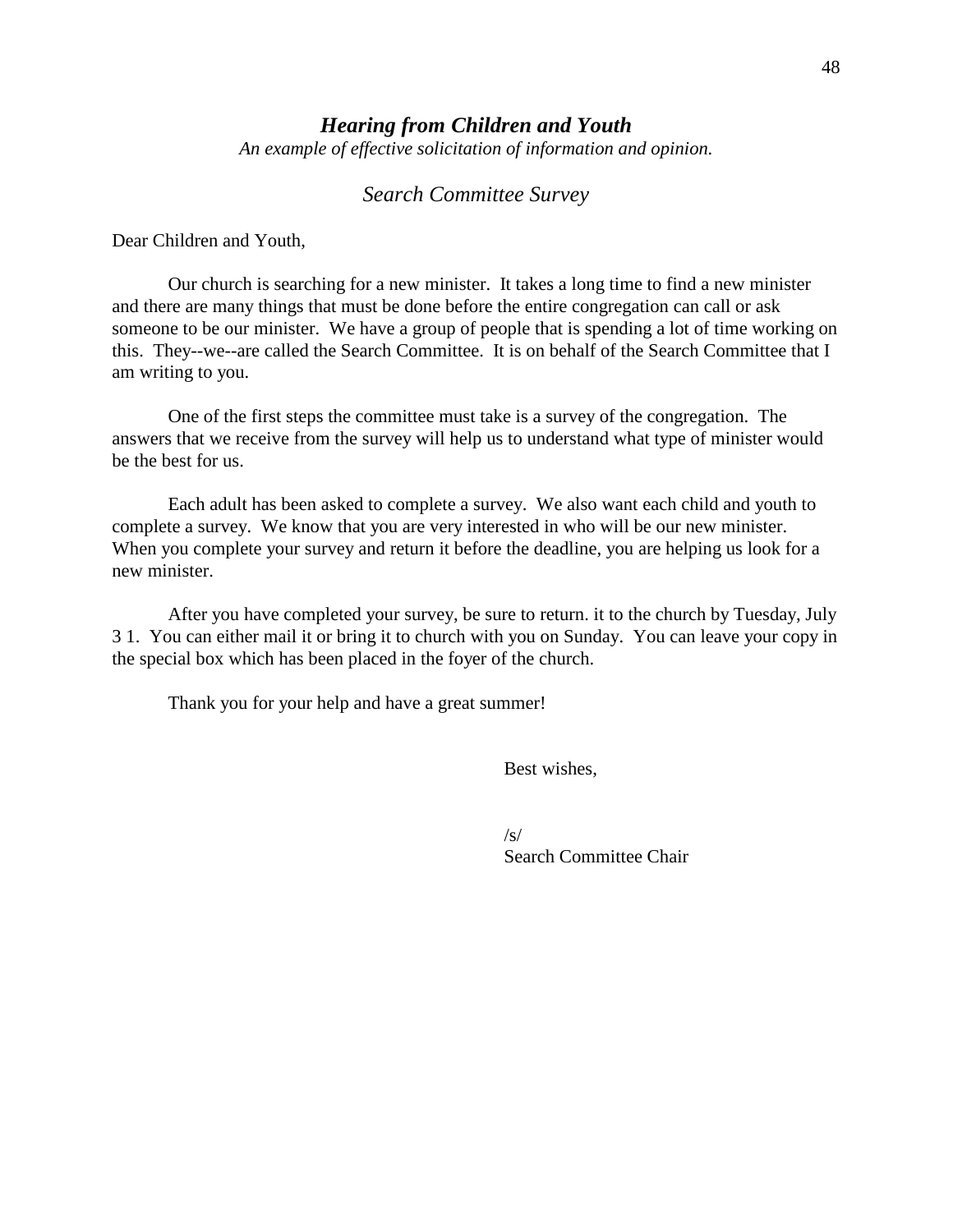## ***Hearing from Children and Youth***

*An example of effective solicitation of information and opinion.*

### *Search Committee Survey*

Dear Children and Youth,

Our church is searching for a new minister. It takes a long time to find a new minister and there are many things that must be done before the entire congregation can call or ask someone to be our minister. We have a group of people that is spending a lot of time working on this. They--we--are called the Search Committee. It is on behalf of the Search Committee that I am writing to you.

One of the first steps the committee must take is a survey of the congregation. The answers that we receive from the survey will help us to understand what type of minister would be the best for us.

Each adult has been asked to complete a survey. We also want each child and youth to complete a survey. We know that you are very interested in who will be our new minister. When you complete your survey and return it before the deadline, you are helping us look for a new minister.

After you have completed your survey, be sure to return. it to the church by Tuesday, July 3 1. You can either mail it or bring it to church with you on Sunday. You can leave your copy in the special box which has been placed in the foyer of the church.

Thank you for your help and have a great summer!

Best wishes,

/s/
Search Committee Chair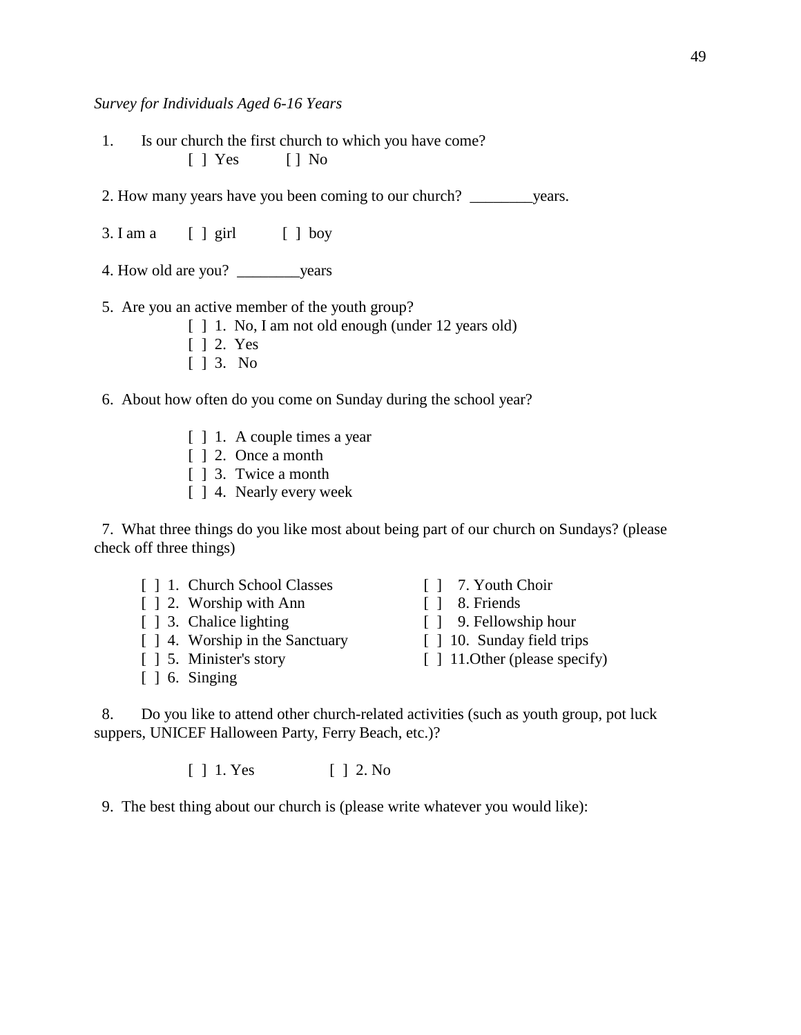*Survey for Individuals Aged 6-16 Years*

1. Is our church the first church to which you have come?

   [ ] Yes [ ] No

2. How many years have you been coming to our church? ________years.

3. I am a [ ] girl [ ] boy

4. How old are you? ________years

5. Are you an active member of the youth group?

   [ ] 1. No, I am not old enough (under 12 years old)
   [ ] 2. Yes
   [ ] 3. No

6. About how often do you come on Sunday during the school year?

   [ ] 1. A couple times a year
   [ ] 2. Once a month
   [ ] 3. Twice a month
   [ ] 4. Nearly every week

7. What three things do you like most about being part of our church on Sundays? (please check off three things)

   [ ] 1. Church School Classes
   [ ] 2. Worship with Ann
   [ ] 3. Chalice lighting
   [ ] 4. Worship in the Sanctuary
   [ ] 5. Minister's story
   [ ] 6. Singing
   [ ] 7. Youth Choir
   [ ] 8. Friends
   [ ] 9. Fellowship hour
   [ ] 10. Sunday field trips
   [ ] 11.Other (please specify)

8. Do you like to attend other church-related activities (such as youth group, pot luck suppers, UNICEF Halloween Party, Ferry Beach, etc.)?

   [ ] 1. Yes [ ] 2. No

9. The best thing about our church is (please write whatever you would like):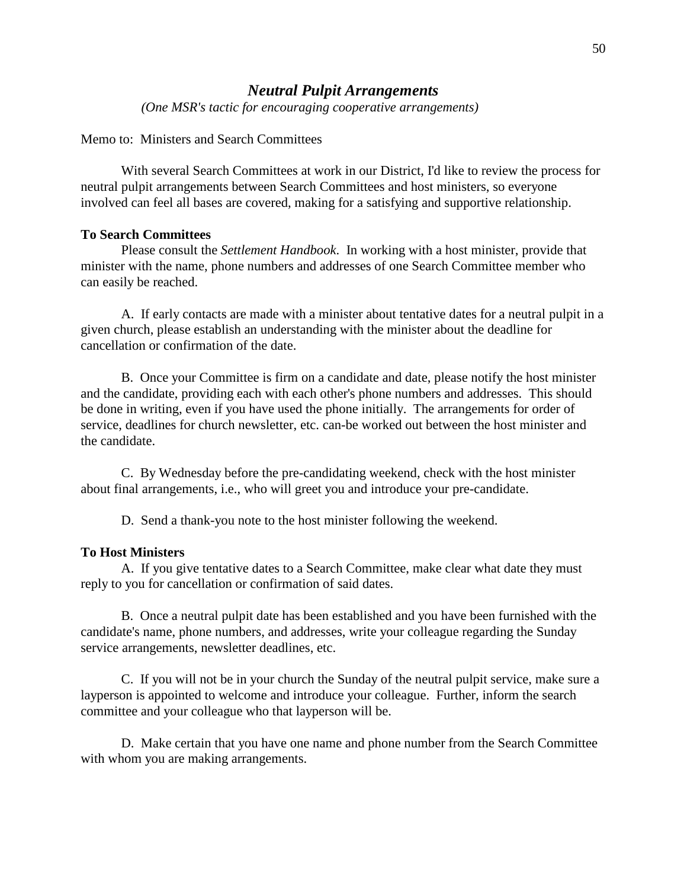## *Neutral Pulpit Arrangements*

*(One MSR's tactic for encouraging cooperative arrangements)*

Memo to: Ministers and Search Committees

With several Search Committees at work in our District, I'd like to review the process for neutral pulpit arrangements between Search Committees and host ministers, so everyone involved can feel all bases are covered, making for a satisfying and supportive relationship.

**To Search Committees**

Please consult the *Settlement Handbook*. In working with a host minister, provide that minister with the name, phone numbers and addresses of one Search Committee member who can easily be reached.

A. If early contacts are made with a minister about tentative dates for a neutral pulpit in a given church, please establish an understanding with the minister about the deadline for cancellation or confirmation of the date.

B. Once your Committee is firm on a candidate and date, please notify the host minister and the candidate, providing each with each other's phone numbers and addresses. This should be done in writing, even if you have used the phone initially. The arrangements for order of service, deadlines for church newsletter, etc. can-be worked out between the host minister and the candidate.

C. By Wednesday before the pre-candidating weekend, check with the host minister about final arrangements, i.e., who will greet you and introduce your pre-candidate.

D. Send a thank-you note to the host minister following the weekend.

**To Host Ministers**

A. If you give tentative dates to a Search Committee, make clear what date they must reply to you for cancellation or confirmation of said dates.

B. Once a neutral pulpit date has been established and you have been furnished with the candidate's name, phone numbers, and addresses, write your colleague regarding the Sunday service arrangements, newsletter deadlines, etc.

C. If you will not be in your church the Sunday of the neutral pulpit service, make sure a layperson is appointed to welcome and introduce your colleague. Further, inform the search committee and your colleague who that layperson will be.

D. Make certain that you have one name and phone number from the Search Committee with whom you are making arrangements.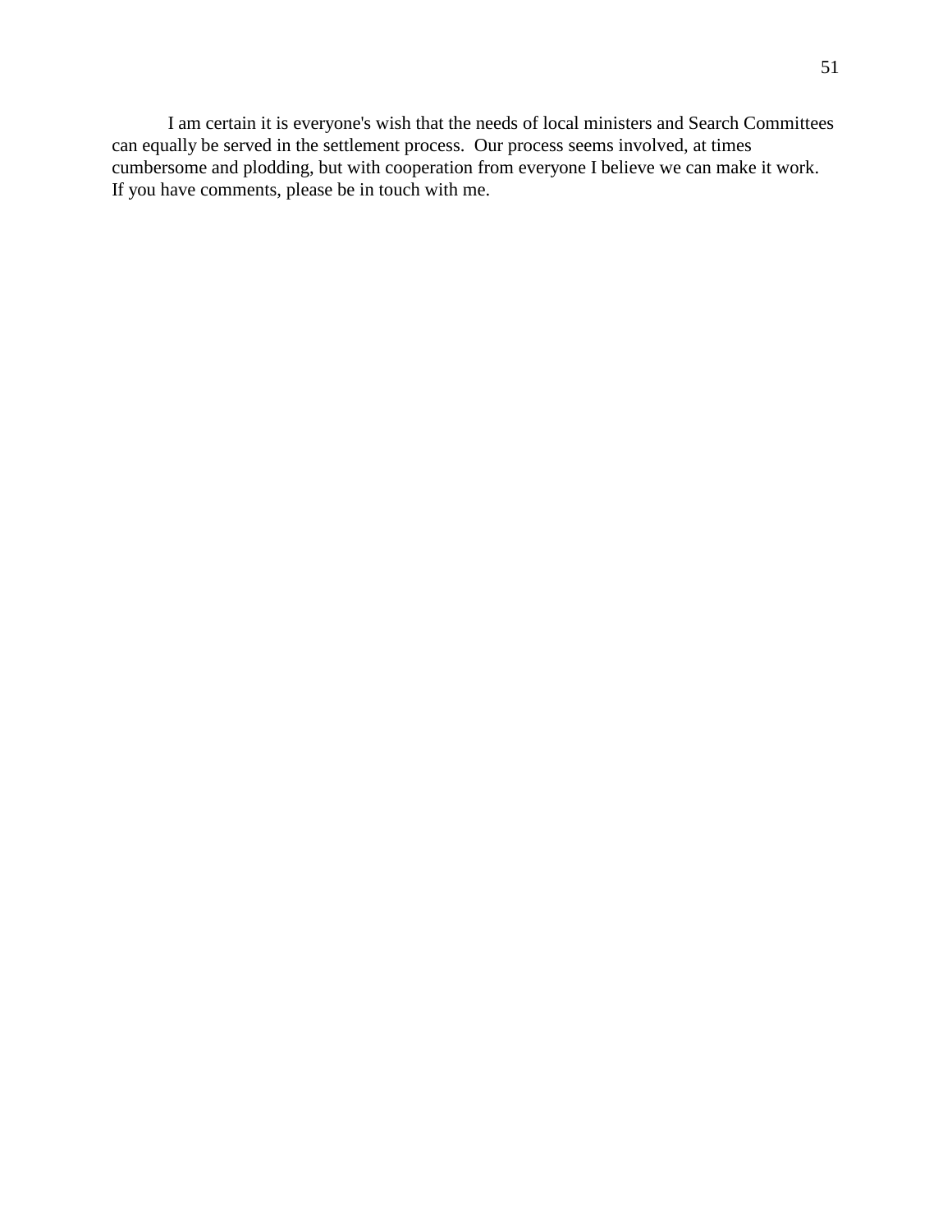I am certain it is everyone's wish that the needs of local ministers and Search Committees can equally be served in the settlement process.  Our process seems involved, at times cumbersome and plodding, but with cooperation from everyone I believe we can make it work. If you have comments, please be in touch with me.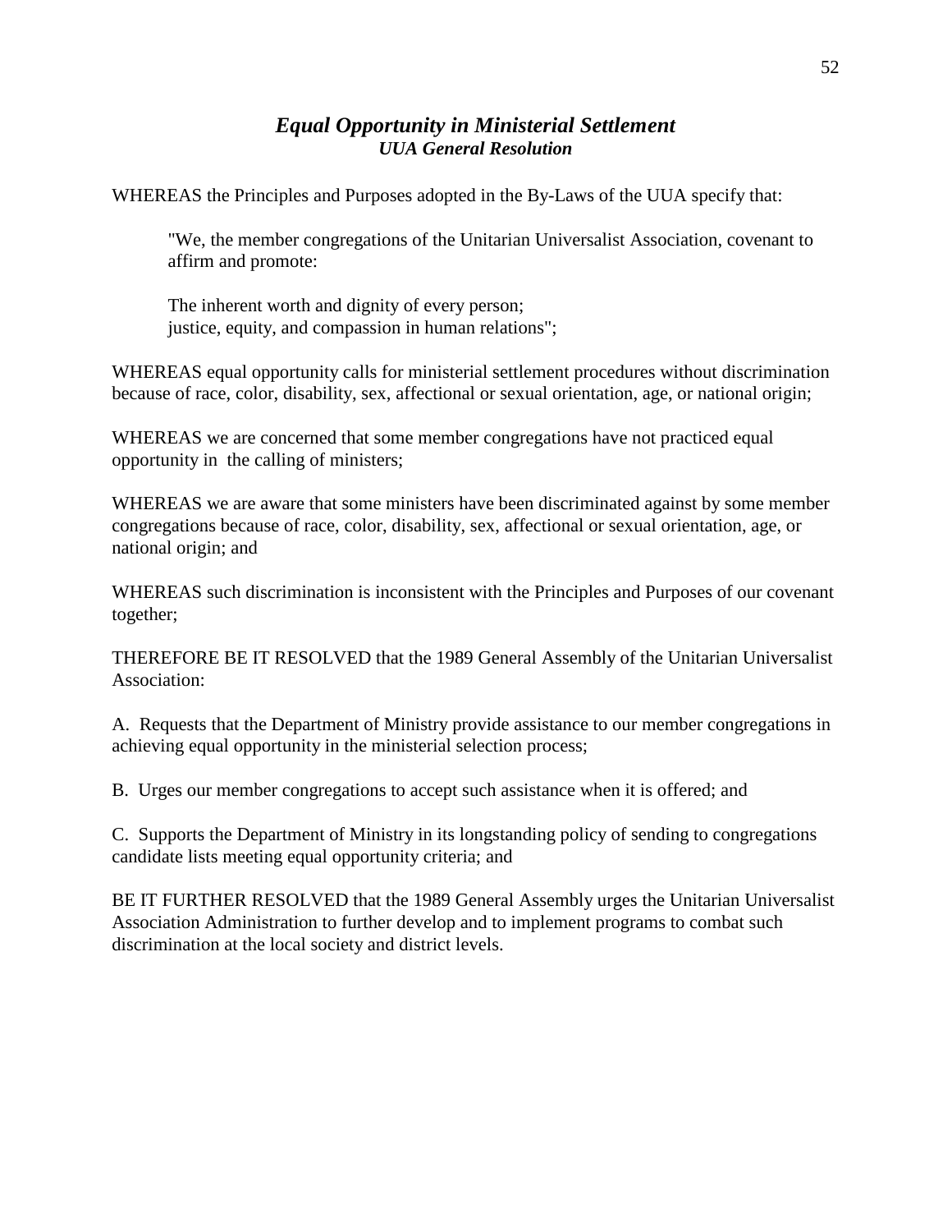## *Equal Opportunity in Ministerial Settlement*
### *UUA General Resolution*

WHEREAS the Principles and Purposes adopted in the By-Laws of the UUA specify that:

> "We, the member congregations of the Unitarian Universalist Association, covenant to affirm and promote:
>
> The inherent worth and dignity of every person;
> justice, equity, and compassion in human relations";

WHEREAS equal opportunity calls for ministerial settlement procedures without discrimination because of race, color, disability, sex, affectional or sexual orientation, age, or national origin;

WHEREAS we are concerned that some member congregations have not practiced equal opportunity in the calling of ministers;

WHEREAS we are aware that some ministers have been discriminated against by some member congregations because of race, color, disability, sex, affectional or sexual orientation, age, or national origin; and

WHEREAS such discrimination is inconsistent with the Principles and Purposes of our covenant together;

THEREFORE BE IT RESOLVED that the 1989 General Assembly of the Unitarian Universalist Association:

A. Requests that the Department of Ministry provide assistance to our member congregations in achieving equal opportunity in the ministerial selection process;

B. Urges our member congregations to accept such assistance when it is offered; and

C. Supports the Department of Ministry in its longstanding policy of sending to congregations candidate lists meeting equal opportunity criteria; and

BE IT FURTHER RESOLVED that the 1989 General Assembly urges the Unitarian Universalist Association Administration to further develop and to implement programs to combat such discrimination at the local society and district levels.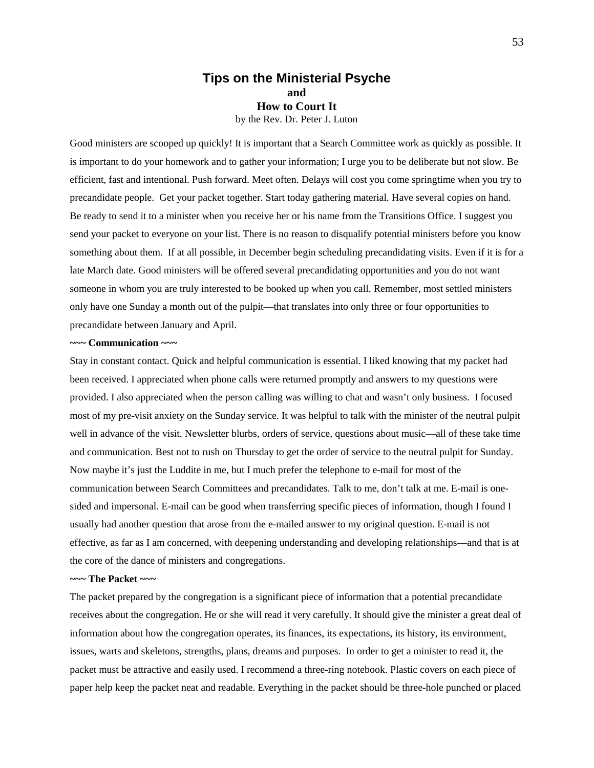# Tips on the Ministerial Psyche

**and**

**How to Court It**

by the Rev. Dr. Peter J. Luton

Good ministers are scooped up quickly! It is important that a Search Committee work as quickly as possible. It is important to do your homework and to gather your information; I urge you to be deliberate but not slow. Be efficient, fast and intentional. Push forward. Meet often. Delays will cost you come springtime when you try to precandidate people. Get your packet together. Start today gathering material. Have several copies on hand. Be ready to send it to a minister when you receive her or his name from the Transitions Office. I suggest you send your packet to everyone on your list. There is no reason to disqualify potential ministers before you know something about them. If at all possible, in December begin scheduling precandidating visits. Even if it is for a late March date. Good ministers will be offered several precandidating opportunities and you do not want someone in whom you are truly interested to be booked up when you call. Remember, most settled ministers only have one Sunday a month out of the pulpit—that translates into only three or four opportunities to precandidate between January and April.

**~~~ Communication ~~~**

Stay in constant contact. Quick and helpful communication is essential. I liked knowing that my packet had been received. I appreciated when phone calls were returned promptly and answers to my questions were provided. I also appreciated when the person calling was willing to chat and wasn't only business. I focused most of my pre-visit anxiety on the Sunday service. It was helpful to talk with the minister of the neutral pulpit well in advance of the visit. Newsletter blurbs, orders of service, questions about music—all of these take time and communication. Best not to rush on Thursday to get the order of service to the neutral pulpit for Sunday. Now maybe it's just the Luddite in me, but I much prefer the telephone to e-mail for most of the communication between Search Committees and precandidates. Talk to me, don't talk at me. E-mail is one-sided and impersonal. E-mail can be good when transferring specific pieces of information, though I found I usually had another question that arose from the e-mailed answer to my original question. E-mail is not effective, as far as I am concerned, with deepening understanding and developing relationships—and that is at the core of the dance of ministers and congregations.

**~~~ The Packet ~~~**

The packet prepared by the congregation is a significant piece of information that a potential precandidate receives about the congregation. He or she will read it very carefully. It should give the minister a great deal of information about how the congregation operates, its finances, its expectations, its history, its environment, issues, warts and skeletons, strengths, plans, dreams and purposes. In order to get a minister to read it, the packet must be attractive and easily used. I recommend a three-ring notebook. Plastic covers on each piece of paper help keep the packet neat and readable. Everything in the packet should be three-hole punched or placed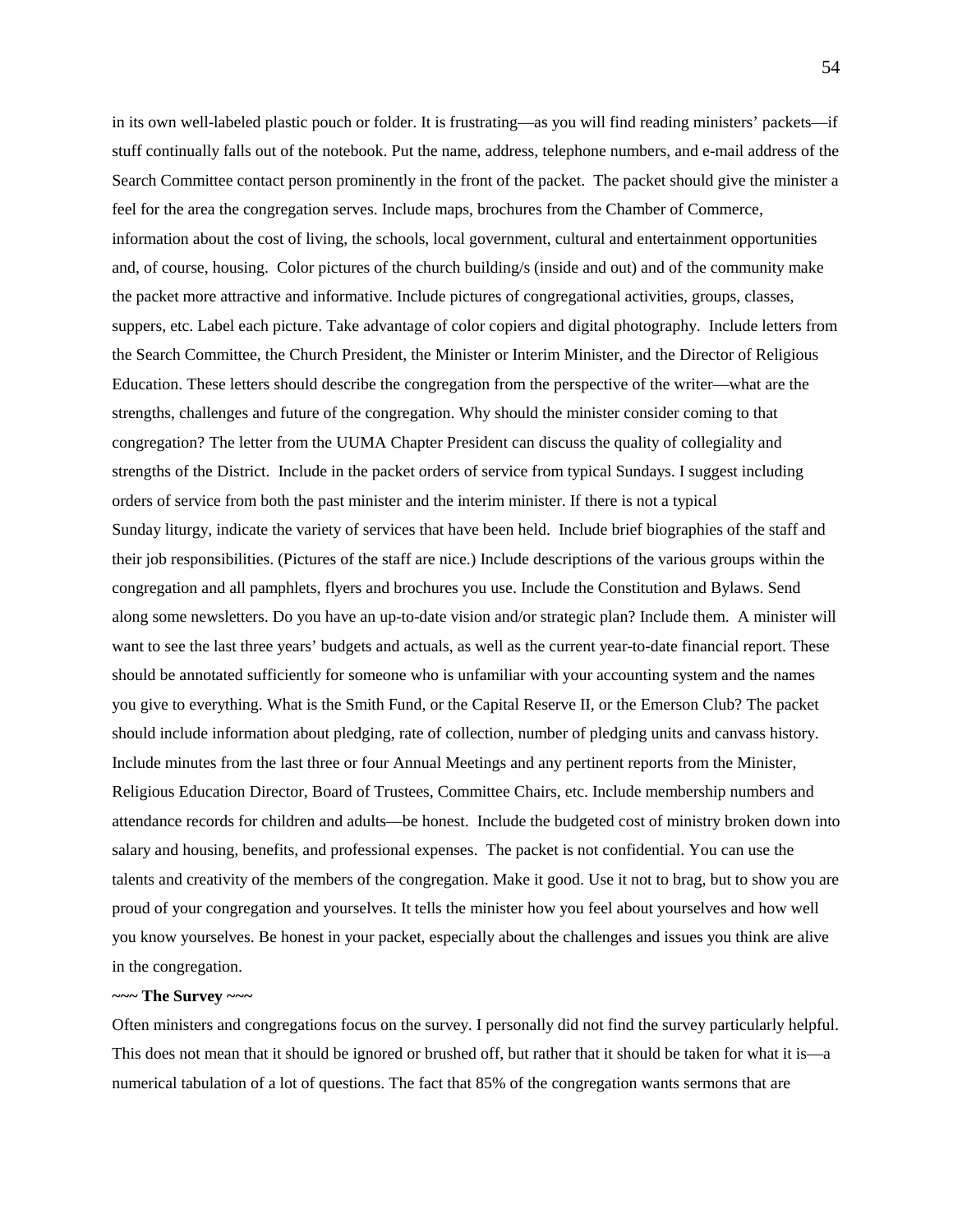in its own well-labeled plastic pouch or folder. It is frustrating—as you will find reading ministers' packets—if stuff continually falls out of the notebook. Put the name, address, telephone numbers, and e-mail address of the Search Committee contact person prominently in the front of the packet. The packet should give the minister a feel for the area the congregation serves. Include maps, brochures from the Chamber of Commerce, information about the cost of living, the schools, local government, cultural and entertainment opportunities and, of course, housing. Color pictures of the church building/s (inside and out) and of the community make the packet more attractive and informative. Include pictures of congregational activities, groups, classes, suppers, etc. Label each picture. Take advantage of color copiers and digital photography. Include letters from the Search Committee, the Church President, the Minister or Interim Minister, and the Director of Religious Education. These letters should describe the congregation from the perspective of the writer—what are the strengths, challenges and future of the congregation. Why should the minister consider coming to that congregation? The letter from the UUMA Chapter President can discuss the quality of collegiality and strengths of the District. Include in the packet orders of service from typical Sundays. I suggest including orders of service from both the past minister and the interim minister. If there is not a typical Sunday liturgy, indicate the variety of services that have been held. Include brief biographies of the staff and their job responsibilities. (Pictures of the staff are nice.) Include descriptions of the various groups within the congregation and all pamphlets, flyers and brochures you use. Include the Constitution and Bylaws. Send along some newsletters. Do you have an up-to-date vision and/or strategic plan? Include them. A minister will want to see the last three years' budgets and actuals, as well as the current year-to-date financial report. These should be annotated sufficiently for someone who is unfamiliar with your accounting system and the names you give to everything. What is the Smith Fund, or the Capital Reserve II, or the Emerson Club? The packet should include information about pledging, rate of collection, number of pledging units and canvass history. Include minutes from the last three or four Annual Meetings and any pertinent reports from the Minister, Religious Education Director, Board of Trustees, Committee Chairs, etc. Include membership numbers and attendance records for children and adults—be honest. Include the budgeted cost of ministry broken down into salary and housing, benefits, and professional expenses. The packet is not confidential. You can use the talents and creativity of the members of the congregation. Make it good. Use it not to brag, but to show you are proud of your congregation and yourselves. It tells the minister how you feel about yourselves and how well you know yourselves. Be honest in your packet, especially about the challenges and issues you think are alive in the congregation.

~~~ **The Survey** ~~~

Often ministers and congregations focus on the survey. I personally did not find the survey particularly helpful. This does not mean that it should be ignored or brushed off, but rather that it should be taken for what it is—a numerical tabulation of a lot of questions. The fact that 85% of the congregation wants sermons that are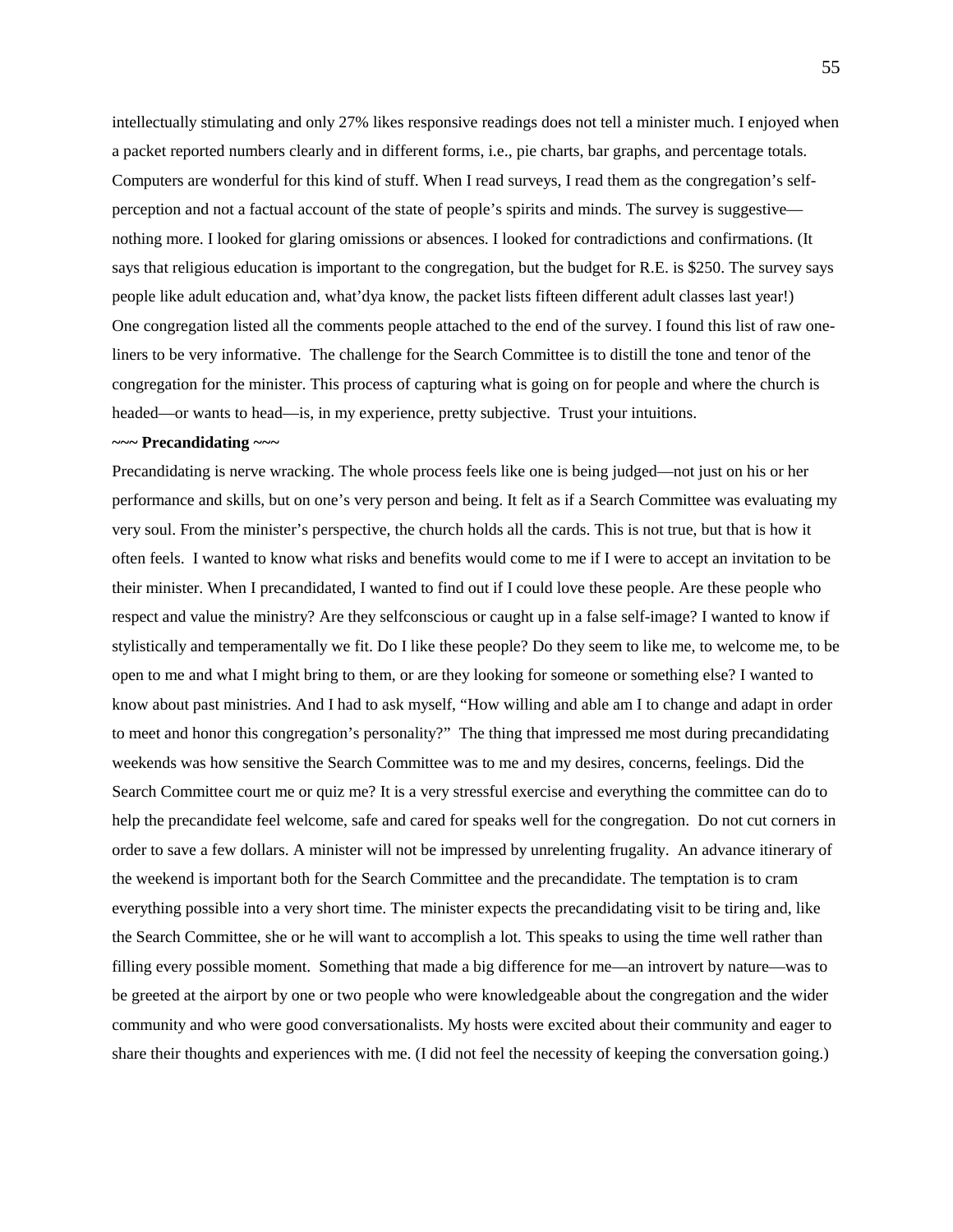intellectually stimulating and only 27% likes responsive readings does not tell a minister much. I enjoyed when a packet reported numbers clearly and in different forms, i.e., pie charts, bar graphs, and percentage totals. Computers are wonderful for this kind of stuff. When I read surveys, I read them as the congregation's self-perception and not a factual account of the state of people's spirits and minds. The survey is suggestive—nothing more. I looked for glaring omissions or absences. I looked for contradictions and confirmations. (It says that religious education is important to the congregation, but the budget for R.E. is $250. The survey says people like adult education and, what'dya know, the packet lists fifteen different adult classes last year!) One congregation listed all the comments people attached to the end of the survey. I found this list of raw one-liners to be very informative. The challenge for the Search Committee is to distill the tone and tenor of the congregation for the minister. This process of capturing what is going on for people and where the church is headed—or wants to head—is, in my experience, pretty subjective. Trust your intuitions.

**~~~ Precandidating ~~~**

Precandidating is nerve wracking. The whole process feels like one is being judged—not just on his or her performance and skills, but on one's very person and being. It felt as if a Search Committee was evaluating my very soul. From the minister's perspective, the church holds all the cards. This is not true, but that is how it often feels. I wanted to know what risks and benefits would come to me if I were to accept an invitation to be their minister. When I precandidated, I wanted to find out if I could love these people. Are these people who respect and value the ministry? Are they selfconscious or caught up in a false self-image? I wanted to know if stylistically and temperamentally we fit. Do I like these people? Do they seem to like me, to welcome me, to be open to me and what I might bring to them, or are they looking for someone or something else? I wanted to know about past ministries. And I had to ask myself, "How willing and able am I to change and adapt in order to meet and honor this congregation's personality?" The thing that impressed me most during precandidating weekends was how sensitive the Search Committee was to me and my desires, concerns, feelings. Did the Search Committee court me or quiz me? It is a very stressful exercise and everything the committee can do to help the precandidate feel welcome, safe and cared for speaks well for the congregation. Do not cut corners in order to save a few dollars. A minister will not be impressed by unrelenting frugality. An advance itinerary of the weekend is important both for the Search Committee and the precandidate. The temptation is to cram everything possible into a very short time. The minister expects the precandidating visit to be tiring and, like the Search Committee, she or he will want to accomplish a lot. This speaks to using the time well rather than filling every possible moment. Something that made a big difference for me—an introvert by nature—was to be greeted at the airport by one or two people who were knowledgeable about the congregation and the wider community and who were good conversationalists. My hosts were excited about their community and eager to share their thoughts and experiences with me. (I did not feel the necessity of keeping the conversation going.)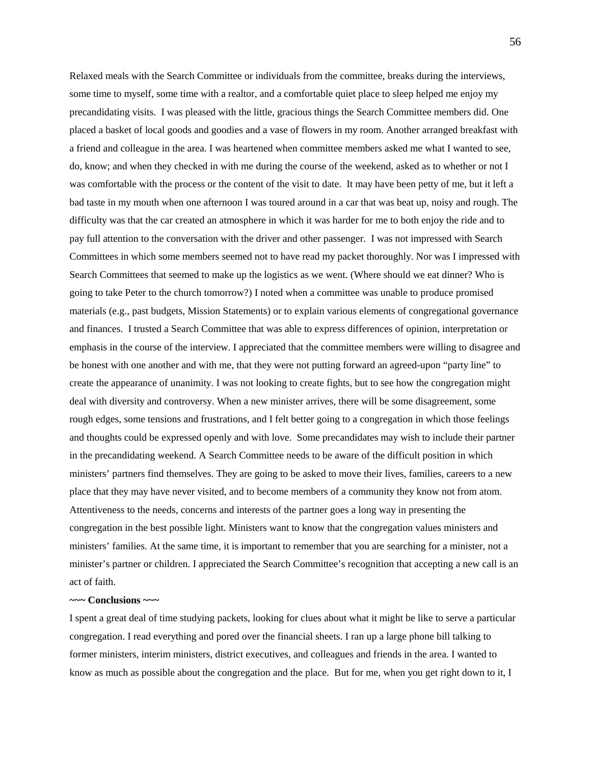Relaxed meals with the Search Committee or individuals from the committee, breaks during the interviews, some time to myself, some time with a realtor, and a comfortable quiet place to sleep helped me enjoy my precandidating visits. I was pleased with the little, gracious things the Search Committee members did. One placed a basket of local goods and goodies and a vase of flowers in my room. Another arranged breakfast with a friend and colleague in the area. I was heartened when committee members asked me what I wanted to see, do, know; and when they checked in with me during the course of the weekend, asked as to whether or not I was comfortable with the process or the content of the visit to date. It may have been petty of me, but it left a bad taste in my mouth when one afternoon I was toured around in a car that was beat up, noisy and rough. The difficulty was that the car created an atmosphere in which it was harder for me to both enjoy the ride and to pay full attention to the conversation with the driver and other passenger. I was not impressed with Search Committees in which some members seemed not to have read my packet thoroughly. Nor was I impressed with Search Committees that seemed to make up the logistics as we went. (Where should we eat dinner? Who is going to take Peter to the church tomorrow?) I noted when a committee was unable to produce promised materials (e.g., past budgets, Mission Statements) or to explain various elements of congregational governance and finances. I trusted a Search Committee that was able to express differences of opinion, interpretation or emphasis in the course of the interview. I appreciated that the committee members were willing to disagree and be honest with one another and with me, that they were not putting forward an agreed-upon "party line" to create the appearance of unanimity. I was not looking to create fights, but to see how the congregation might deal with diversity and controversy. When a new minister arrives, there will be some disagreement, some rough edges, some tensions and frustrations, and I felt better going to a congregation in which those feelings and thoughts could be expressed openly and with love. Some precandidates may wish to include their partner in the precandidating weekend. A Search Committee needs to be aware of the difficult position in which ministers' partners find themselves. They are going to be asked to move their lives, families, careers to a new place that they may have never visited, and to become members of a community they know not from atom. Attentiveness to the needs, concerns and interests of the partner goes a long way in presenting the congregation in the best possible light. Ministers want to know that the congregation values ministers and ministers' families. At the same time, it is important to remember that you are searching for a minister, not a minister's partner or children. I appreciated the Search Committee's recognition that accepting a new call is an act of faith.

**~~~ Conclusions ~~~**

I spent a great deal of time studying packets, looking for clues about what it might be like to serve a particular congregation. I read everything and pored over the financial sheets. I ran up a large phone bill talking to former ministers, interim ministers, district executives, and colleagues and friends in the area. I wanted to know as much as possible about the congregation and the place. But for me, when you get right down to it, I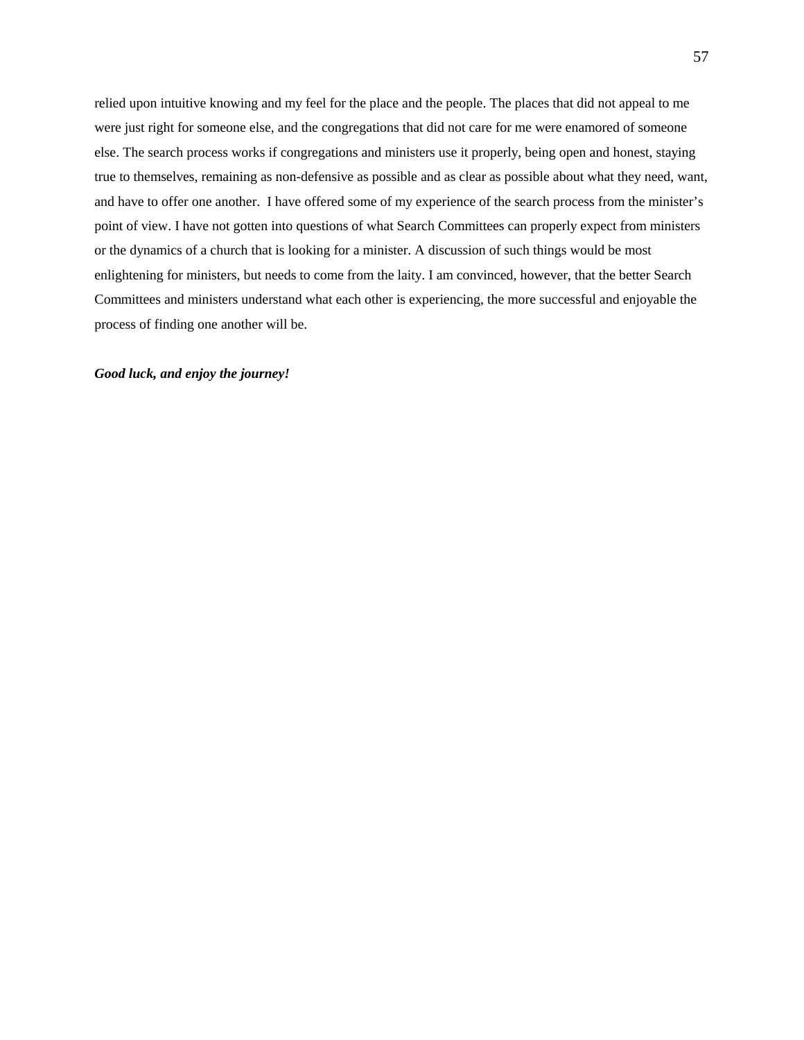relied upon intuitive knowing and my feel for the place and the people. The places that did not appeal to me were just right for someone else, and the congregations that did not care for me were enamored of someone else. The search process works if congregations and ministers use it properly, being open and honest, staying true to themselves, remaining as non-defensive as possible and as clear as possible about what they need, want, and have to offer one another. I have offered some of my experience of the search process from the minister's point of view. I have not gotten into questions of what Search Committees can properly expect from ministers or the dynamics of a church that is looking for a minister. A discussion of such things would be most enlightening for ministers, but needs to come from the laity. I am convinced, however, that the better Search Committees and ministers understand what each other is experiencing, the more successful and enjoyable the process of finding one another will be.

***Good luck, and enjoy the journey!***